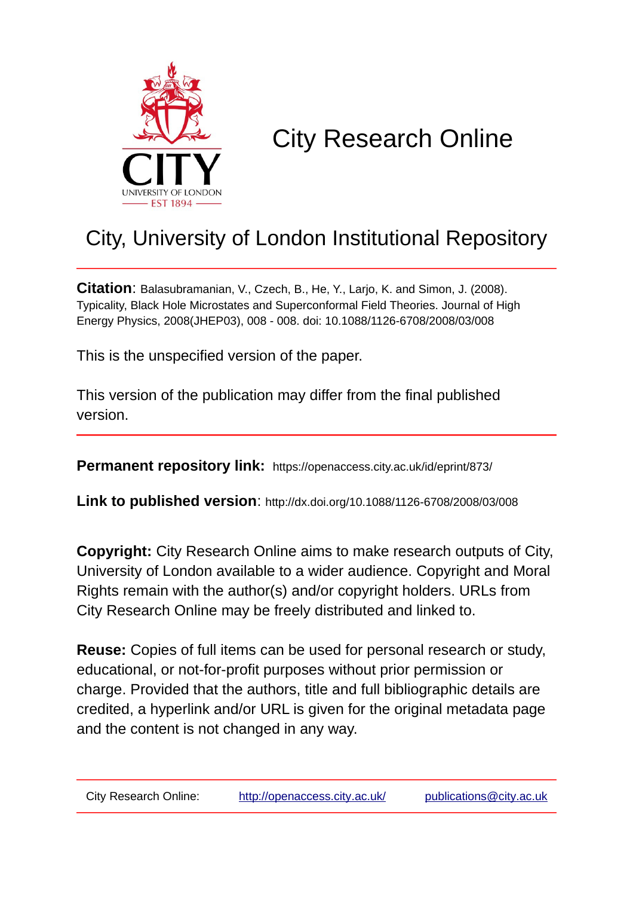# City Research Online

## City, University of London Institutional Repository

**Citation**: Balasubramanian, V., Czech, B., He, Y., Larjo, K. and Simon, J. (2008). Typicality, Black Hole Microstates and Superconformal Field Theories. Journal of High Energy Physics, 2008(JHEP03), 008 - 008. doi: 10.1088/1126-6708/2008/03/008

This is the unspecified version of the paper.

This version of the publication may differ from the final published version.

---

**Permanent repository link:** https://openaccess.city.ac.uk/id/eprint/873/

**Link to published version**: http://dx.doi.org/10.1088/1126-6708/2008/03/008

**Copyright:** City Research Online aims to make research outputs of City, University of London available to a wider audience. Copyright and Moral Rights remain with the author(s) and/or copyright holders. URLs from City Research Online may be freely distributed and linked to.

**Reuse:** Copies of full items can be used for personal research or study, educational, or not-for-profit purposes without prior permission or charge. Provided that the authors, title and full bibliographic details are credited, a hyperlink and/or URL is given for the original metadata page and the content is not changed in any way.

---

City Research Online: http://openaccess.city.ac.uk/ publications@city.ac.uk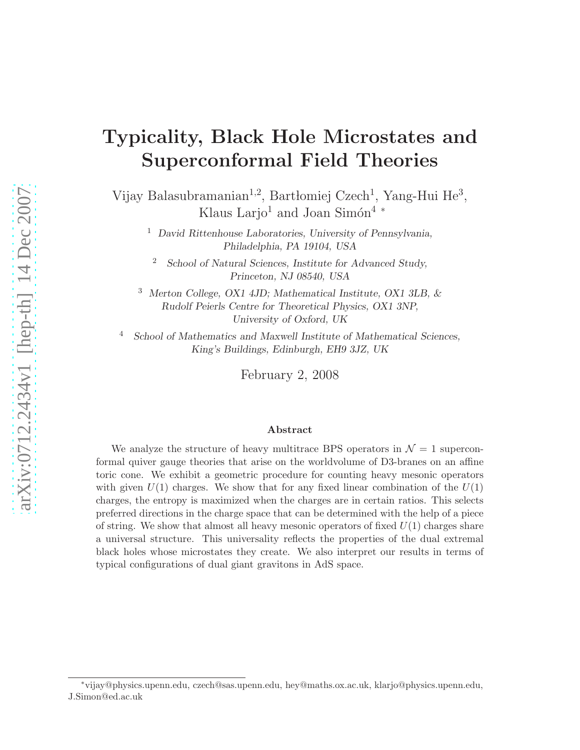# Typicality, Black Hole Microstates and Superconformal Field Theories

Vijay Balasubramanian[1,2], Bartłomiej Czech[1], Yang-Hui He[3], Klaus Larjo[1] and Joan Simón[4] *

[1] *David Rittenhouse Laboratories, University of Pennsylvania, Philadelphia, PA 19104, USA*

[2] *School of Natural Sciences, Institute for Advanced Study, Princeton, NJ 08540, USA*

[3] *Merton College, OX1 4JD; Mathematical Institute, OX1 3LB, & Rudolf Peierls Centre for Theoretical Physics, OX1 3NP, University of Oxford, UK*

[4] *School of Mathematics and Maxwell Institute of Mathematical Sciences, King's Buildings, Edinburgh, EH9 3JZ, UK*

February 2, 2008

### Abstract

We analyze the structure of heavy multitrace BPS operators in $\mathcal{N} = 1$ superconformal quiver gauge theories that arise on the worldvolume of D3-branes on an affine toric cone. We exhibit a geometric procedure for counting heavy mesonic operators with given $U(1)$ charges. We show that for any fixed linear combination of the $U(1)$ charges, the entropy is maximized when the charges are in certain ratios. This selects preferred directions in the charge space that can be determined with the help of a piece of string. We show that almost all heavy mesonic operators of fixed $U(1)$ charges share a universal structure. This universality reflects the properties of the dual extremal black holes whose microstates they create. We also interpret our results in terms of typical configurations of dual giant gravitons in AdS space.

*vijay@physics.upenn.edu, czech@sas.upenn.edu, hey@maths.ox.ac.uk, klarjo@physics.upenn.edu, J.Simon@ed.ac.uk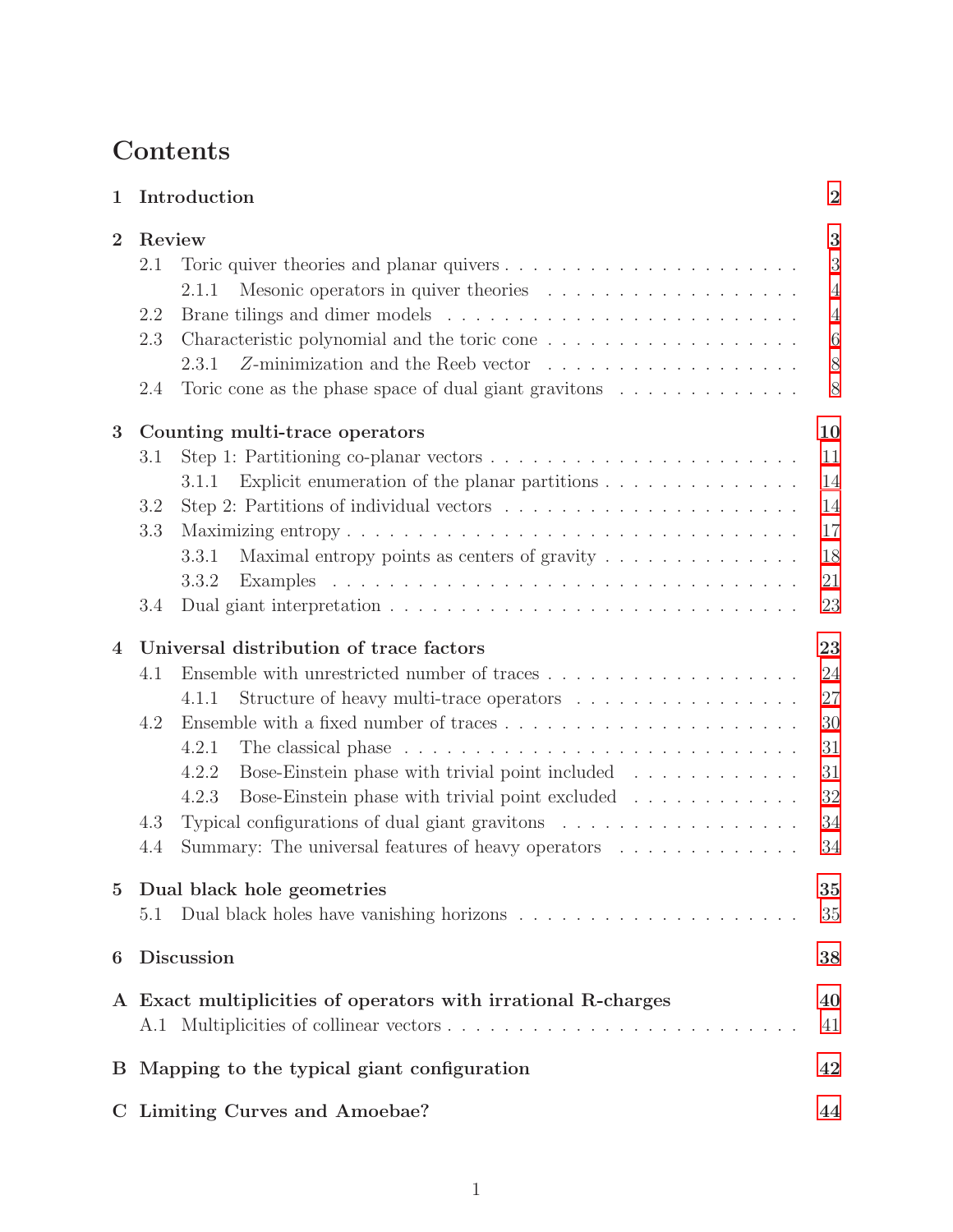# Contents

| | | |
|---|---|---|
| **1** | **Introduction** | **2** |
| **2** | **Review** | **3** |
| 2.1 | Toric quiver theories and planar quivers | 3 |
| 2.1.1 | Mesonic operators in quiver theories | 4 |
| 2.2 | Brane tilings and dimer models | 4 |
| 2.3 | Characteristic polynomial and the toric cone | 6 |
| 2.3.1 | $Z$-minimization and the Reeb vector | 8 |
| 2.4 | Toric cone as the phase space of dual giant gravitons | 8 |
| **3** | **Counting multi-trace operators** | **10** |
| 3.1 | Step 1: Partitioning co-planar vectors | 11 |
| 3.1.1 | Explicit enumeration of the planar partitions | 14 |
| 3.2 | Step 2: Partitions of individual vectors | 14 |
| 3.3 | Maximizing entropy | 17 |
| 3.3.1 | Maximal entropy points as centers of gravity | 18 |
| 3.3.2 | Examples | 21 |
| 3.4 | Dual giant interpretation | 23 |
| **4** | **Universal distribution of trace factors** | **23** |
| 4.1 | Ensemble with unrestricted number of traces | 24 |
| 4.1.1 | Structure of heavy multi-trace operators | 27 |
| 4.2 | Ensemble with a fixed number of traces | 30 |
| 4.2.1 | The classical phase | 31 |
| 4.2.2 | Bose-Einstein phase with trivial point included | 31 |
| 4.2.3 | Bose-Einstein phase with trivial point excluded | 32 |
| 4.3 | Typical configurations of dual giant gravitons | 34 |
| 4.4 | Summary: The universal features of heavy operators | 34 |
| **5** | **Dual black hole geometries** | **35** |
| 5.1 | Dual black holes have vanishing horizons | 35 |
| **6** | **Discussion** | **38** |
| **A** | **Exact multiplicities of operators with irrational R-charges** | **40** |
| A.1 | Multiplicities of collinear vectors | 41 |
| **B** | **Mapping to the typical giant configuration** | **42** |
| **C** | **Limiting Curves and Amoebae?** | **44** |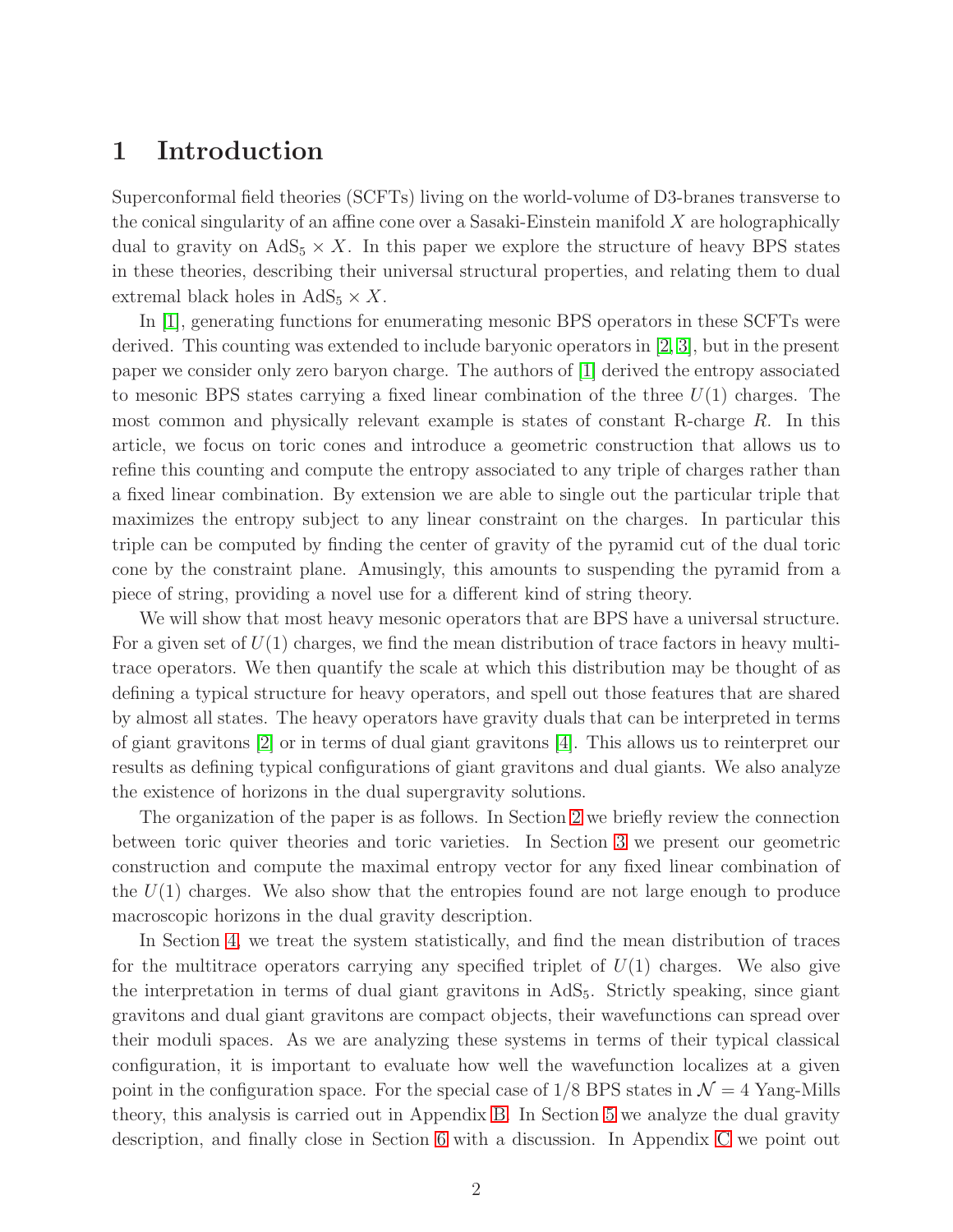# 1 Introduction

Superconformal field theories (SCFTs) living on the world-volume of D3-branes transverse to the conical singularity of an affine cone over a Sasaki-Einstein manifold $X$ are holographically dual to gravity on $\mathrm{AdS}_5 \times X$. In this paper we explore the structure of heavy BPS states in these theories, describing their universal structural properties, and relating them to dual extremal black holes in $\mathrm{AdS}_5 \times X$.

In [1], generating functions for enumerating mesonic BPS operators in these SCFTs were derived. This counting was extended to include baryonic operators in [2, 3], but in the present paper we consider only zero baryon charge. The authors of [1] derived the entropy associated to mesonic BPS states carrying a fixed linear combination of the three $U(1)$ charges. The most common and physically relevant example is states of constant R-charge $R$. In this article, we focus on toric cones and introduce a geometric construction that allows us to refine this counting and compute the entropy associated to any triple of charges rather than a fixed linear combination. By extension we are able to single out the particular triple that maximizes the entropy subject to any linear constraint on the charges. In particular this triple can be computed by finding the center of gravity of the pyramid cut of the dual toric cone by the constraint plane. Amusingly, this amounts to suspending the pyramid from a piece of string, providing a novel use for a different kind of string theory.

We will show that most heavy mesonic operators that are BPS have a universal structure. For a given set of $U(1)$ charges, we find the mean distribution of trace factors in heavy multi-trace operators. We then quantify the scale at which this distribution may be thought of as defining a typical structure for heavy operators, and spell out those features that are shared by almost all states. The heavy operators have gravity duals that can be interpreted in terms of giant gravitons [2] or in terms of dual giant gravitons [4]. This allows us to reinterpret our results as defining typical configurations of giant gravitons and dual giants. We also analyze the existence of horizons in the dual supergravity solutions.

The organization of the paper is as follows. In Section 2 we briefly review the connection between toric quiver theories and toric varieties. In Section 3 we present our geometric construction and compute the maximal entropy vector for any fixed linear combination of the $U(1)$ charges. We also show that the entropies found are not large enough to produce macroscopic horizons in the dual gravity description.

In Section 4, we treat the system statistically, and find the mean distribution of traces for the multitrace operators carrying any specified triplet of $U(1)$ charges. We also give the interpretation in terms of dual giant gravitons in $\mathrm{AdS}_5$. Strictly speaking, since giant gravitons and dual giant gravitons are compact objects, their wavefunctions can spread over their moduli spaces. As we are analyzing these systems in terms of their typical classical configuration, it is important to evaluate how well the wavefunction localizes at a given point in the configuration space. For the special case of 1/8 BPS states in $\mathcal{N} = 4$ Yang-Mills theory, this analysis is carried out in Appendix B. In Section 5 we analyze the dual gravity description, and finally close in Section 6 with a discussion. In Appendix C we point out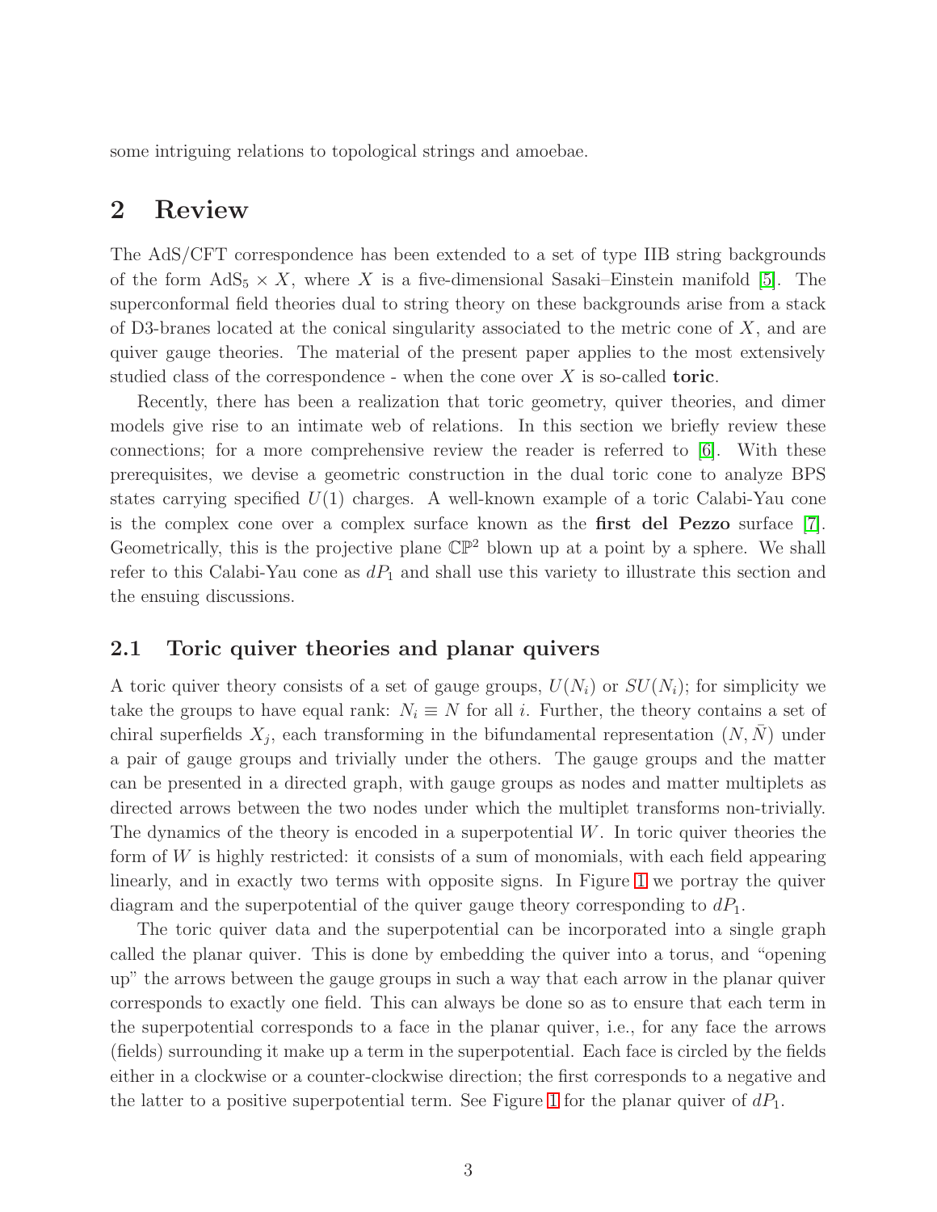some intriguing relations to topological strings and amoebae.

# 2 Review

The AdS/CFT correspondence has been extended to a set of type IIB string backgrounds of the form $\mathrm{AdS}_5 \times X$, where $X$ is a five-dimensional Sasaki–Einstein manifold [5]. The superconformal field theories dual to string theory on these backgrounds arise from a stack of D3-branes located at the conical singularity associated to the metric cone of $X$, and are quiver gauge theories. The material of the present paper applies to the most extensively studied class of the correspondence - when the cone over $X$ is so-called **toric**.

Recently, there has been a realization that toric geometry, quiver theories, and dimer models give rise to an intimate web of relations. In this section we briefly review these connections; for a more comprehensive review the reader is referred to [6]. With these prerequisites, we devise a geometric construction in the dual toric cone to analyze BPS states carrying specified $U(1)$ charges. A well-known example of a toric Calabi-Yau cone is the complex cone over a complex surface known as the **first del Pezzo** surface [7]. Geometrically, this is the projective plane $\mathbb{CP}^2$ blown up at a point by a sphere. We shall refer to this Calabi-Yau cone as $dP_1$ and shall use this variety to illustrate this section and the ensuing discussions.

## 2.1 Toric quiver theories and planar quivers

A toric quiver theory consists of a set of gauge groups, $U(N_i)$ or $SU(N_i)$; for simplicity we take the groups to have equal rank: $N_i \equiv N$ for all $i$. Further, the theory contains a set of chiral superfields $X_j$, each transforming in the bifundamental representation $(N, \bar{N})$ under a pair of gauge groups and trivially under the others. The gauge groups and the matter can be presented in a directed graph, with gauge groups as nodes and matter multiplets as directed arrows between the two nodes under which the multiplet transforms non-trivially. The dynamics of the theory is encoded in a superpotential $W$. In toric quiver theories the form of $W$ is highly restricted: it consists of a sum of monomials, with each field appearing linearly, and in exactly two terms with opposite signs. In Figure 1 we portray the quiver diagram and the superpotential of the quiver gauge theory corresponding to $dP_1$.

The toric quiver data and the superpotential can be incorporated into a single graph called the planar quiver. This is done by embedding the quiver into a torus, and "opening up" the arrows between the gauge groups in such a way that each arrow in the planar quiver corresponds to exactly one field. This can always be done so as to ensure that each term in the superpotential corresponds to a face in the planar quiver, i.e., for any face the arrows (fields) surrounding it make up a term in the superpotential. Each face is circled by the fields either in a clockwise or a counter-clockwise direction; the first corresponds to a negative and the latter to a positive superpotential term. See Figure 1 for the planar quiver of $dP_1$.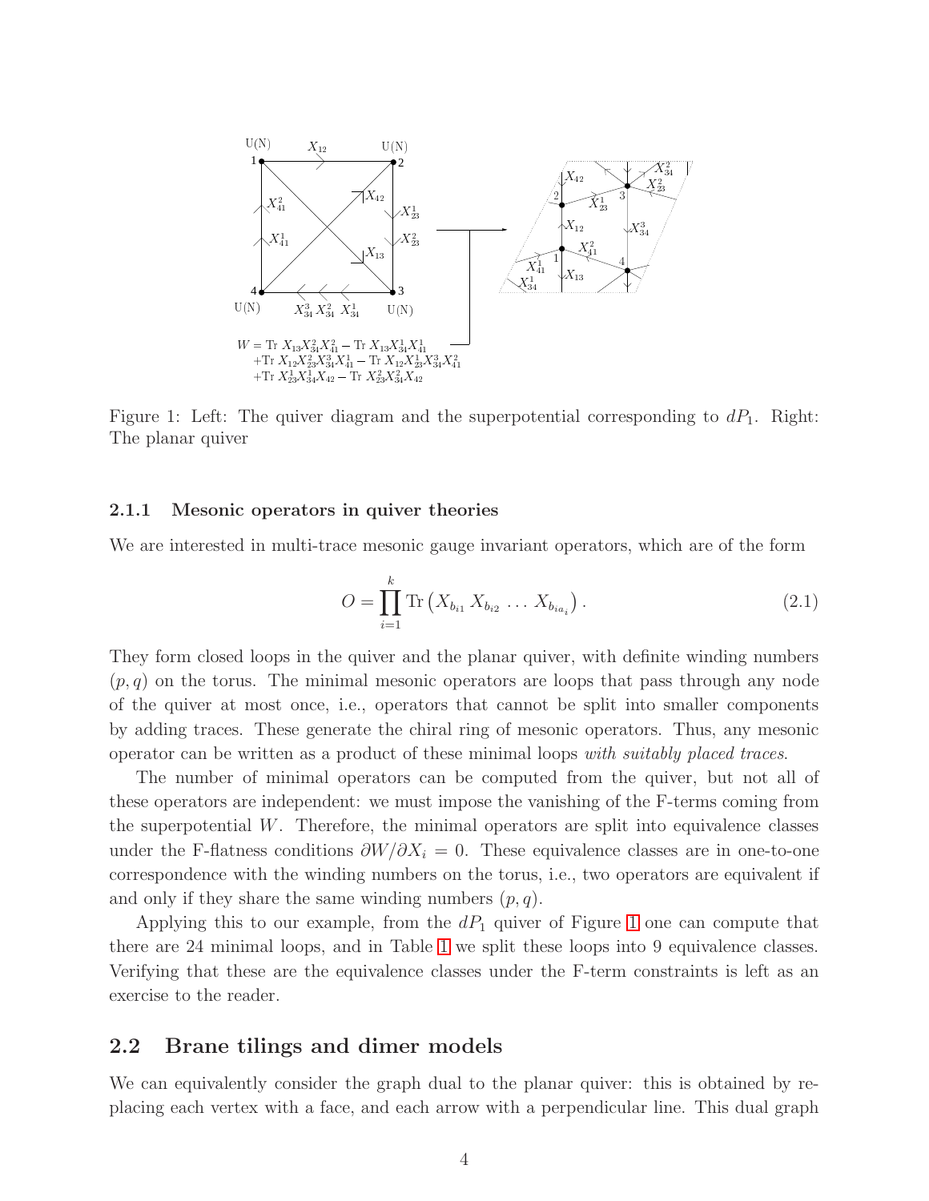U(N)

$X_{12}$

U(N)

1

2

$X_{41}^2$

$X_{42}$

$X_{23}^1$

$X_{41}^1$

$X_{23}^2$

$X_{13}$

4

3

U(N)

$X_{34}^3$ $X_{34}^2$ $X_{34}^1$

U(N)

$X_{42}$

$X_{34}^2$

$X_{23}^2$

2

$X_{23}^1$

3

$X_{12}$

$X_{34}^3$

$X_{41}^2$

1

4

$X_{41}^1$

$X_{13}$

$X_{34}^1$

$W = \text{Tr}\ X_{13}X_{34}^2X_{41}^2 - \text{Tr}\ X_{13}X_{34}^1X_{41}^1$
$+\text{Tr}\ X_{12}X_{23}^2X_{34}^3X_{41}^1 - \text{Tr}\ X_{12}X_{23}^1X_{34}^3X_{41}^2$
$+\text{Tr}\ X_{23}^1X_{34}^1X_{42} - \text{Tr}\ X_{23}^2X_{34}^2X_{42}$

Figure 1: Left: The quiver diagram and the superpotential corresponding to $dP_1$. Right: The planar quiver

### 2.1.1 Mesonic operators in quiver theories

We are interested in multi-trace mesonic gauge invariant operators, which are of the form

$$O = \prod_{i=1}^{k} \text{Tr}\left(X_{b_{i1}}\, X_{b_{i2}}\, \dots\, X_{b_{ia_i}}\right). \tag{2.1}$$

They form closed loops in the quiver and the planar quiver, with definite winding numbers $(p, q)$ on the torus. The minimal mesonic operators are loops that pass through any node of the quiver at most once, i.e., operators that cannot be split into smaller components by adding traces. These generate the chiral ring of mesonic operators. Thus, any mesonic operator can be written as a product of these minimal loops *with suitably placed traces*.

The number of minimal operators can be computed from the quiver, but not all of these operators are independent: we must impose the vanishing of the F-terms coming from the superpotential $W$. Therefore, the minimal operators are split into equivalence classes under the F-flatness conditions $\partial W/\partial X_i = 0$. These equivalence classes are in one-to-one correspondence with the winding numbers on the torus, i.e., two operators are equivalent if and only if they share the same winding numbers $(p, q)$.

Applying this to our example, from the $dP_1$ quiver of Figure 1 one can compute that there are 24 minimal loops, and in Table 1 we split these loops into 9 equivalence classes. Verifying that these are the equivalence classes under the F-term constraints is left as an exercise to the reader.

## 2.2 Brane tilings and dimer models

We can equivalently consider the graph dual to the planar quiver: this is obtained by replacing each vertex with a face, and each arrow with a perpendicular line. This dual graph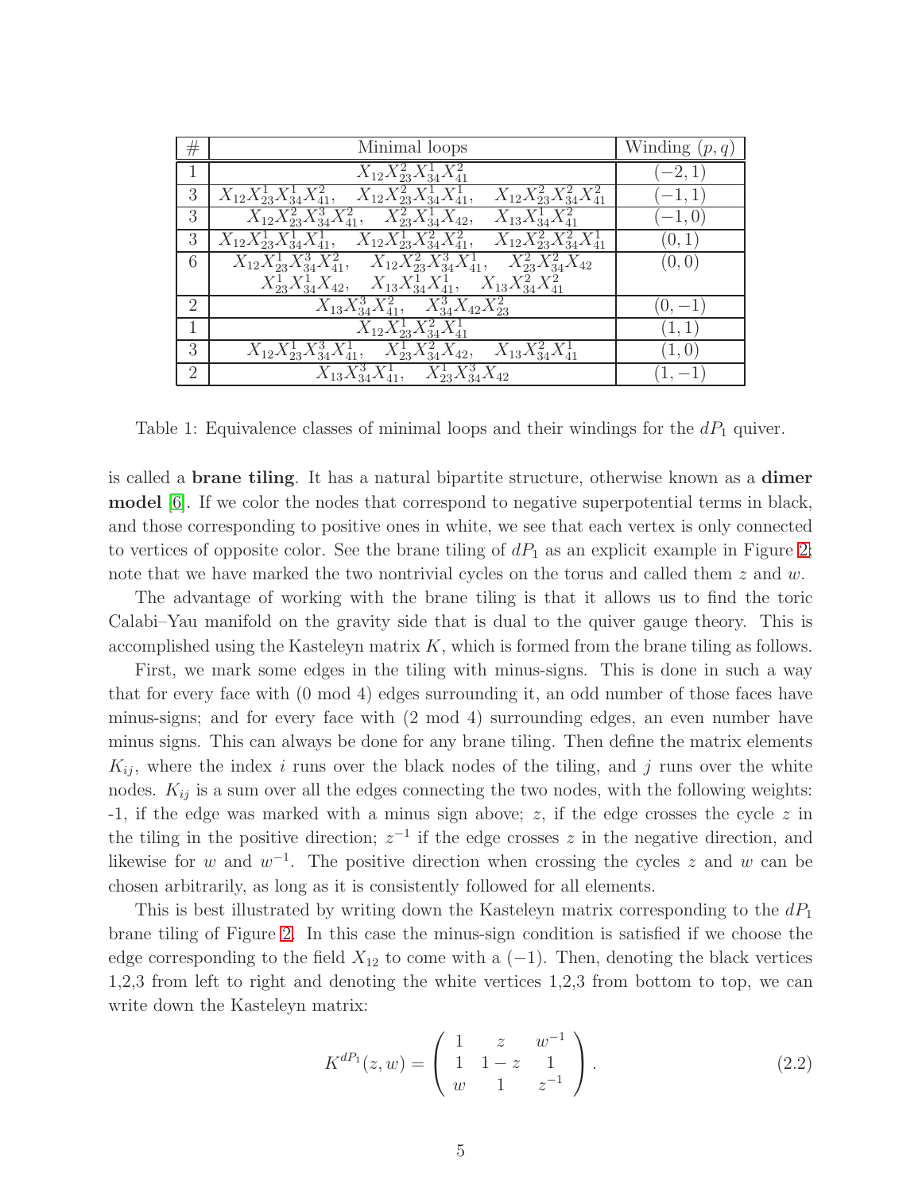| # | Minimal loops | Winding $(p,q)$ |
|---|---|---|
| 1 | $X_{12}X_{23}^2X_{34}^1X_{41}^2$ | $(-2,1)$ |
| 3 | $X_{12}X_{23}^1X_{34}^1X_{41}^2, \quad X_{12}X_{23}^2X_{34}^1X_{41}^1, \quad X_{12}X_{23}^2X_{34}^2X_{41}^2$ | $(-1,1)$ |
| 3 | $X_{12}X_{23}^2X_{34}^3X_{41}^2, \quad X_{23}^2X_{34}^1X_{42}, \quad X_{13}X_{34}^1X_{41}^2$ | $(-1,0)$ |
| 3 | $X_{12}X_{23}^1X_{34}^1X_{41}^1, \quad X_{12}X_{23}^1X_{34}^2X_{41}^2, \quad X_{12}X_{23}^2X_{34}^2X_{41}^1$ | $(0,1)$ |
| 6 | $X_{12}X_{23}^1X_{34}^3X_{41}^2, \quad X_{12}X_{23}^2X_{34}^3X_{41}^1, \quad X_{23}^2X_{34}^2X_{42}$ <br> $X_{23}^1X_{34}^1X_{42}, \quad X_{13}X_{34}^1X_{41}^1, \quad X_{13}X_{34}^2X_{41}^2$ | $(0,0)$ |
| 2 | $X_{13}X_{34}^3X_{41}^2, \quad X_{34}^3X_{42}X_{23}^2$ | $(0,-1)$ |
| 1 | $X_{12}X_{23}^1X_{34}^2X_{41}^1$ | $(1,1)$ |
| 3 | $X_{12}X_{23}^1X_{34}^3X_{41}^1, \quad X_{23}^1X_{34}^2X_{42}, \quad X_{13}X_{34}^2X_{41}^1$ | $(1,0)$ |
| 2 | $X_{13}X_{34}^3X_{41}^1, \quad X_{23}^1X_{34}^3X_{42}$ | $(1,-1)$ |

Table 1: Equivalence classes of minimal loops and their windings for the $dP_1$ quiver.

is called a **brane tiling**. It has a natural bipartite structure, otherwise known as a **dimer model** [6]. If we color the nodes that correspond to negative superpotential terms in black, and those corresponding to positive ones in white, we see that each vertex is only connected to vertices of opposite color. See the brane tiling of $dP_1$ as an explicit example in Figure 2; note that we have marked the two nontrivial cycles on the torus and called them $z$ and $w$.

The advantage of working with the brane tiling is that it allows us to find the toric Calabi–Yau manifold on the gravity side that is dual to the quiver gauge theory. This is accomplished using the Kasteleyn matrix $K$, which is formed from the brane tiling as follows.

First, we mark some edges in the tiling with minus-signs. This is done in such a way that for every face with (0 mod 4) edges surrounding it, an odd number of those faces have minus-signs; and for every face with (2 mod 4) surrounding edges, an even number have minus signs. This can always be done for any brane tiling. Then define the matrix elements $K_{ij}$, where the index $i$ runs over the black nodes of the tiling, and $j$ runs over the white nodes. $K_{ij}$ is a sum over all the edges connecting the two nodes, with the following weights: -1, if the edge was marked with a minus sign above; $z$, if the edge crosses the cycle $z$ in the tiling in the positive direction; $z^{-1}$ if the edge crosses $z$ in the negative direction, and likewise for $w$ and $w^{-1}$. The positive direction when crossing the cycles $z$ and $w$ can be chosen arbitrarily, as long as it is consistently followed for all elements.

This is best illustrated by writing down the Kasteleyn matrix corresponding to the $dP_1$ brane tiling of Figure 2. In this case the minus-sign condition is satisfied if we choose the edge corresponding to the field $X_{12}$ to come with a $(-1)$. Then, denoting the black vertices 1,2,3 from left to right and denoting the white vertices 1,2,3 from bottom to top, we can write down the Kasteleyn matrix:

$$K^{dP_1}(z,w) = \begin{pmatrix} 1 & z & w^{-1} \\ 1 & 1-z & 1 \\ w & 1 & z^{-1} \end{pmatrix}. \tag{2.2}$$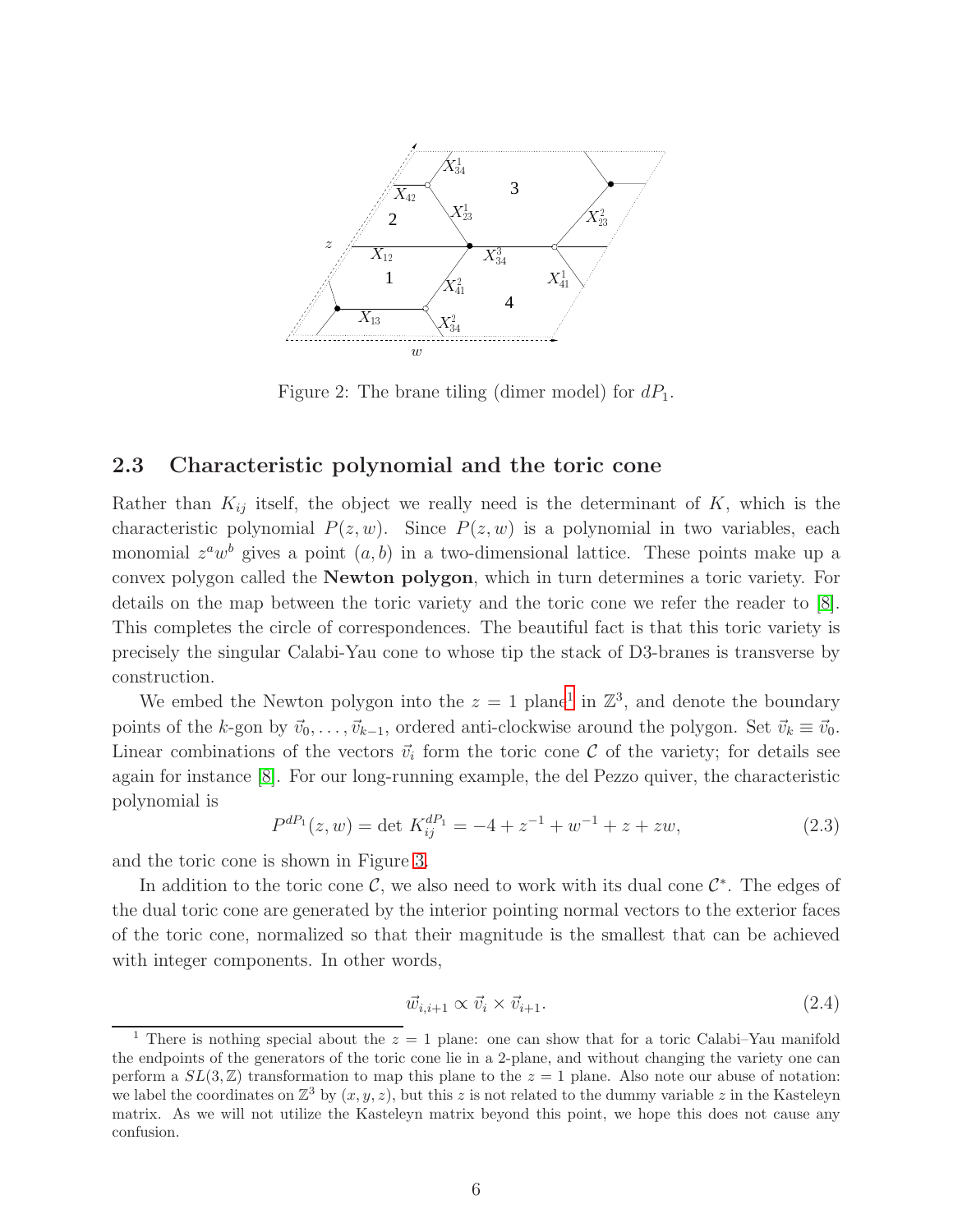z

$X^1_{34}$

3

$X_{42}$

2

$X^1_{23}$

$X^2_{23}$

$X_{12}$

$X^3_{34}$

1

$X^1_{41}$

$X^2_{41}$

4

$X_{13}$

$X^2_{34}$

w

Figure 2: The brane tiling (dimer model) for $dP_1$.

### 2.3 Characteristic polynomial and the toric cone

Rather than $K_{ij}$ itself, the object we really need is the determinant of $K$, which is the characteristic polynomial $P(z, w)$. Since $P(z, w)$ is a polynomial in two variables, each monomial $z^a w^b$ gives a point $(a, b)$ in a two-dimensional lattice. These points make up a convex polygon called the **Newton polygon**, which in turn determines a toric variety. For details on the map between the toric variety and the toric cone we refer the reader to [8]. This completes the circle of correspondences. The beautiful fact is that this toric variety is precisely the singular Calabi-Yau cone to whose tip the stack of D3-branes is transverse by construction.

We embed the Newton polygon into the $z = 1$ plane[1] in $\mathbb{Z}^3$, and denote the boundary points of the $k$-gon by $\vec{v}_0, \ldots, \vec{v}_{k-1}$, ordered anti-clockwise around the polygon. Set $\vec{v}_k \equiv \vec{v}_0$. Linear combinations of the vectors $\vec{v}_i$ form the toric cone $\mathcal{C}$ of the variety; for details see again for instance [8]. For our long-running example, the del Pezzo quiver, the characteristic polynomial is

$$P^{dP_1}(z, w) = \det K^{dP_1}_{ij} = -4 + z^{-1} + w^{-1} + z + zw, \tag{2.3}$$

and the toric cone is shown in Figure 3.

In addition to the toric cone $\mathcal{C}$, we also need to work with its dual cone $\mathcal{C}^*$. The edges of the dual toric cone are generated by the interior pointing normal vectors to the exterior faces of the toric cone, normalized so that their magnitude is the smallest that can be achieved with integer components. In other words,

$$\vec{w}_{i,i+1} \propto \vec{v}_i \times \vec{v}_{i+1}. \tag{2.4}$$

[1] There is nothing special about the $z = 1$ plane: one can show that for a toric Calabi–Yau manifold the endpoints of the generators of the toric cone lie in a 2-plane, and without changing the variety one can perform a $SL(3, \mathbb{Z})$ transformation to map this plane to the $z = 1$ plane. Also note our abuse of notation: we label the coordinates on $\mathbb{Z}^3$ by $(x, y, z)$, but this $z$ is not related to the dummy variable $z$ in the Kasteleyn matrix. As we will not utilize the Kasteleyn matrix beyond this point, we hope this does not cause any confusion.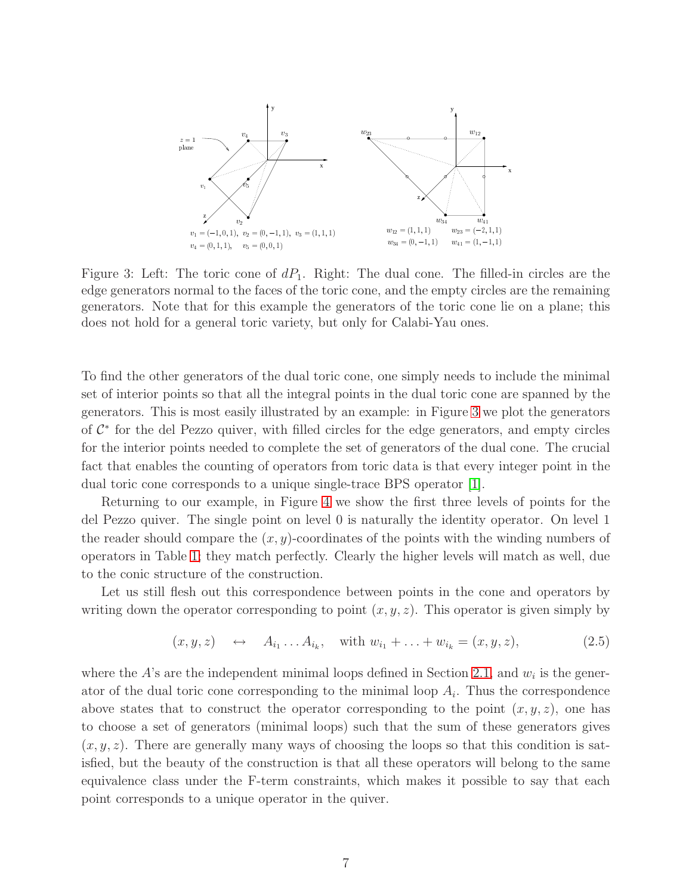z = 1
plane

$v_1 = (-1,0,1)$, $v_2 = (0,-1,1)$, $v_3 = (1,1,1)$
$v_4 = (0,1,1)$, $v_5 = (0,0,1)$

$w_{12} = (1,1,1)$ $w_{23} = (-2,1,1)$
$w_{34} = (0,-1,1)$ $w_{41} = (1,-1,1)$

Figure 3: Left: The toric cone of $dP_1$. Right: The dual cone. The filled-in circles are the edge generators normal to the faces of the toric cone, and the empty circles are the remaining generators. Note that for this example the generators of the toric cone lie on a plane; this does not hold for a general toric variety, but only for Calabi-Yau ones.

To find the other generators of the dual toric cone, one simply needs to include the minimal set of interior points so that all the integral points in the dual toric cone are spanned by the generators. This is most easily illustrated by an example: in Figure 3 we plot the generators of $\mathcal{C}^*$ for the del Pezzo quiver, with filled circles for the edge generators, and empty circles for the interior points needed to complete the set of generators of the dual cone. The crucial fact that enables the counting of operators from toric data is that every integer point in the dual toric cone corresponds to a unique single-trace BPS operator [1].

Returning to our example, in Figure 4 we show the first three levels of points for the del Pezzo quiver. The single point on level 0 is naturally the identity operator. On level 1 the reader should compare the $(x, y)$-coordinates of the points with the winding numbers of operators in Table 1; they match perfectly. Clearly the higher levels will match as well, due to the conic structure of the construction.

Let us still flesh out this correspondence between points in the cone and operators by writing down the operator corresponding to point $(x, y, z)$. This operator is given simply by

$$(x, y, z) \quad \leftrightarrow \quad A_{i_1} \ldots A_{i_k}, \quad \text{with } w_{i_1} + \ldots + w_{i_k} = (x, y, z), \tag{2.5}$$

where the $A$'s are the independent minimal loops defined in Section 2.1, and $w_i$ is the generator of the dual toric cone corresponding to the minimal loop $A_i$. Thus the correspondence above states that to construct the operator corresponding to the point $(x, y, z)$, one has to choose a set of generators (minimal loops) such that the sum of these generators gives $(x, y, z)$. There are generally many ways of choosing the loops so that this condition is satisfied, but the beauty of the construction is that all these operators will belong to the same equivalence class under the F-term constraints, which makes it possible to say that each point corresponds to a unique operator in the quiver.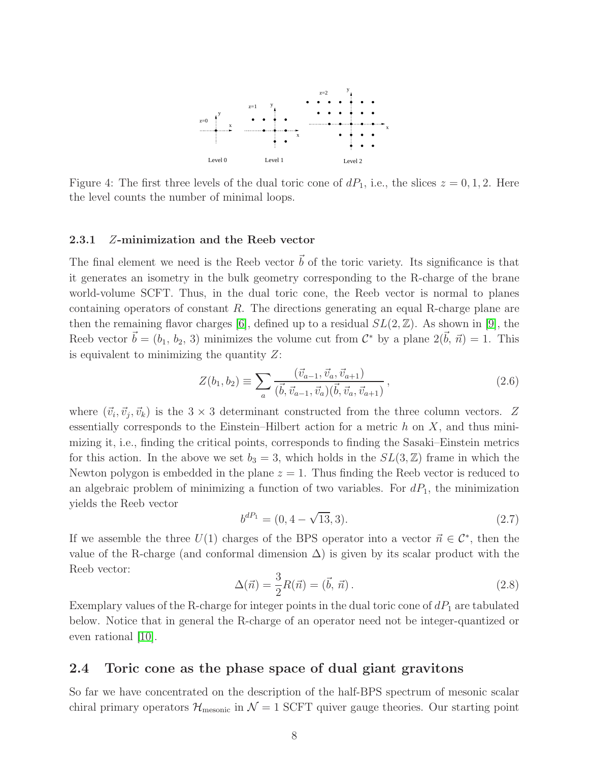Level 0

Level 1

Level 2

Figure 4: The first three levels of the dual toric cone of $dP_1$, i.e., the slices $z = 0, 1, 2$. Here the level counts the number of minimal loops.

#### 2.3.1 $Z$-minimization and the Reeb vector

The final element we need is the Reeb vector $\vec{b}$ of the toric variety. Its significance is that it generates an isometry in the bulk geometry corresponding to the R-charge of the brane world-volume SCFT. Thus, in the dual toric cone, the Reeb vector is normal to planes containing operators of constant $R$. The directions generating an equal R-charge plane are then the remaining flavor charges [6], defined up to a residual $SL(2, \mathbb{Z})$. As shown in [9], the Reeb vector $\vec{b} = (b_1, b_2, 3)$ minimizes the volume cut from $\mathcal{C}^*$ by a plane $2(\vec{b}, \vec{n}) = 1$. This is equivalent to minimizing the quantity $Z$:

$$Z(b_1, b_2) \equiv \sum_a \frac{(\vec{v}_{a-1}, \vec{v}_a, \vec{v}_{a+1})}{(\vec{b}, \vec{v}_{a-1}, \vec{v}_a)(\vec{b}, \vec{v}_a, \vec{v}_{a+1})}, \tag{2.6}$$

where $(\vec{v}_i, \vec{v}_j, \vec{v}_k)$ is the $3 \times 3$ determinant constructed from the three column vectors. $Z$ essentially corresponds to the Einstein–Hilbert action for a metric $h$ on $X$, and thus minimizing it, i.e., finding the critical points, corresponds to finding the Sasaki–Einstein metrics for this action. In the above we set $b_3 = 3$, which holds in the $SL(3, \mathbb{Z})$ frame in which the Newton polygon is embedded in the plane $z = 1$. Thus finding the Reeb vector is reduced to an algebraic problem of minimizing a function of two variables. For $dP_1$, the minimization yields the Reeb vector

$$b^{dP_1} = (0, 4 - \sqrt{13}, 3). \tag{2.7}$$

If we assemble the three $U(1)$ charges of the BPS operator into a vector $\vec{n} \in \mathcal{C}^*$, then the value of the R-charge (and conformal dimension $\Delta$) is given by its scalar product with the Reeb vector:

$$\Delta(\vec{n}) = \frac{3}{2} R(\vec{n}) = (\vec{b}, \vec{n}). \tag{2.8}$$

Exemplary values of the R-charge for integer points in the dual toric cone of $dP_1$ are tabulated below. Notice that in general the R-charge of an operator need not be integer-quantized or even rational [10].

## 2.4 Toric cone as the phase space of dual giant gravitons

So far we have concentrated on the description of the half-BPS spectrum of mesonic scalar chiral primary operators $\mathcal{H}_{\text{mesonic}}$ in $\mathcal{N} = 1$ SCFT quiver gauge theories. Our starting point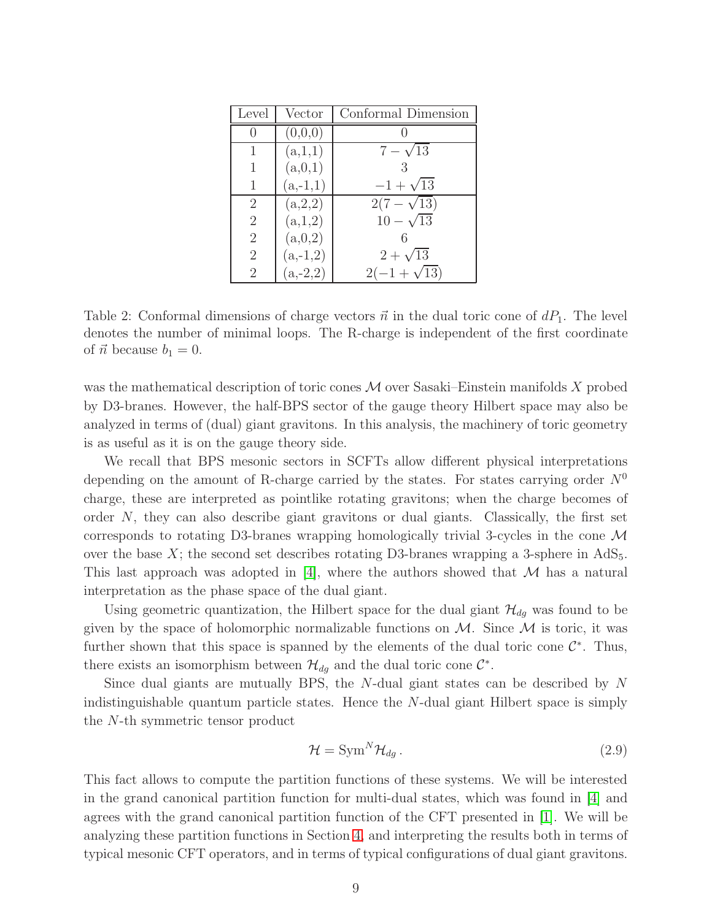| Level | Vector | Conformal Dimension |
|---|---|---|
| 0 | (0,0,0) | 0 |
| 1 | (a,1,1) | $7-\sqrt{13}$ |
| 1 | (a,0,1) | 3 |
| 1 | (a,-1,1) | $-1+\sqrt{13}$ |
| 2 | (a,2,2) | $2(7-\sqrt{13})$ |
| 2 | (a,1,2) | $10-\sqrt{13}$ |
| 2 | (a,0,2) | 6 |
| 2 | (a,-1,2) | $2+\sqrt{13}$ |
| 2 | (a,-2,2) | $2(-1+\sqrt{13})$ |

Table 2: Conformal dimensions of charge vectors $\vec{n}$ in the dual toric cone of $dP_1$. The level denotes the number of minimal loops. The R-charge is independent of the first coordinate of $\vec{n}$ because $b_1 = 0$.

was the mathematical description of toric cones $\mathcal{M}$ over Sasaki–Einstein manifolds $X$ probed by D3-branes. However, the half-BPS sector of the gauge theory Hilbert space may also be analyzed in terms of (dual) giant gravitons. In this analysis, the machinery of toric geometry is as useful as it is on the gauge theory side.

We recall that BPS mesonic sectors in SCFTs allow different physical interpretations depending on the amount of R-charge carried by the states. For states carrying order $N^0$ charge, these are interpreted as pointlike rotating gravitons; when the charge becomes of order $N$, they can also describe giant gravitons or dual giants. Classically, the first set corresponds to rotating D3-branes wrapping homologically trivial 3-cycles in the cone $\mathcal{M}$ over the base $X$; the second set describes rotating D3-branes wrapping a 3-sphere in $\mathrm{AdS}_5$. This last approach was adopted in [4], where the authors showed that $\mathcal{M}$ has a natural interpretation as the phase space of the dual giant.

Using geometric quantization, the Hilbert space for the dual giant $\mathcal{H}_{dg}$ was found to be given by the space of holomorphic normalizable functions on $\mathcal{M}$. Since $\mathcal{M}$ is toric, it was further shown that this space is spanned by the elements of the dual toric cone $\mathcal{C}^*$. Thus, there exists an isomorphism between $\mathcal{H}_{dg}$ and the dual toric cone $\mathcal{C}^*$.

Since dual giants are mutually BPS, the $N$-dual giant states can be described by $N$ indistinguishable quantum particle states. Hence the $N$-dual giant Hilbert space is simply the $N$-th symmetric tensor product

$$\mathcal{H} = \mathrm{Sym}^N \mathcal{H}_{dg} \,. \tag{2.9}$$

This fact allows to compute the partition functions of these systems. We will be interested in the grand canonical partition function for multi-dual states, which was found in [4] and agrees with the grand canonical partition function of the CFT presented in [1]. We will be analyzing these partition functions in Section 4, and interpreting the results both in terms of typical mesonic CFT operators, and in terms of typical configurations of dual giant gravitons.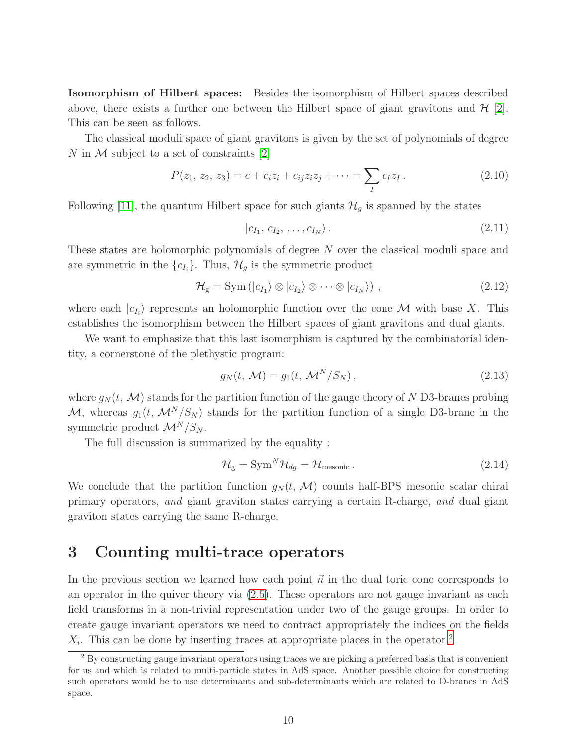**Isomorphism of Hilbert spaces:** Besides the isomorphism of Hilbert spaces described above, there exists a further one between the Hilbert space of giant gravitons and $\mathcal{H}$ [2]. This can be seen as follows.

The classical moduli space of giant gravitons is given by the set of polynomials of degree $N$ in $\mathcal{M}$ subject to a set of constraints [2]

$$P(z_1,\, z_2,\, z_3) = c + c_i z_i + c_{ij} z_i z_j + \cdots = \sum_I c_I z_I\,. \tag{2.10}$$

Following [11], the quantum Hilbert space for such giants $\mathcal{H}_g$ is spanned by the states

$$|c_{I_1},\, c_{I_2},\, \ldots, c_{I_N}\rangle\,. \tag{2.11}$$

These states are holomorphic polynomials of degree $N$ over the classical moduli space and are symmetric in the $\{c_{I_i}\}$. Thus, $\mathcal{H}_g$ is the symmetric product

$$\mathcal{H}_{\rm g} = \mathrm{Sym}\left(|c_{I_1}\rangle \otimes |c_{I_2}\rangle \otimes \cdots \otimes |c_{I_N}\rangle\right)\,, \tag{2.12}$$

where each $|c_{I_i}\rangle$ represents an holomorphic function over the cone $\mathcal{M}$ with base $X$. This establishes the isomorphism between the Hilbert spaces of giant gravitons and dual giants.

We want to emphasize that this last isomorphism is captured by the combinatorial identity, a cornerstone of the plethystic program:

$$g_N(t,\, \mathcal{M}) = g_1(t,\, \mathcal{M}^N/S_N)\,, \tag{2.13}$$

where $g_N(t,\, \mathcal{M})$ stands for the partition function of the gauge theory of $N$ D3-branes probing $\mathcal{M}$, whereas $g_1(t,\, \mathcal{M}^N/S_N)$ stands for the partition function of a single D3-brane in the symmetric product $\mathcal{M}^N/S_N$.

The full discussion is summarized by the equality :

$$\mathcal{H}_{\rm g} = \mathrm{Sym}^N \mathcal{H}_{dg} = \mathcal{H}_{\rm mesonic}\,. \tag{2.14}$$

We conclude that the partition function $g_N(t,\, \mathcal{M})$ counts half-BPS mesonic scalar chiral primary operators, *and* giant graviton states carrying a certain R-charge, *and* dual giant graviton states carrying the same R-charge.

# 3 Counting multi-trace operators

In the previous section we learned how each point $\vec{n}$ in the dual toric cone corresponds to an operator in the quiver theory via (2.5). These operators are not gauge invariant as each field transforms in a non-trivial representation under two of the gauge groups. In order to create gauge invariant operators we need to contract appropriately the indices on the fields $X_i$. This can be done by inserting traces at appropriate places in the operator.[2]

[2] By constructing gauge invariant operators using traces we are picking a preferred basis that is convenient for us and which is related to multi-particle states in AdS space. Another possible choice for constructing such operators would be to use determinants and sub-determinants which are related to D-branes in AdS space.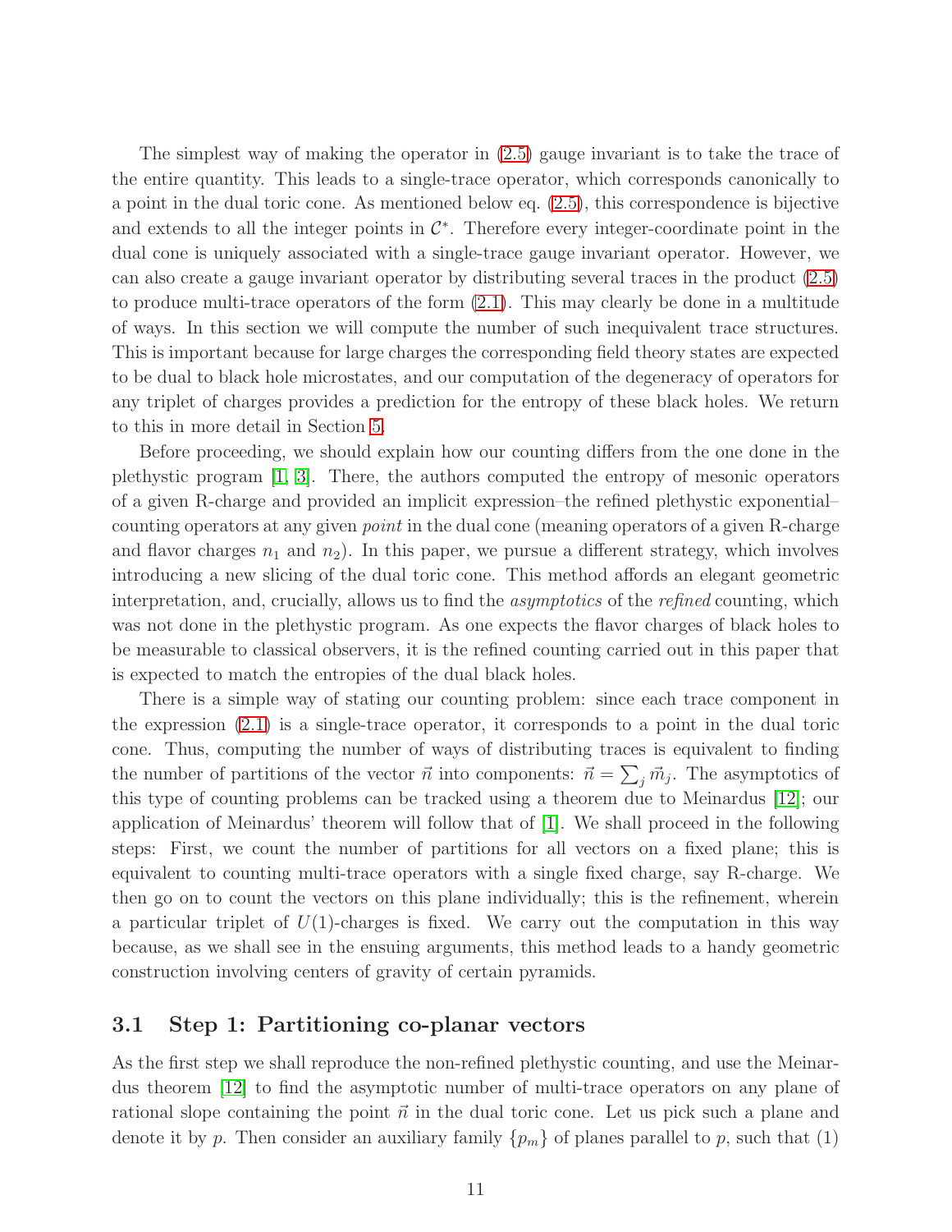The simplest way of making the operator in (2.5) gauge invariant is to take the trace of the entire quantity. This leads to a single-trace operator, which corresponds canonically to a point in the dual toric cone. As mentioned below eq. (2.5), this correspondence is bijective and extends to all the integer points in $\mathcal{C}^*$. Therefore every integer-coordinate point in the dual cone is uniquely associated with a single-trace gauge invariant operator. However, we can also create a gauge invariant operator by distributing several traces in the product (2.5) to produce multi-trace operators of the form (2.1). This may clearly be done in a multitude of ways. In this section we will compute the number of such inequivalent trace structures. This is important because for large charges the corresponding field theory states are expected to be dual to black hole microstates, and our computation of the degeneracy of operators for any triplet of charges provides a prediction for the entropy of these black holes. We return to this in more detail in Section 5.

Before proceeding, we should explain how our counting differs from the one done in the plethystic program [1, 3]. There, the authors computed the entropy of mesonic operators of a given R-charge and provided an implicit expression–the refined plethystic exponential–counting operators at any given *point* in the dual cone (meaning operators of a given R-charge and flavor charges $n_1$ and $n_2$). In this paper, we pursue a different strategy, which involves introducing a new slicing of the dual toric cone. This method affords an elegant geometric interpretation, and, crucially, allows us to find the *asymptotics* of the *refined* counting, which was not done in the plethystic program. As one expects the flavor charges of black holes to be measurable to classical observers, it is the refined counting carried out in this paper that is expected to match the entropies of the dual black holes.

There is a simple way of stating our counting problem: since each trace component in the expression (2.1) is a single-trace operator, it corresponds to a point in the dual toric cone. Thus, computing the number of ways of distributing traces is equivalent to finding the number of partitions of the vector $\vec{n}$ into components: $\vec{n} = \sum_j \vec{m}_j$. The asymptotics of this type of counting problems can be tracked using a theorem due to Meinardus [12]; our application of Meinardus' theorem will follow that of [1]. We shall proceed in the following steps: First, we count the number of partitions for all vectors on a fixed plane; this is equivalent to counting multi-trace operators with a single fixed charge, say R-charge. We then go on to count the vectors on this plane individually; this is the refinement, wherein a particular triplet of $U(1)$-charges is fixed. We carry out the computation in this way because, as we shall see in the ensuing arguments, this method leads to a handy geometric construction involving centers of gravity of certain pyramids.

### 3.1 Step 1: Partitioning co-planar vectors

As the first step we shall reproduce the non-refined plethystic counting, and use the Meinardus theorem [12] to find the asymptotic number of multi-trace operators on any plane of rational slope containing the point $\vec{n}$ in the dual toric cone. Let us pick such a plane and denote it by $p$. Then consider an auxiliary family $\{p_m\}$ of planes parallel to $p$, such that (1)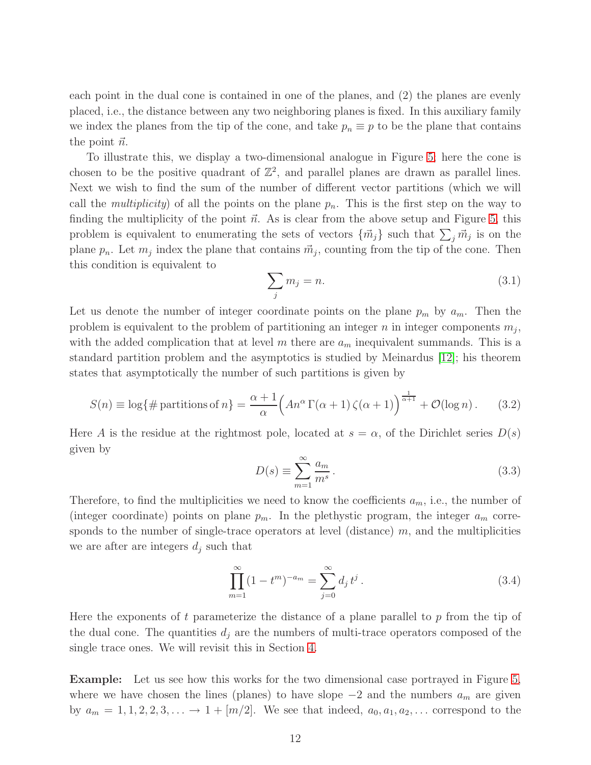each point in the dual cone is contained in one of the planes, and (2) the planes are evenly placed, i.e., the distance between any two neighboring planes is fixed. In this auxiliary family we index the planes from the tip of the cone, and take $p_n \equiv p$ to be the plane that contains the point $\vec{n}$.

To illustrate this, we display a two-dimensional analogue in Figure 5; here the cone is chosen to be the positive quadrant of $\mathbb{Z}^2$, and parallel planes are drawn as parallel lines. Next we wish to find the sum of the number of different vector partitions (which we will call the *multiplicity*) of all the points on the plane $p_n$. This is the first step on the way to finding the multiplicity of the point $\vec{n}$. As is clear from the above setup and Figure 5, this problem is equivalent to enumerating the sets of vectors $\{\vec{m}_j\}$ such that $\sum_j \vec{m}_j$ is on the plane $p_n$. Let $m_j$ index the plane that contains $\vec{m}_j$, counting from the tip of the cone. Then this condition is equivalent to

$$\sum_j m_j = n. \tag{3.1}$$

Let us denote the number of integer coordinate points on the plane $p_m$ by $a_m$. Then the problem is equivalent to the problem of partitioning an integer $n$ in integer components $m_j$, with the added complication that at level $m$ there are $a_m$ inequivalent summands. This is a standard partition problem and the asymptotics is studied by Meinardus [12]; his theorem states that asymptotically the number of such partitions is given by

$$S(n) \equiv \log\{\#\,\text{partitions of}\, n\} = \frac{\alpha+1}{\alpha}\Big(An^{\alpha}\,\Gamma(\alpha+1)\,\zeta(\alpha+1)\Big)^{\frac{1}{\alpha+1}} + \mathcal{O}(\log n)\,. \tag{3.2}$$

Here $A$ is the residue at the rightmost pole, located at $s = \alpha$, of the Dirichlet series $D(s)$ given by

$$D(s) \equiv \sum_{m=1}^{\infty} \frac{a_m}{m^s}\,. \tag{3.3}$$

Therefore, to find the multiplicities we need to know the coefficients $a_m$, i.e., the number of (integer coordinate) points on plane $p_m$. In the plethystic program, the integer $a_m$ corresponds to the number of single-trace operators at level (distance) $m$, and the multiplicities we are after are integers $d_j$ such that

$$\prod_{m=1}^{\infty} (1-t^m)^{-a_m} = \sum_{j=0}^{\infty} d_j\, t^j\,. \tag{3.4}$$

Here the exponents of $t$ parameterize the distance of a plane parallel to $p$ from the tip of the dual cone. The quantities $d_j$ are the numbers of multi-trace operators composed of the single trace ones. We will revisit this in Section 4.

**Example:** Let us see how this works for the two dimensional case portrayed in Figure 5, where we have chosen the lines (planes) to have slope $-2$ and the numbers $a_m$ are given by $a_m = 1, 1, 2, 2, 3, \ldots \to 1 + [m/2]$. We see that indeed, $a_0, a_1, a_2, \ldots$ correspond to the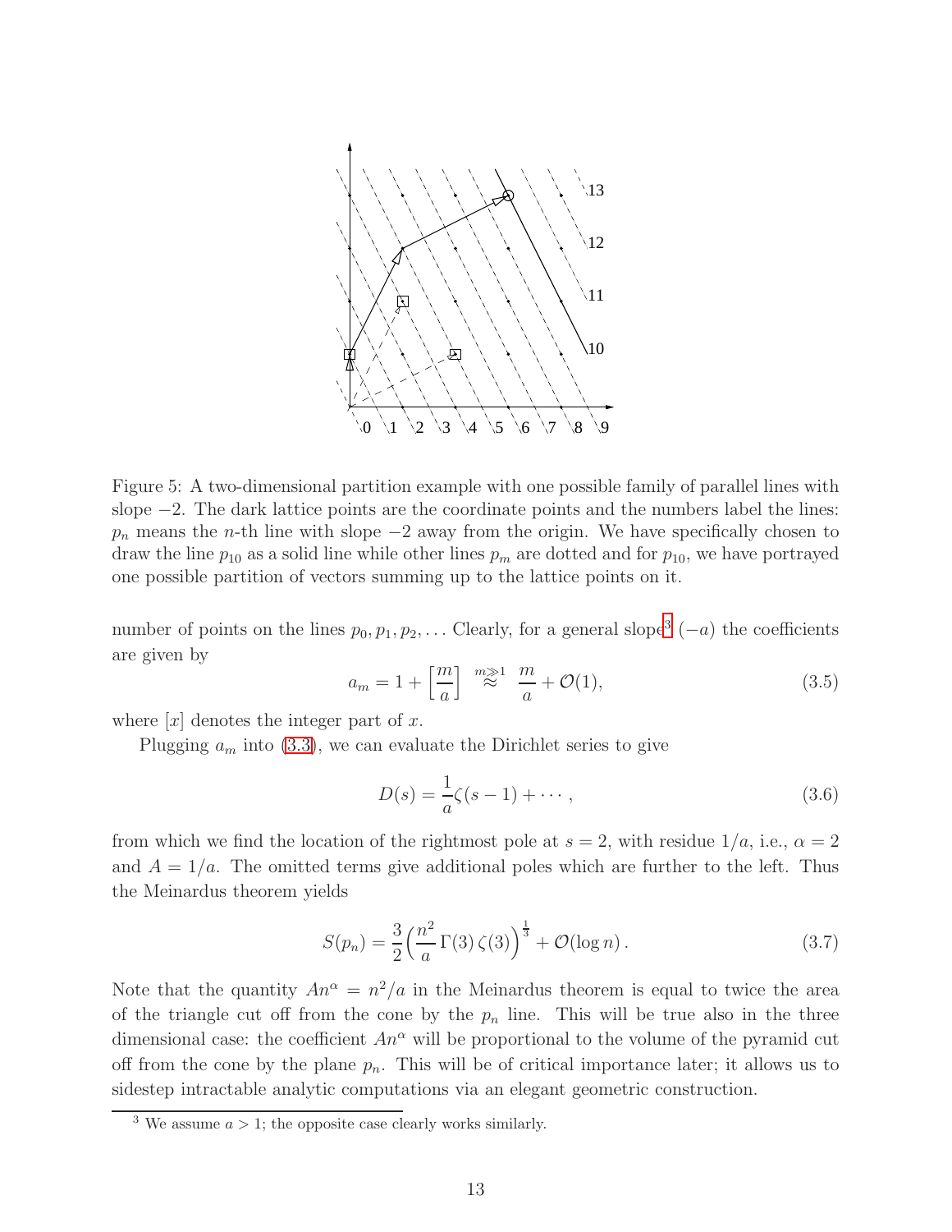0 1 2 3 4 5 6 7 8 9

10

11

12

13

Figure 5: A two-dimensional partition example with one possible family of parallel lines with slope $-2$. The dark lattice points are the coordinate points and the numbers label the lines: $p_n$ means the $n$-th line with slope $-2$ away from the origin. We have specifically chosen to draw the line $p_{10}$ as a solid line while other lines $p_m$ are dotted and for $p_{10}$, we have portrayed one possible partition of vectors summing up to the lattice points on it.

number of points on the lines $p_0, p_1, p_2, \ldots$ Clearly, for a general slope[3] $(-a)$ the coefficients are given by

$$a_m = 1 + \left[\frac{m}{a}\right] \overset{m \gg 1}{\approx} \frac{m}{a} + \mathcal{O}(1), \tag{3.5}$$

where $[x]$ denotes the integer part of $x$.

Plugging $a_m$ into (3.3), we can evaluate the Dirichlet series to give

$$D(s) = \frac{1}{a}\zeta(s-1) + \cdots, \tag{3.6}$$

from which we find the location of the rightmost pole at $s = 2$, with residue $1/a$, i.e., $\alpha = 2$ and $A = 1/a$. The omitted terms give additional poles which are further to the left. Thus the Meinardus theorem yields

$$S(p_n) = \frac{3}{2}\left(\frac{n^2}{a}\,\Gamma(3)\,\zeta(3)\right)^{\frac{1}{3}} + \mathcal{O}(\log n). \tag{3.7}$$

Note that the quantity $An^\alpha = n^2/a$ in the Meinardus theorem is equal to twice the area of the triangle cut off from the cone by the $p_n$ line. This will be true also in the three dimensional case: the coefficient $An^\alpha$ will be proportional to the volume of the pyramid cut off from the cone by the plane $p_n$. This will be of critical importance later; it allows us to sidestep intractable analytic computations via an elegant geometric construction.

[3] We assume $a > 1$; the opposite case clearly works similarly.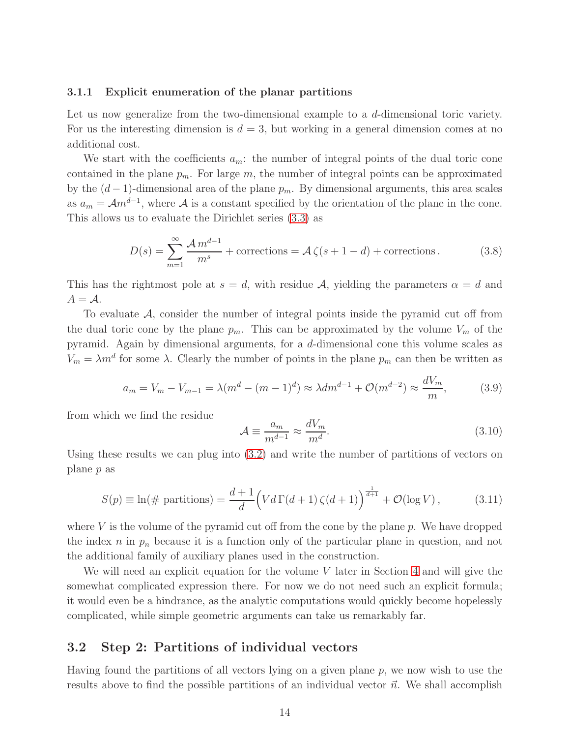### 3.1.1 Explicit enumeration of the planar partitions

Let us now generalize from the two-dimensional example to a $d$-dimensional toric variety. For us the interesting dimension is $d = 3$, but working in a general dimension comes at no additional cost.

We start with the coefficients $a_m$: the number of integral points of the dual toric cone contained in the plane $p_m$. For large $m$, the number of integral points can be approximated by the $(d-1)$-dimensional area of the plane $p_m$. By dimensional arguments, this area scales as $a_m = \mathcal{A} m^{d-1}$, where $\mathcal{A}$ is a constant specified by the orientation of the plane in the cone. This allows us to evaluate the Dirichlet series (3.3) as

$$D(s) = \sum_{m=1}^{\infty} \frac{\mathcal{A}\, m^{d-1}}{m^s} + \text{corrections} = \mathcal{A}\, \zeta(s+1-d) + \text{corrections}\,. \tag{3.8}$$

This has the rightmost pole at $s = d$, with residue $\mathcal{A}$, yielding the parameters $\alpha = d$ and $A = \mathcal{A}$.

To evaluate $\mathcal{A}$, consider the number of integral points inside the pyramid cut off from the dual toric cone by the plane $p_m$. This can be approximated by the volume $V_m$ of the pyramid. Again by dimensional arguments, for a $d$-dimensional cone this volume scales as $V_m = \lambda m^d$ for some $\lambda$. Clearly the number of points in the plane $p_m$ can then be written as

$$a_m = V_m - V_{m-1} = \lambda(m^d - (m-1)^d) \approx \lambda d m^{d-1} + \mathcal{O}(m^{d-2}) \approx \frac{dV_m}{m}, \tag{3.9}$$

from which we find the residue

$$\mathcal{A} \equiv \frac{a_m}{m^{d-1}} \approx \frac{dV_m}{m^d}. \tag{3.10}$$

Using these results we can plug into (3.2) and write the number of partitions of vectors on plane $p$ as

$$S(p) \equiv \ln(\#\text{ partitions}) = \frac{d+1}{d}\Big(V\, d\, \Gamma(d+1)\, \zeta(d+1)\Big)^{\frac{1}{d+1}} + \mathcal{O}(\log V)\,, \tag{3.11}$$

where $V$ is the volume of the pyramid cut off from the cone by the plane $p$. We have dropped the index $n$ in $p_n$ because it is a function only of the particular plane in question, and not the additional family of auxiliary planes used in the construction.

We will need an explicit equation for the volume $V$ later in Section 4 and will give the somewhat complicated expression there. For now we do not need such an explicit formula; it would even be a hindrance, as the analytic computations would quickly become hopelessly complicated, while simple geometric arguments can take us remarkably far.

## 3.2 Step 2: Partitions of individual vectors

Having found the partitions of all vectors lying on a given plane $p$, we now wish to use the results above to find the possible partitions of an individual vector $\vec{n}$. We shall accomplish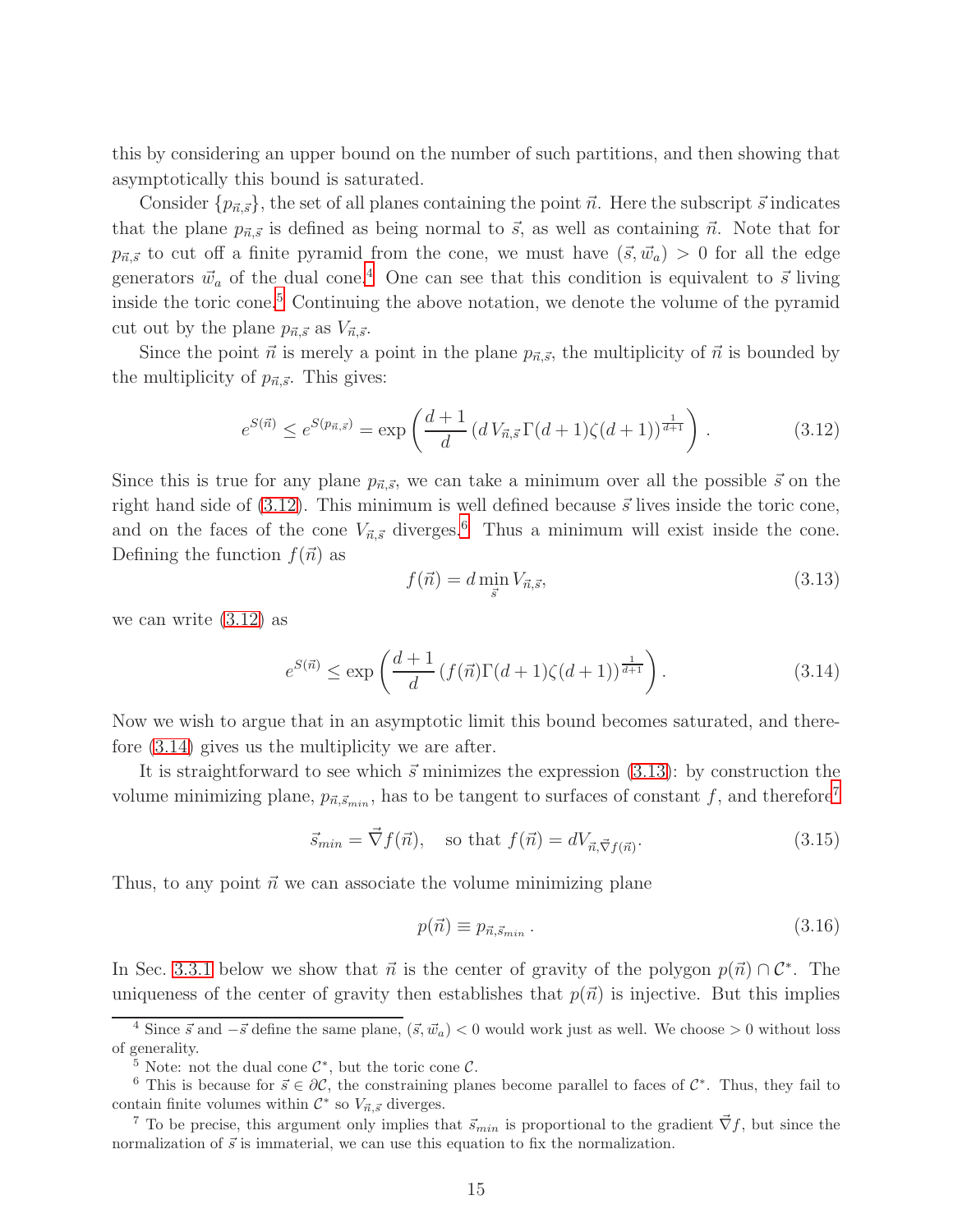this by considering an upper bound on the number of such partitions, and then showing that asymptotically this bound is saturated.

Consider $\{p_{\vec{n},\vec{s}}\}$, the set of all planes containing the point $\vec{n}$. Here the subscript $\vec{s}$ indicates that the plane $p_{\vec{n},\vec{s}}$ is defined as being normal to $\vec{s}$, as well as containing $\vec{n}$. Note that for $p_{\vec{n},\vec{s}}$ to cut off a finite pyramid from the cone, we must have $(\vec{s}, \vec{w}_a) > 0$ for all the edge generators $\vec{w}_a$ of the dual cone.[4] One can see that this condition is equivalent to $\vec{s}$ living inside the toric cone.[5] Continuing the above notation, we denote the volume of the pyramid cut out by the plane $p_{\vec{n},\vec{s}}$ as $V_{\vec{n},\vec{s}}$.

Since the point $\vec{n}$ is merely a point in the plane $p_{\vec{n},\vec{s}}$, the multiplicity of $\vec{n}$ is bounded by the multiplicity of $p_{\vec{n},\vec{s}}$. This gives:

$$e^{S(\vec{n})} \leq e^{S(p_{\vec{n},\vec{s}})} = \exp\left(\frac{d+1}{d}\left(d\, V_{\vec{n},\vec{s}}\Gamma(d+1)\zeta(d+1)\right)^{\frac{1}{d+1}}\right). \tag{3.12}$$

Since this is true for any plane $p_{\vec{n},\vec{s}}$, we can take a minimum over all the possible $\vec{s}$ on the right hand side of (3.12). This minimum is well defined because $\vec{s}$ lives inside the toric cone, and on the faces of the cone $V_{\vec{n},\vec{s}}$ diverges.[6] Thus a minimum will exist inside the cone. Defining the function $f(\vec{n})$ as

$$f(\vec{n}) = d \min_{\vec{s}} V_{\vec{n},\vec{s}}, \tag{3.13}$$

we can write (3.12) as

$$e^{S(\vec{n})} \leq \exp\left(\frac{d+1}{d}\left(f(\vec{n})\Gamma(d+1)\zeta(d+1)\right)^{\frac{1}{d+1}}\right). \tag{3.14}$$

Now we wish to argue that in an asymptotic limit this bound becomes saturated, and therefore (3.14) gives us the multiplicity we are after.

It is straightforward to see which $\vec{s}$ minimizes the expression (3.13): by construction the volume minimizing plane, $p_{\vec{n},\vec{s}_{min}}$, has to be tangent to surfaces of constant $f$, and therefore[7]

$$\vec{s}_{min} = \vec{\nabla} f(\vec{n}), \quad \text{so that } f(\vec{n}) = dV_{\vec{n},\vec{\nabla} f(\vec{n})}. \tag{3.15}$$

Thus, to any point $\vec{n}$ we can associate the volume minimizing plane

$$p(\vec{n}) \equiv p_{\vec{n},\vec{s}_{min}}. \tag{3.16}$$

In Sec. 3.3.1 below we show that $\vec{n}$ is the center of gravity of the polygon $p(\vec{n}) \cap \mathcal{C}^*$. The uniqueness of the center of gravity then establishes that $p(\vec{n})$ is injective. But this implies

---

[4] Since $\vec{s}$ and $-\vec{s}$ define the same plane, $(\vec{s}, \vec{w}_a) < 0$ would work just as well. We choose $> 0$ without loss of generality.

[5] Note: not the dual cone $\mathcal{C}^*$, but the toric cone $\mathcal{C}$.

[6] This is because for $\vec{s} \in \partial\mathcal{C}$, the constraining planes become parallel to faces of $\mathcal{C}^*$. Thus, they fail to contain finite volumes within $\mathcal{C}^*$ so $V_{\vec{n},\vec{s}}$ diverges.

[7] To be precise, this argument only implies that $\vec{s}_{min}$ is proportional to the gradient $\vec{\nabla} f$, but since the normalization of $\vec{s}$ is immaterial, we can use this equation to fix the normalization.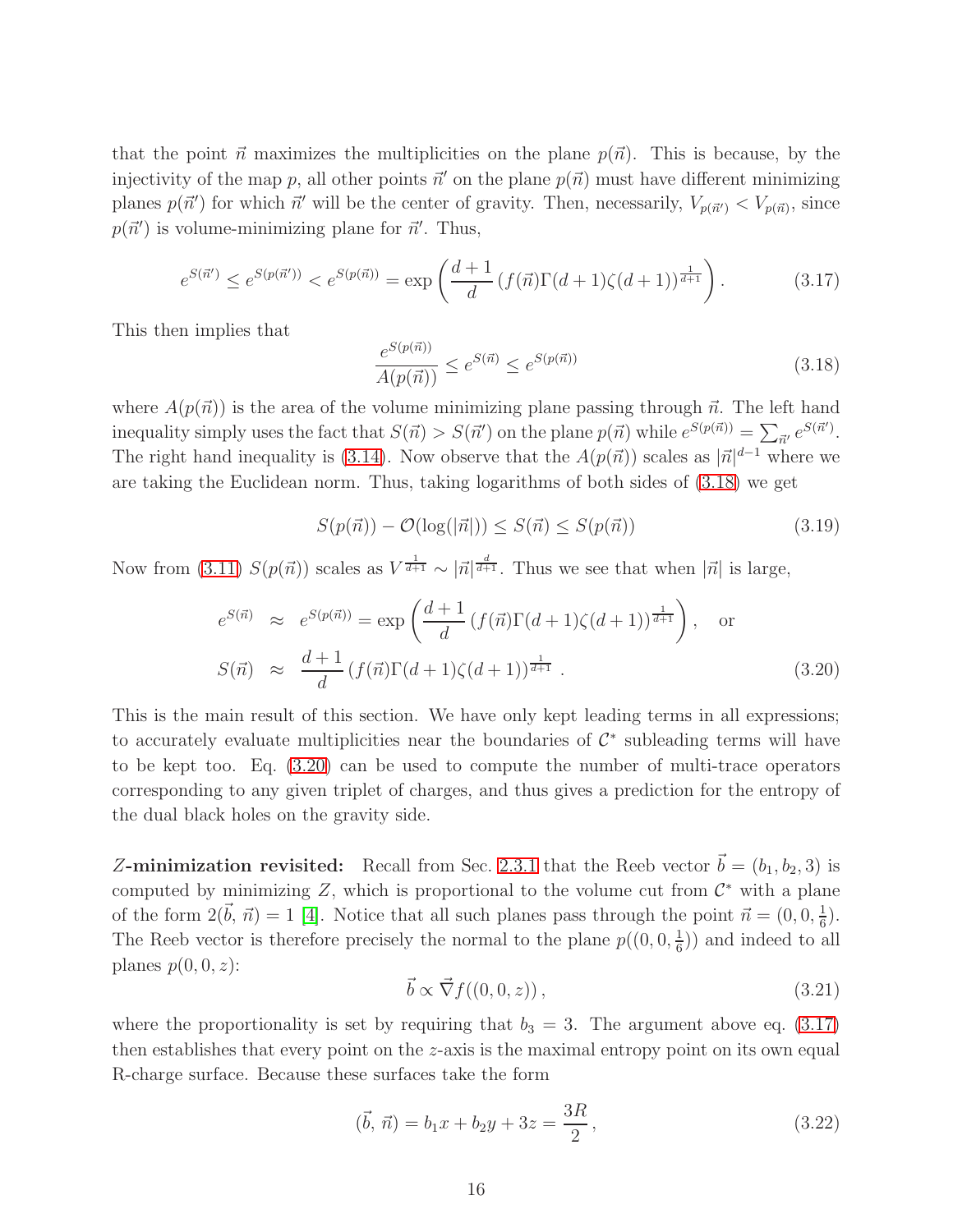that the point $\vec{n}$ maximizes the multiplicities on the plane $p(\vec{n})$. This is because, by the injectivity of the map $p$, all other points $\vec{n}'$ on the plane $p(\vec{n})$ must have different minimizing planes $p(\vec{n}')$ for which $\vec{n}'$ will be the center of gravity. Then, necessarily, $V_{p(\vec{n}')} < V_{p(\vec{n})}$, since $p(\vec{n}')$ is volume-minimizing plane for $\vec{n}'$. Thus,

$$e^{S(\vec{n}')} \leq e^{S(p(\vec{n}'))} < e^{S(p(\vec{n}))} = \exp\left(\frac{d+1}{d}\left(f(\vec{n})\Gamma(d+1)\zeta(d+1)\right)^{\frac{1}{d+1}}\right). \tag{3.17}$$

This then implies that

$$\frac{e^{S(p(\vec{n}))}}{A(p(\vec{n}))} \leq e^{S(\vec{n})} \leq e^{S(p(\vec{n}))} \tag{3.18}$$

where $A(p(\vec{n}))$ is the area of the volume minimizing plane passing through $\vec{n}$. The left hand inequality simply uses the fact that $S(\vec{n}) > S(\vec{n}')$ on the plane $p(\vec{n})$ while $e^{S(p(\vec{n}))} = \sum_{\vec{n}'} e^{S(\vec{n}')}$. The right hand inequality is (3.14). Now observe that the $A(p(\vec{n}))$ scales as $|\vec{n}|^{d-1}$ where we are taking the Euclidean norm. Thus, taking logarithms of both sides of (3.18) we get

$$S(p(\vec{n})) - \mathcal{O}(\log(|\vec{n}|)) \leq S(\vec{n}) \leq S(p(\vec{n})) \tag{3.19}$$

Now from (3.11) $S(p(\vec{n}))$ scales as $V^{\frac{1}{d+1}} \sim |\vec{n}|^{\frac{d}{d+1}}$. Thus we see that when $|\vec{n}|$ is large,

$$\begin{aligned} e^{S(\vec{n})} &\approx e^{S(p(\vec{n}))} = \exp\left(\frac{d+1}{d}\left(f(\vec{n})\Gamma(d+1)\zeta(d+1)\right)^{\frac{1}{d+1}}\right), \quad \text{or} \\ S(\vec{n}) &\approx \frac{d+1}{d}\left(f(\vec{n})\Gamma(d+1)\zeta(d+1)\right)^{\frac{1}{d+1}}. \end{aligned} \tag{3.20}$$

This is the main result of this section. We have only kept leading terms in all expressions; to accurately evaluate multiplicities near the boundaries of $\mathcal{C}^*$ subleading terms will have to be kept too. Eq. (3.20) can be used to compute the number of multi-trace operators corresponding to any given triplet of charges, and thus gives a prediction for the entropy of the dual black holes on the gravity side.

**$Z$-minimization revisited:** Recall from Sec. 2.3.1 that the Reeb vector $\vec{b} = (b_1, b_2, 3)$ is computed by minimizing $Z$, which is proportional to the volume cut from $\mathcal{C}^*$ with a plane of the form $2(\vec{b}, \vec{n}) = 1$ [4]. Notice that all such planes pass through the point $\vec{n} = (0, 0, \frac{1}{6})$. The Reeb vector is therefore precisely the normal to the plane $p((0, 0, \frac{1}{6}))$ and indeed to all planes $p(0, 0, z)$:

$$\vec{b} \propto \vec{\nabla} f((0, 0, z)), \tag{3.21}$$

where the proportionality is set by requiring that $b_3 = 3$. The argument above eq. (3.17) then establishes that every point on the $z$-axis is the maximal entropy point on its own equal R-charge surface. Because these surfaces take the form

$$(\vec{b}, \vec{n}) = b_1 x + b_2 y + 3z = \frac{3R}{2}, \tag{3.22}$$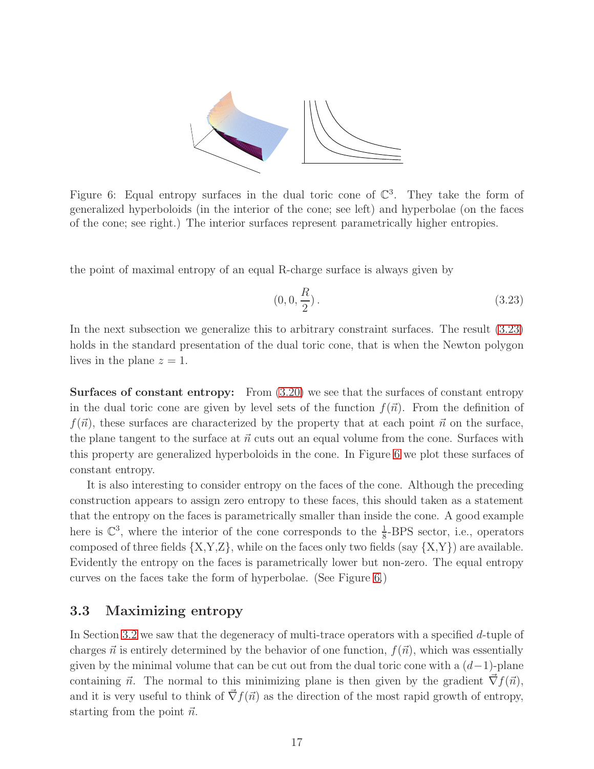Figure 6: Equal entropy surfaces in the dual toric cone of $\mathbb{C}^3$. They take the form of generalized hyperboloids (in the interior of the cone; see left) and hyperbolae (on the faces of the cone; see right.) The interior surfaces represent parametrically higher entropies.

the point of maximal entropy of an equal R-charge surface is always given by

$$(0, 0, \frac{R}{2}) . \tag{3.23}$$

In the next subsection we generalize this to arbitrary constraint surfaces. The result (3.23) holds in the standard presentation of the dual toric cone, that is when the Newton polygon lives in the plane $z = 1$.

**Surfaces of constant entropy:** From (3.20) we see that the surfaces of constant entropy in the dual toric cone are given by level sets of the function $f(\vec{n})$. From the definition of $f(\vec{n})$, these surfaces are characterized by the property that at each point $\vec{n}$ on the surface, the plane tangent to the surface at $\vec{n}$ cuts out an equal volume from the cone. Surfaces with this property are generalized hyperboloids in the cone. In Figure 6 we plot these surfaces of constant entropy.

It is also interesting to consider entropy on the faces of the cone. Although the preceding construction appears to assign zero entropy to these faces, this should taken as a statement that the entropy on the faces is parametrically smaller than inside the cone. A good example here is $\mathbb{C}^3$, where the interior of the cone corresponds to the $\frac{1}{8}$-BPS sector, i.e., operators composed of three fields {X,Y,Z}, while on the faces only two fields (say {X,Y}) are available. Evidently the entropy on the faces is parametrically lower but non-zero. The equal entropy curves on the faces take the form of hyperbolae. (See Figure 6.)

### 3.3 Maximizing entropy

In Section 3.2 we saw that the degeneracy of multi-trace operators with a specified $d$-tuple of charges $\vec{n}$ is entirely determined by the behavior of one function, $f(\vec{n})$, which was essentially given by the minimal volume that can be cut out from the dual toric cone with a $(d-1)$-plane containing $\vec{n}$. The normal to this minimizing plane is then given by the gradient $\vec{\nabla} f(\vec{n})$, and it is very useful to think of $\vec{\nabla} f(\vec{n})$ as the direction of the most rapid growth of entropy, starting from the point $\vec{n}$.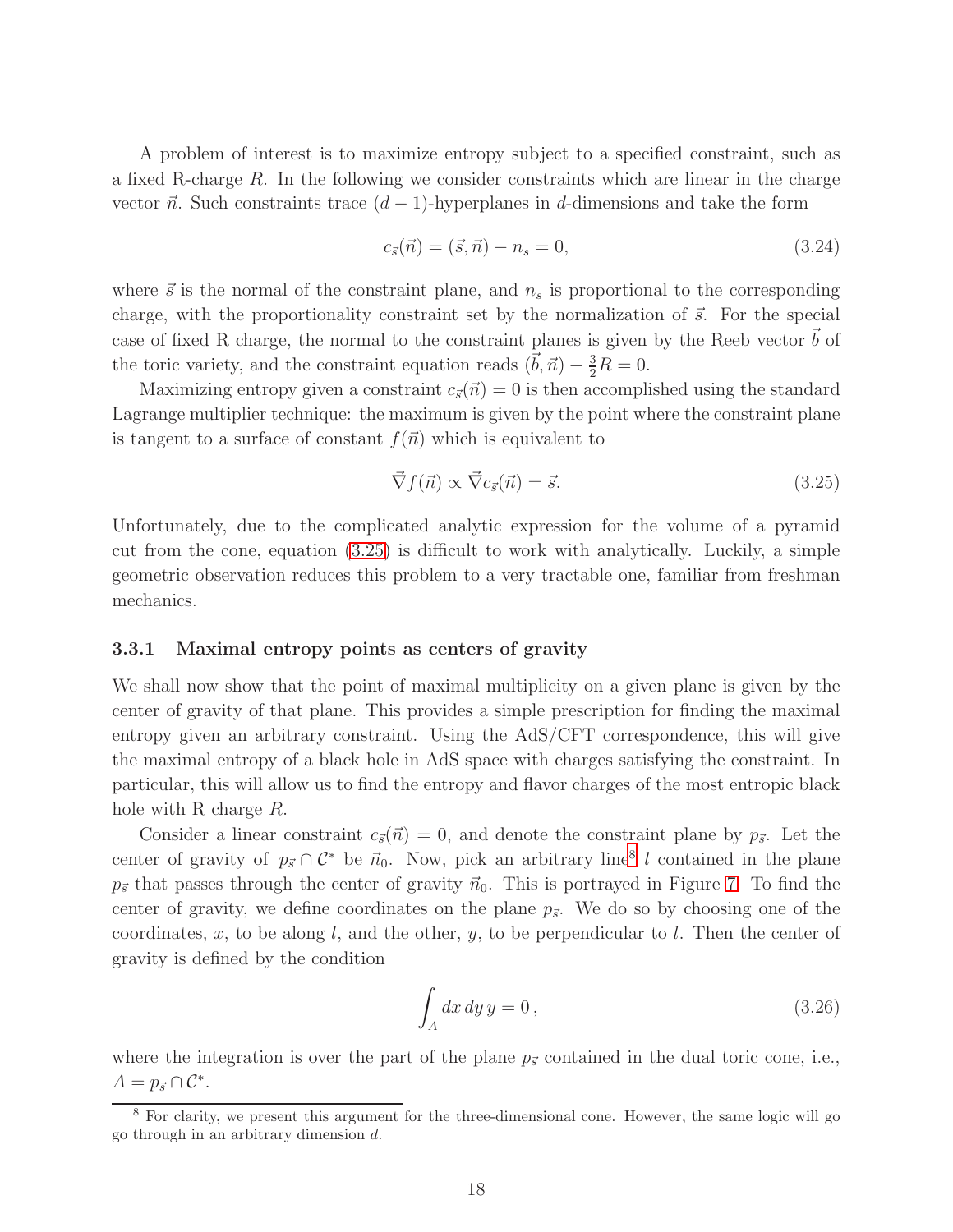A problem of interest is to maximize entropy subject to a specified constraint, such as a fixed R-charge $R$. In the following we consider constraints which are linear in the charge vector $\vec{n}$. Such constraints trace $(d-1)$-hyperplanes in $d$-dimensions and take the form

$$c_{\vec{s}}(\vec{n}) = (\vec{s}, \vec{n}) - n_s = 0, \tag{3.24}$$

where $\vec{s}$ is the normal of the constraint plane, and $n_s$ is proportional to the corresponding charge, with the proportionality constraint set by the normalization of $\vec{s}$. For the special case of fixed R charge, the normal to the constraint planes is given by the Reeb vector $\vec{b}$ of the toric variety, and the constraint equation reads $(\vec{b}, \vec{n}) - \frac{3}{2}R = 0$.

Maximizing entropy given a constraint $c_{\vec{s}}(\vec{n}) = 0$ is then accomplished using the standard Lagrange multiplier technique: the maximum is given by the point where the constraint plane is tangent to a surface of constant $f(\vec{n})$ which is equivalent to

$$\vec{\nabla} f(\vec{n}) \propto \vec{\nabla} c_{\vec{s}}(\vec{n}) = \vec{s}. \tag{3.25}$$

Unfortunately, due to the complicated analytic expression for the volume of a pyramid cut from the cone, equation (3.25) is difficult to work with analytically. Luckily, a simple geometric observation reduces this problem to a very tractable one, familiar from freshman mechanics.

### 3.3.1 Maximal entropy points as centers of gravity

We shall now show that the point of maximal multiplicity on a given plane is given by the center of gravity of that plane. This provides a simple prescription for finding the maximal entropy given an arbitrary constraint. Using the AdS/CFT correspondence, this will give the maximal entropy of a black hole in AdS space with charges satisfying the constraint. In particular, this will allow us to find the entropy and flavor charges of the most entropic black hole with R charge $R$.

Consider a linear constraint $c_{\vec{s}}(\vec{n}) = 0$, and denote the constraint plane by $p_{\vec{s}}$. Let the center of gravity of $p_{\vec{s}} \cap \mathcal{C}^*$ be $\vec{n}_0$. Now, pick an arbitrary line[8] $l$ contained in the plane $p_{\vec{s}}$ that passes through the center of gravity $\vec{n}_0$. This is portrayed in Figure 7. To find the center of gravity, we define coordinates on the plane $p_{\vec{s}}$. We do so by choosing one of the coordinates, $x$, to be along $l$, and the other, $y$, to be perpendicular to $l$. Then the center of gravity is defined by the condition

$$\int_A dx\, dy\, y = 0\,, \tag{3.26}$$

where the integration is over the part of the plane $p_{\vec{s}}$ contained in the dual toric cone, i.e., $A = p_{\vec{s}} \cap \mathcal{C}^*$.

[8] For clarity, we present this argument for the three-dimensional cone. However, the same logic will go go through in an arbitrary dimension $d$.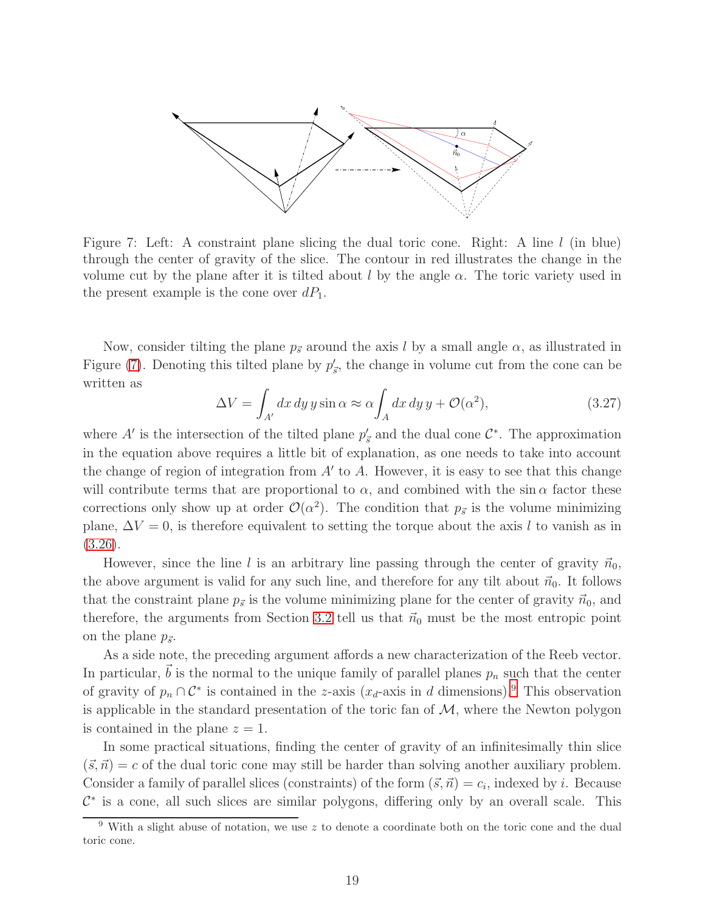Figure 7: Left: A constraint plane slicing the dual toric cone. Right: A line $l$ (in blue) through the center of gravity of the slice. The contour in red illustrates the change in the volume cut by the plane after it is tilted about $l$ by the angle $\alpha$. The toric variety used in the present example is the cone over $dP_1$.

Now, consider tilting the plane $p_{\vec{s}}$ around the axis $l$ by a small angle $\alpha$, as illustrated in Figure (7). Denoting this tilted plane by $p'_{\vec{s}}$, the change in volume cut from the cone can be written as

$$\Delta V = \int_{A'} dx\, dy\, y \sin\alpha \approx \alpha \int_{A} dx\, dy\, y + \mathcal{O}(\alpha^2), \tag{3.27}$$

where $A'$ is the intersection of the tilted plane $p'_{\vec{s}}$ and the dual cone $\mathcal{C}^*$. The approximation in the equation above requires a little bit of explanation, as one needs to take into account the change of region of integration from $A'$ to $A$. However, it is easy to see that this change will contribute terms that are proportional to $\alpha$, and combined with the $\sin\alpha$ factor these corrections only show up at order $\mathcal{O}(\alpha^2)$. The condition that $p_{\vec{s}}$ is the volume minimizing plane, $\Delta V = 0$, is therefore equivalent to setting the torque about the axis $l$ to vanish as in (3.26).

However, since the line $l$ is an arbitrary line passing through the center of gravity $\vec{n}_0$, the above argument is valid for any such line, and therefore for any tilt about $\vec{n}_0$. It follows that the constraint plane $p_{\vec{s}}$ is the volume minimizing plane for the center of gravity $\vec{n}_0$, and therefore, the arguments from Section 3.2 tell us that $\vec{n}_0$ must be the most entropic point on the plane $p_{\vec{s}}$.

As a side note, the preceding argument affords a new characterization of the Reeb vector. In particular, $\vec{b}$ is the normal to the unique family of parallel planes $p_n$ such that the center of gravity of $p_n \cap \mathcal{C}^*$ is contained in the $z$-axis ($x_d$-axis in $d$ dimensions).[9] This observation is applicable in the standard presentation of the toric fan of $\mathcal{M}$, where the Newton polygon is contained in the plane $z = 1$.

In some practical situations, finding the center of gravity of an infinitesimally thin slice $(\vec{s}, \vec{n}) = c$ of the dual toric cone may still be harder than solving another auxiliary problem. Consider a family of parallel slices (constraints) of the form $(\vec{s}, \vec{n}) = c_i$, indexed by $i$. Because $\mathcal{C}^*$ is a cone, all such slices are similar polygons, differing only by an overall scale. This

[9] With a slight abuse of notation, we use $z$ to denote a coordinate both on the toric cone and the dual toric cone.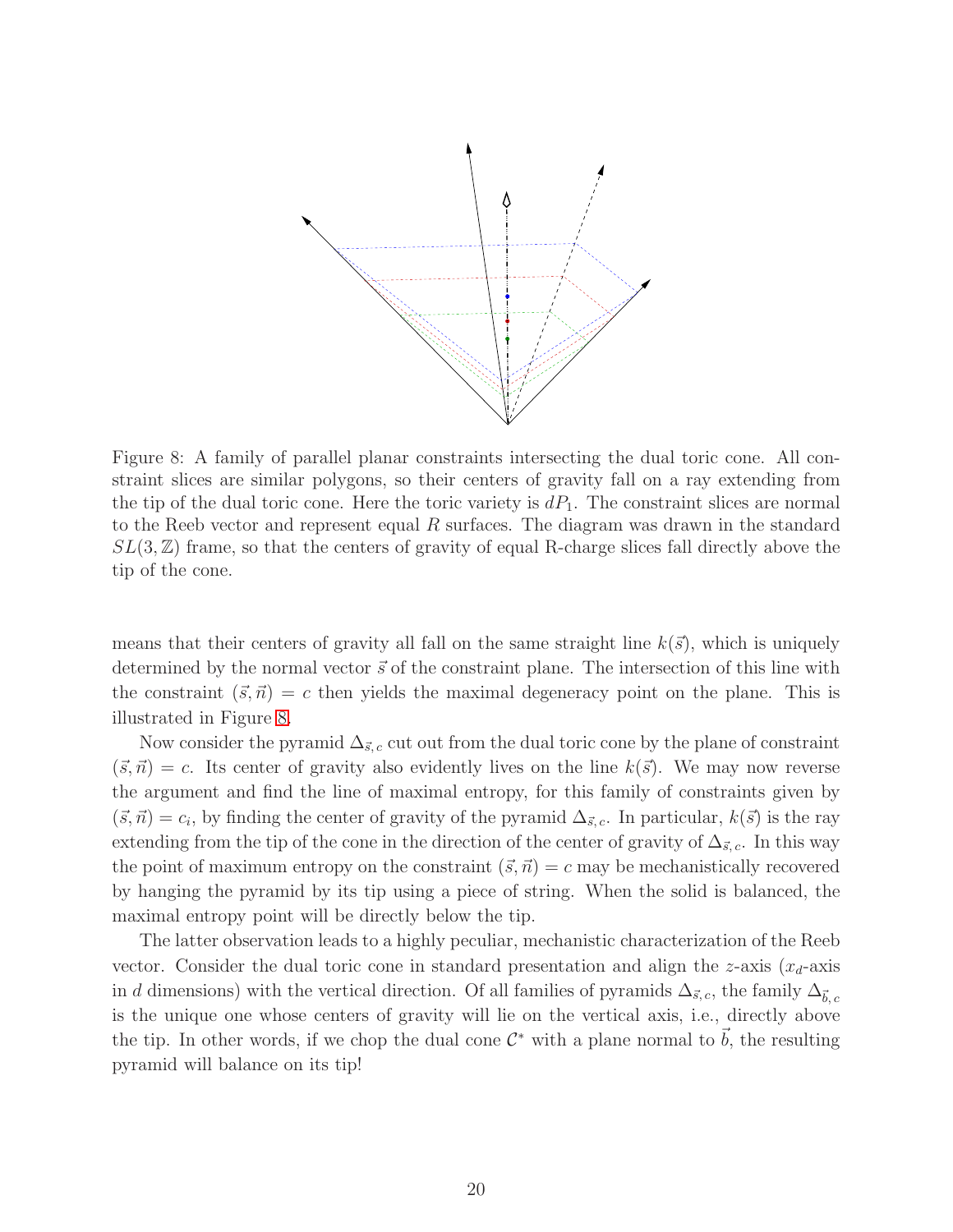Figure 8: A family of parallel planar constraints intersecting the dual toric cone. All constraint slices are similar polygons, so their centers of gravity fall on a ray extending from the tip of the dual toric cone. Here the toric variety is $dP_1$. The constraint slices are normal to the Reeb vector and represent equal $R$ surfaces. The diagram was drawn in the standard $SL(3,\mathbb{Z})$ frame, so that the centers of gravity of equal R-charge slices fall directly above the tip of the cone.

means that their centers of gravity all fall on the same straight line $k(\vec{s})$, which is uniquely determined by the normal vector $\vec{s}$ of the constraint plane. The intersection of this line with the constraint $(\vec{s}, \vec{n}) = c$ then yields the maximal degeneracy point on the plane. This is illustrated in Figure 8.

Now consider the pyramid $\Delta_{\vec{s},c}$ cut out from the dual toric cone by the plane of constraint $(\vec{s}, \vec{n}) = c$. Its center of gravity also evidently lives on the line $k(\vec{s})$. We may now reverse the argument and find the line of maximal entropy, for this family of constraints given by $(\vec{s}, \vec{n}) = c_i$, by finding the center of gravity of the pyramid $\Delta_{\vec{s},c}$. In particular, $k(\vec{s})$ is the ray extending from the tip of the cone in the direction of the center of gravity of $\Delta_{\vec{s},c}$. In this way the point of maximum entropy on the constraint $(\vec{s}, \vec{n}) = c$ may be mechanistically recovered by hanging the pyramid by its tip using a piece of string. When the solid is balanced, the maximal entropy point will be directly below the tip.

The latter observation leads to a highly peculiar, mechanistic characterization of the Reeb vector. Consider the dual toric cone in standard presentation and align the $z$-axis ($x_d$-axis in $d$ dimensions) with the vertical direction. Of all families of pyramids $\Delta_{\vec{s},c}$, the family $\Delta_{\vec{b},c}$ is the unique one whose centers of gravity will lie on the vertical axis, i.e., directly above the tip. In other words, if we chop the dual cone $\mathcal{C}^*$ with a plane normal to $\vec{b}$, the resulting pyramid will balance on its tip!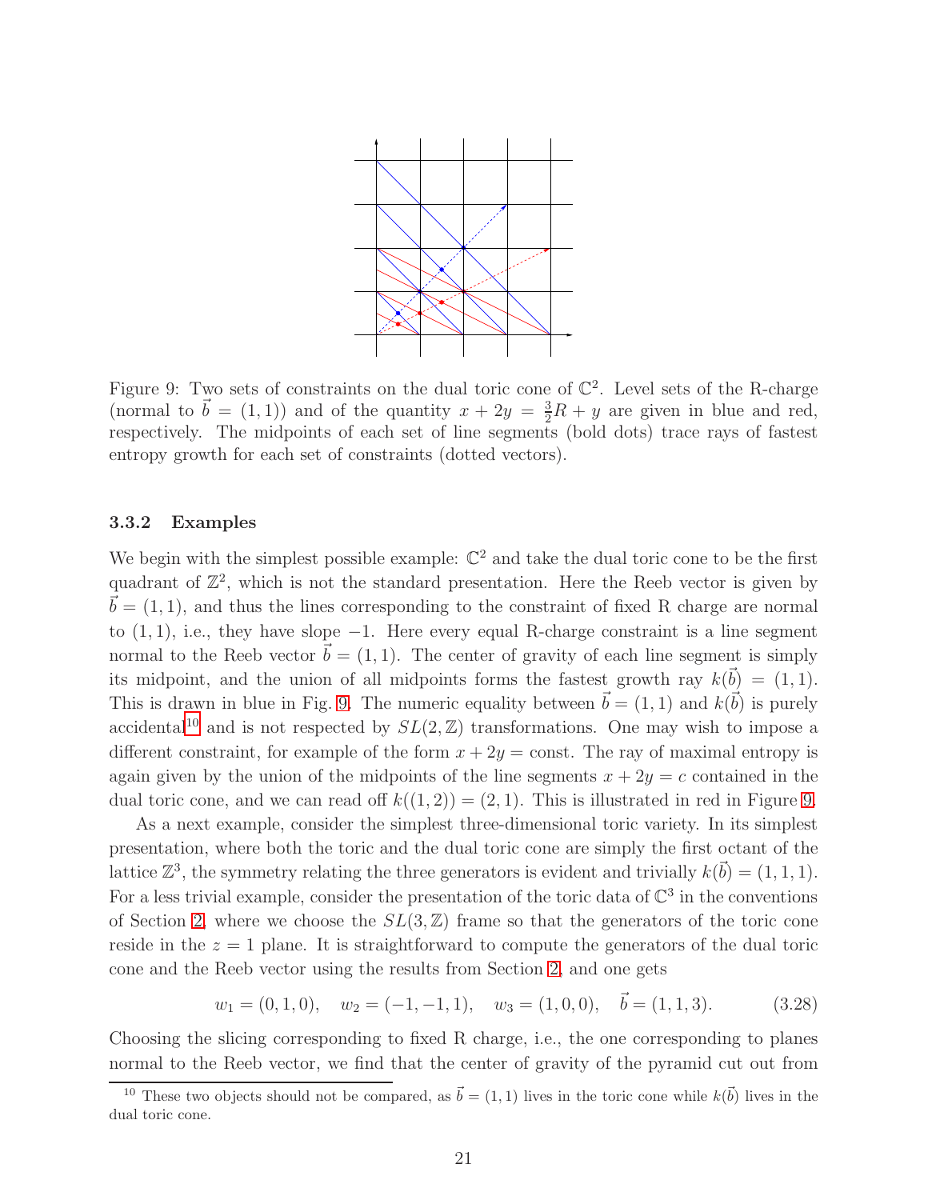Figure 9: Two sets of constraints on the dual toric cone of $\mathbb{C}^2$. Level sets of the R-charge (normal to $\vec{b} = (1,1)$) and of the quantity $x + 2y = \frac{3}{2}R + y$ are given in blue and red, respectively. The midpoints of each set of line segments (bold dots) trace rays of fastest entropy growth for each set of constraints (dotted vectors).

### 3.3.2 Examples

We begin with the simplest possible example: $\mathbb{C}^2$ and take the dual toric cone to be the first quadrant of $\mathbb{Z}^2$, which is not the standard presentation. Here the Reeb vector is given by $\vec{b} = (1,1)$, and thus the lines corresponding to the constraint of fixed R charge are normal to $(1,1)$, i.e., they have slope $-1$. Here every equal R-charge constraint is a line segment normal to the Reeb vector $\vec{b} = (1,1)$. The center of gravity of each line segment is simply its midpoint, and the union of all midpoints forms the fastest growth ray $k(\vec{b}) = (1,1)$. This is drawn in blue in Fig. 9. The numeric equality between $\vec{b} = (1,1)$ and $k(\vec{b})$ is purely accidental[10] and is not respected by $SL(2,\mathbb{Z})$ transformations. One may wish to impose a different constraint, for example of the form $x + 2y = \text{const}$. The ray of maximal entropy is again given by the union of the midpoints of the line segments $x + 2y = c$ contained in the dual toric cone, and we can read off $k((1,2)) = (2,1)$. This is illustrated in red in Figure 9.

As a next example, consider the simplest three-dimensional toric variety. In its simplest presentation, where both the toric and the dual toric cone are simply the first octant of the lattice $\mathbb{Z}^3$, the symmetry relating the three generators is evident and trivially $k(\vec{b}) = (1,1,1)$. For a less trivial example, consider the presentation of the toric data of $\mathbb{C}^3$ in the conventions of Section 2, where we choose the $SL(3,\mathbb{Z})$ frame so that the generators of the toric cone reside in the $z = 1$ plane. It is straightforward to compute the generators of the dual toric cone and the Reeb vector using the results from Section 2, and one gets

$$w_1 = (0,1,0), \quad w_2 = (-1,-1,1), \quad w_3 = (1,0,0), \quad \vec{b} = (1,1,3). \tag{3.28}$$

Choosing the slicing corresponding to fixed R charge, i.e., the one corresponding to planes normal to the Reeb vector, we find that the center of gravity of the pyramid cut out from

[10] These two objects should not be compared, as $\vec{b} = (1,1)$ lives in the toric cone while $k(\vec{b})$ lives in the dual toric cone.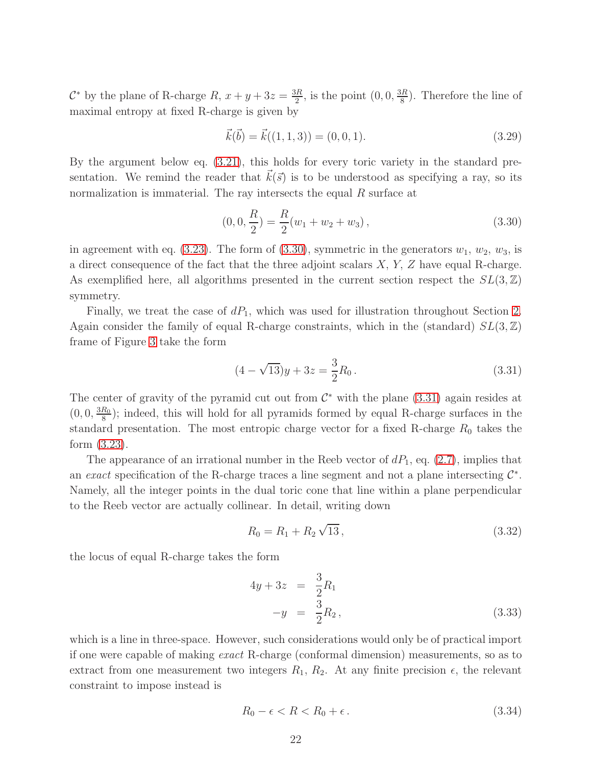$\mathcal{C}^*$ by the plane of R-charge $R$, $x + y + 3z = \frac{3R}{2}$, is the point $(0, 0, \frac{3R}{8})$. Therefore the line of maximal entropy at fixed R-charge is given by

$$\vec{k}(\vec{b}) = \vec{k}((1,1,3)) = (0,0,1). \tag{3.29}$$

By the argument below eq. (3.21), this holds for every toric variety in the standard presentation. We remind the reader that $\vec{k}(\vec{s})$ is to be understood as specifying a ray, so its normalization is immaterial. The ray intersects the equal $R$ surface at

$$(0, 0, \frac{R}{2}) = \frac{R}{2}(w_1 + w_2 + w_3)\,, \tag{3.30}$$

in agreement with eq. (3.23). The form of (3.30), symmetric in the generators $w_1$, $w_2$, $w_3$, is a direct consequence of the fact that the three adjoint scalars $X$, $Y$, $Z$ have equal R-charge. As exemplified here, all algorithms presented in the current section respect the $SL(3,\mathbb{Z})$ symmetry.

Finally, we treat the case of $dP_1$, which was used for illustration throughout Section 2. Again consider the family of equal R-charge constraints, which in the (standard) $SL(3,\mathbb{Z})$ frame of Figure 3 take the form

$$(4 - \sqrt{13})y + 3z = \frac{3}{2}R_0\,. \tag{3.31}$$

The center of gravity of the pyramid cut out from $\mathcal{C}^*$ with the plane (3.31) again resides at $(0, 0, \frac{3R_0}{8})$; indeed, this will hold for all pyramids formed by equal R-charge surfaces in the standard presentation. The most entropic charge vector for a fixed R-charge $R_0$ takes the form (3.23).

The appearance of an irrational number in the Reeb vector of $dP_1$, eq. (2.7), implies that an *exact* specification of the R-charge traces a line segment and not a plane intersecting $\mathcal{C}^*$. Namely, all the integer points in the dual toric cone that line within a plane perpendicular to the Reeb vector are actually collinear. In detail, writing down

$$R_0 = R_1 + R_2\sqrt{13}\,, \tag{3.32}$$

the locus of equal R-charge takes the form

$$\begin{aligned} 4y + 3z &= \frac{3}{2}R_1 \\ -y &= \frac{3}{2}R_2\,, \end{aligned} \tag{3.33}$$

which is a line in three-space. However, such considerations would only be of practical import if one were capable of making *exact* R-charge (conformal dimension) measurements, so as to extract from one measurement two integers $R_1$, $R_2$. At any finite precision $\epsilon$, the relevant constraint to impose instead is

$$R_0 - \epsilon < R < R_0 + \epsilon\,. \tag{3.34}$$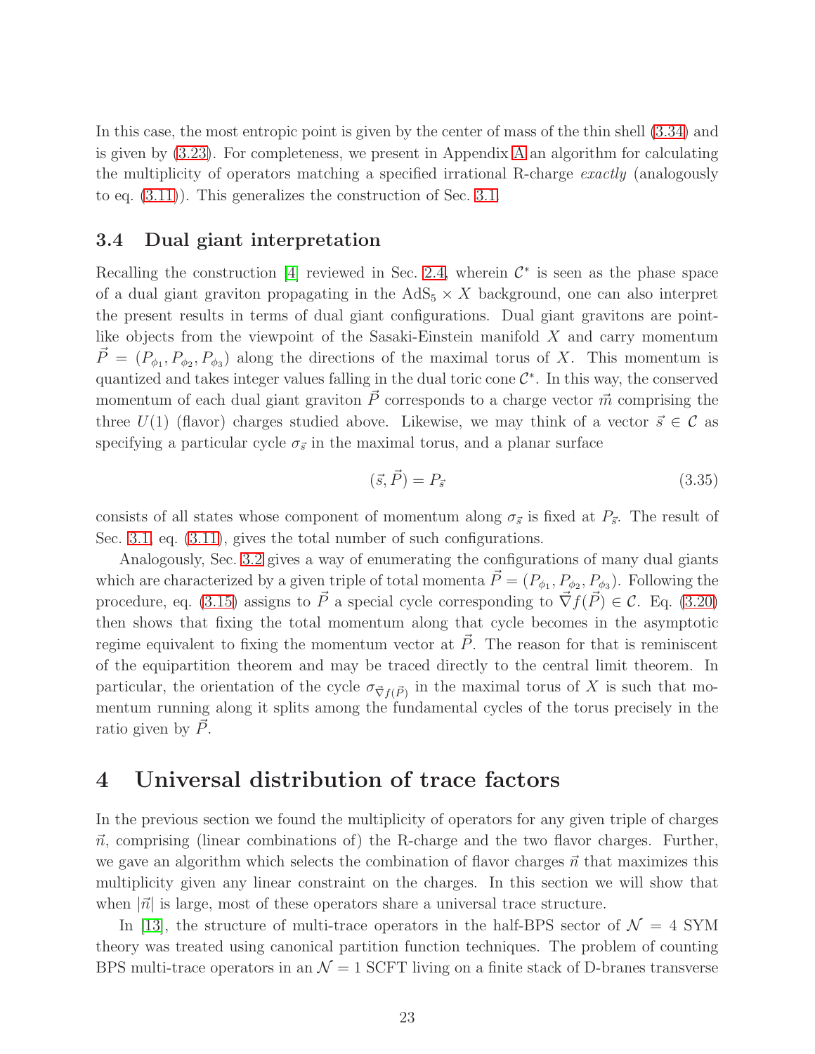In this case, the most entropic point is given by the center of mass of the thin shell (3.34) and is given by (3.23). For completeness, we present in Appendix A an algorithm for calculating the multiplicity of operators matching a specified irrational R-charge *exactly* (analogously to eq. (3.11)). This generalizes the construction of Sec. 3.1.

### 3.4 Dual giant interpretation

Recalling the construction [4] reviewed in Sec. 2.4, wherein $\mathcal{C}^*$ is seen as the phase space of a dual giant graviton propagating in the $\mathrm{AdS}_5 \times X$ background, one can also interpret the present results in terms of dual giant configurations. Dual giant gravitons are point-like objects from the viewpoint of the Sasaki-Einstein manifold $X$ and carry momentum $\vec{P} = (P_{\phi_1}, P_{\phi_2}, P_{\phi_3})$ along the directions of the maximal torus of $X$. This momentum is quantized and takes integer values falling in the dual toric cone $\mathcal{C}^*$. In this way, the conserved momentum of each dual giant graviton $\vec{P}$ corresponds to a charge vector $\vec{m}$ comprising the three $U(1)$ (flavor) charges studied above. Likewise, we may think of a vector $\vec{s} \in \mathcal{C}$ as specifying a particular cycle $\sigma_{\vec{s}}$ in the maximal torus, and a planar surface

$$(\vec{s}, \vec{P}) = P_{\vec{s}} \tag{3.35}$$

consists of all states whose component of momentum along $\sigma_{\vec{s}}$ is fixed at $P_{\vec{s}}$. The result of Sec. 3.1, eq. (3.11), gives the total number of such configurations.

Analogously, Sec. 3.2 gives a way of enumerating the configurations of many dual giants which are characterized by a given triple of total momenta $\vec{P} = (P_{\phi_1}, P_{\phi_2}, P_{\phi_3})$. Following the procedure, eq. (3.15) assigns to $\vec{P}$ a special cycle corresponding to $\vec{\nabla} f(\vec{P}) \in \mathcal{C}$. Eq. (3.20) then shows that fixing the total momentum along that cycle becomes in the asymptotic regime equivalent to fixing the momentum vector at $\vec{P}$. The reason for that is reminiscent of the equipartition theorem and may be traced directly to the central limit theorem. In particular, the orientation of the cycle $\sigma_{\vec{\nabla} f(\vec{P})}$ in the maximal torus of $X$ is such that momentum running along it splits among the fundamental cycles of the torus precisely in the ratio given by $\vec{P}$.

## 4 Universal distribution of trace factors

In the previous section we found the multiplicity of operators for any given triple of charges $\vec{n}$, comprising (linear combinations of) the R-charge and the two flavor charges. Further, we gave an algorithm which selects the combination of flavor charges $\vec{n}$ that maximizes this multiplicity given any linear constraint on the charges. In this section we will show that when $|\vec{n}|$ is large, most of these operators share a universal trace structure.

In [13], the structure of multi-trace operators in the half-BPS sector of $\mathcal{N} = 4$ SYM theory was treated using canonical partition function techniques. The problem of counting BPS multi-trace operators in an $\mathcal{N} = 1$ SCFT living on a finite stack of D-branes transverse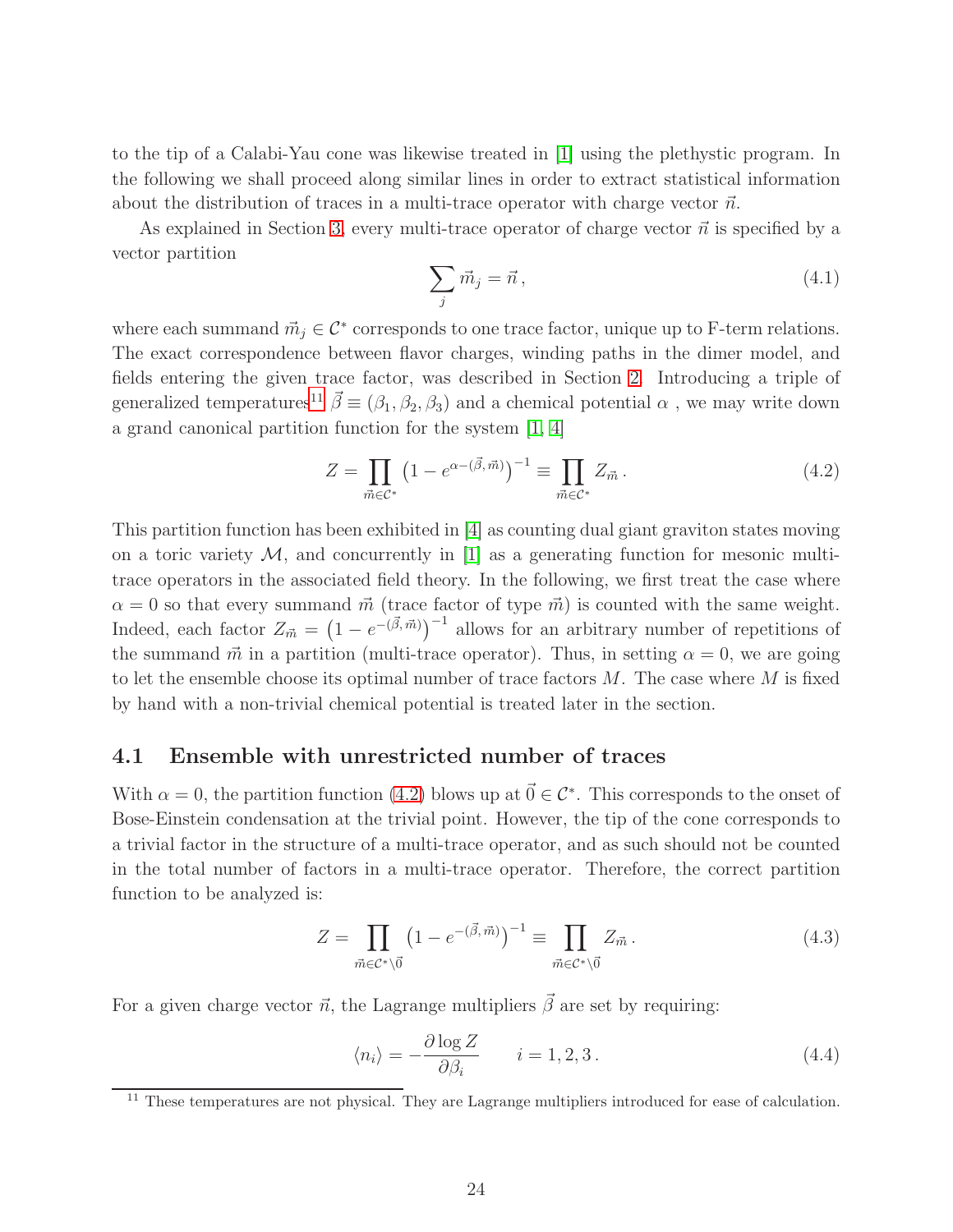to the tip of a Calabi-Yau cone was likewise treated in [1] using the plethystic program. In the following we shall proceed along similar lines in order to extract statistical information about the distribution of traces in a multi-trace operator with charge vector $\vec{n}$.

As explained in Section 3, every multi-trace operator of charge vector $\vec{n}$ is specified by a vector partition

$$\sum_j \vec{m}_j = \vec{n}\,, \tag{4.1}$$

where each summand $\vec{m}_j \in \mathcal{C}^*$ corresponds to one trace factor, unique up to F-term relations. The exact correspondence between flavor charges, winding paths in the dimer model, and fields entering the given trace factor, was described in Section 2. Introducing a triple of generalized temperatures[11] $\vec{\beta} \equiv (\beta_1, \beta_2, \beta_3)$ and a chemical potential $\alpha$ , we may write down a grand canonical partition function for the system [1, 4]

$$Z = \prod_{\vec{m}\in\mathcal{C}^*} \left(1 - e^{\alpha - (\vec{\beta},\vec{m})}\right)^{-1} \equiv \prod_{\vec{m}\in\mathcal{C}^*} Z_{\vec{m}}\,. \tag{4.2}$$

This partition function has been exhibited in [4] as counting dual giant graviton states moving on a toric variety $\mathcal{M}$, and concurrently in [1] as a generating function for mesonic multi-trace operators in the associated field theory. In the following, we first treat the case where $\alpha = 0$ so that every summand $\vec{m}$ (trace factor of type $\vec{m}$) is counted with the same weight. Indeed, each factor $Z_{\vec{m}} = \left(1 - e^{-(\vec{\beta},\vec{m})}\right)^{-1}$ allows for an arbitrary number of repetitions of the summand $\vec{m}$ in a partition (multi-trace operator). Thus, in setting $\alpha = 0$, we are going to let the ensemble choose its optimal number of trace factors $M$. The case where $M$ is fixed by hand with a non-trivial chemical potential is treated later in the section.

## 4.1 Ensemble with unrestricted number of traces

With $\alpha = 0$, the partition function (4.2) blows up at $\vec{0} \in \mathcal{C}^*$. This corresponds to the onset of Bose-Einstein condensation at the trivial point. However, the tip of the cone corresponds to a trivial factor in the structure of a multi-trace operator, and as such should not be counted in the total number of factors in a multi-trace operator. Therefore, the correct partition function to be analyzed is:

$$Z = \prod_{\vec{m}\in\mathcal{C}^*\setminus\vec{0}} \left(1 - e^{-(\vec{\beta},\vec{m})}\right)^{-1} \equiv \prod_{\vec{m}\in\mathcal{C}^*\setminus\vec{0}} Z_{\vec{m}}\,. \tag{4.3}$$

For a given charge vector $\vec{n}$, the Lagrange multipliers $\vec{\beta}$ are set by requiring:

$$\langle n_i \rangle = -\frac{\partial \log Z}{\partial \beta_i} \qquad i = 1, 2, 3\,. \tag{4.4}$$

[11] These temperatures are not physical. They are Lagrange multipliers introduced for ease of calculation.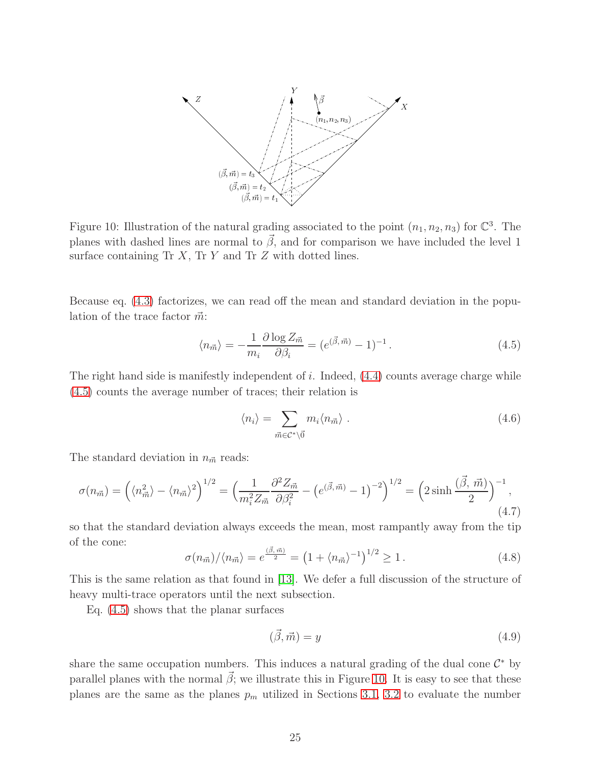Figure 10: Illustration of the natural grading associated to the point $(n_1, n_2, n_3)$ for $\mathbb{C}^3$. The planes with dashed lines are normal to $\vec{\beta}$, and for comparison we have included the level 1 surface containing Tr $X$, Tr $Y$ and Tr $Z$ with dotted lines.

Because eq. (4.3) factorizes, we can read off the mean and standard deviation in the population of the trace factor $\vec{m}$:

$$\langle n_{\vec{m}} \rangle = -\frac{1}{m_i} \frac{\partial \log Z_{\vec{m}}}{\partial \beta_i} = (e^{(\vec{\beta}, \vec{m})} - 1)^{-1} . \tag{4.5}$$

The right hand side is manifestly independent of $i$. Indeed, (4.4) counts average charge while (4.5) counts the average number of traces; their relation is

$$\langle n_i \rangle = \sum_{\vec{m} \in \mathcal{C}^* \setminus \vec{0}} m_i \langle n_{\vec{m}} \rangle . \tag{4.6}$$

The standard deviation in $n_{\vec{m}}$ reads:

$$\sigma(n_{\vec{m}}) = \left( \langle n_{\vec{m}}^2 \rangle - \langle n_{\vec{m}} \rangle^2 \right)^{1/2} = \left( \frac{1}{m_i^2 Z_{\vec{m}}} \frac{\partial^2 Z_{\vec{m}}}{\partial \beta_i^2} - \left( e^{(\vec{\beta}, \vec{m})} - 1 \right)^{-2} \right)^{1/2} = \left( 2 \sinh \frac{(\vec{\beta}, \vec{m})}{2} \right)^{-1} , \tag{4.7}$$

so that the standard deviation always exceeds the mean, most rampantly away from the tip of the cone:

$$\sigma(n_{\vec{m}}) / \langle n_{\vec{m}} \rangle = e^{\frac{(\vec{\beta}, \vec{m})}{2}} = \left( 1 + \langle n_{\vec{m}} \rangle^{-1} \right)^{1/2} \geq 1 . \tag{4.8}$$

This is the same relation as that found in [13]. We defer a full discussion of the structure of heavy multi-trace operators until the next subsection.

Eq. (4.5) shows that the planar surfaces

$$(\vec{\beta}, \vec{m}) = y \tag{4.9}$$

share the same occupation numbers. This induces a natural grading of the dual cone $\mathcal{C}^*$ by parallel planes with the normal $\vec{\beta}$; we illustrate this in Figure 10. It is easy to see that these planes are the same as the planes $p_m$ utilized in Sections 3.1, 3.2 to evaluate the number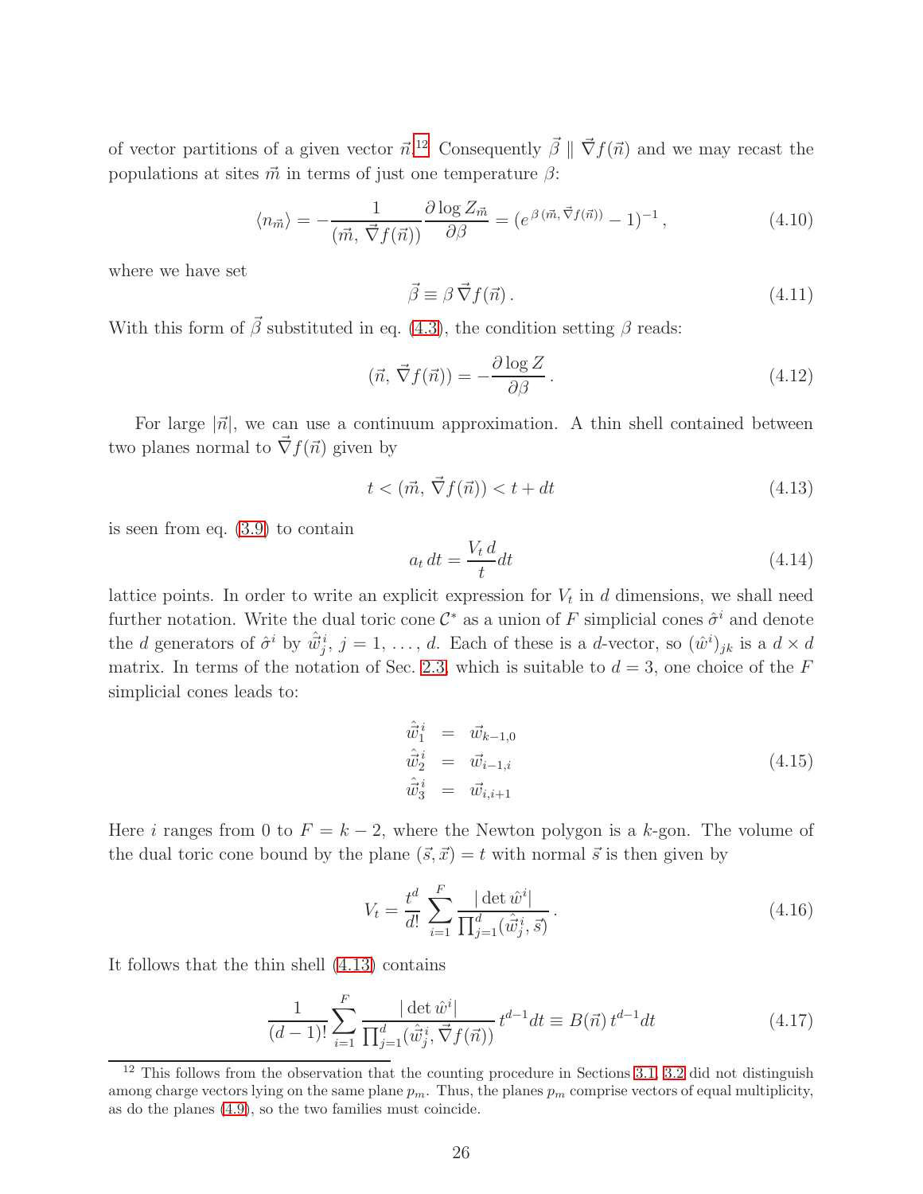of vector partitions of a given vector $\vec{n}$.[12] Consequently $\vec{\beta} \parallel \vec{\nabla} f(\vec{n})$ and we may recast the populations at sites $\vec{m}$ in terms of just one temperature $\beta$:

$$\langle n_{\vec{m}} \rangle = -\frac{1}{(\vec{m},\, \vec{\nabla} f(\vec{n}))} \frac{\partial \log Z_{\vec{m}}}{\partial \beta} = (e^{\,\beta\,(\vec{m},\, \vec{\nabla} f(\vec{n}))} - 1)^{-1}\,, \tag{4.10}$$

where we have set

$$\vec{\beta} \equiv \beta\, \vec{\nabla} f(\vec{n})\,. \tag{4.11}$$

With this form of $\vec{\beta}$ substituted in eq. (4.3), the condition setting $\beta$ reads:

$$(\vec{n},\, \vec{\nabla} f(\vec{n})) = -\frac{\partial \log Z}{\partial \beta}\,. \tag{4.12}$$

For large $|\vec{n}|$, we can use a continuum approximation. A thin shell contained between two planes normal to $\vec{\nabla} f(\vec{n})$ given by

$$t < (\vec{m},\, \vec{\nabla} f(\vec{n})) < t + dt \tag{4.13}$$

is seen from eq. (3.9) to contain

$$a_t\, dt = \frac{V_t\, d}{t} dt \tag{4.14}$$

lattice points. In order to write an explicit expression for $V_t$ in $d$ dimensions, we shall need further notation. Write the dual toric cone $\mathcal{C}^*$ as a union of $F$ simplicial cones $\hat{\sigma}^i$ and denote the $d$ generators of $\hat{\sigma}^i$ by $\hat{\vec{w}}^i_j$, $j = 1, \ldots, d$. Each of these is a $d$-vector, so $(\hat{w}^i)_{jk}$ is a $d \times d$ matrix. In terms of the notation of Sec. 2.3, which is suitable to $d = 3$, one choice of the $F$ simplicial cones leads to:

$$\begin{aligned} \hat{\vec{w}}^i_1 &= \vec{w}_{k-1,0} \\ \hat{\vec{w}}^i_2 &= \vec{w}_{i-1,i} \\ \hat{\vec{w}}^i_3 &= \vec{w}_{i,i+1} \end{aligned} \tag{4.15}$$

Here $i$ ranges from 0 to $F = k - 2$, where the Newton polygon is a $k$-gon. The volume of the dual toric cone bound by the plane $(\vec{s}, \vec{x}) = t$ with normal $\vec{s}$ is then given by

$$V_t = \frac{t^d}{d!} \sum_{i=1}^{F} \frac{|\det \hat{w}^i|}{\prod_{j=1}^{d} (\hat{\vec{w}}^i_j, \vec{s})}\,. \tag{4.16}$$

It follows that the thin shell (4.13) contains

$$\frac{1}{(d-1)!} \sum_{i=1}^{F} \frac{|\det \hat{w}^i|}{\prod_{j=1}^{d} (\hat{\vec{w}}^i_j, \vec{\nabla} f(\vec{n}))}\, t^{d-1} dt \equiv B(\vec{n})\, t^{d-1} dt \tag{4.17}$$

[12] This follows from the observation that the counting procedure in Sections 3.1, 3.2 did not distinguish among charge vectors lying on the same plane $p_m$. Thus, the planes $p_m$ comprise vectors of equal multiplicity, as do the planes (4.9), so the two families must coincide.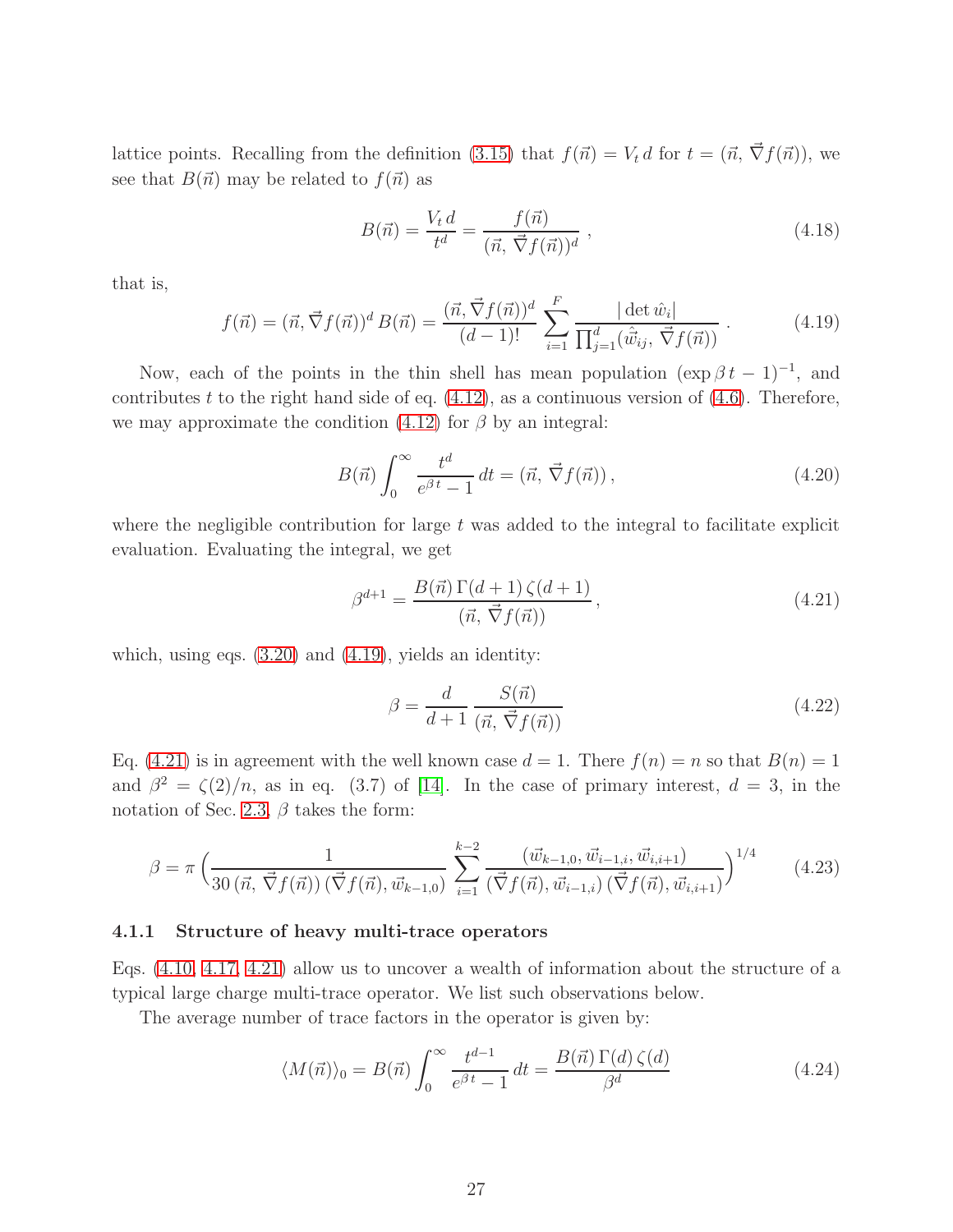lattice points. Recalling from the definition (3.15) that $f(\vec{n}) = V_t\, d$ for $t = (\vec{n}, \vec{\nabla} f(\vec{n}))$, we see that $B(\vec{n})$ may be related to $f(\vec{n})$ as

$$
B(\vec{n}) = \frac{V_t\, d}{t^d} = \frac{f(\vec{n})}{(\vec{n},\, \vec{\nabla} f(\vec{n}))^d}\ , \tag{4.18}
$$

that is,

$$
f(\vec{n}) = (\vec{n}, \vec{\nabla} f(\vec{n}))^d\, B(\vec{n}) = \frac{(\vec{n}, \vec{\nabla} f(\vec{n}))^d}{(d-1)!} \sum_{i=1}^{F} \frac{|\det \hat{w}_i|}{\prod_{j=1}^{d} (\hat{\vec{w}}_{ij},\, \vec{\nabla} f(\vec{n}))}\ . \tag{4.19}
$$

Now, each of the points in the thin shell has mean population $(\exp \beta\, t - 1)^{-1}$, and contributes $t$ to the right hand side of eq. (4.12), as a continuous version of (4.6). Therefore, we may approximate the condition (4.12) for $\beta$ by an integral:

$$
B(\vec{n}) \int_0^\infty \frac{t^d}{e^{\beta\, t} - 1}\, dt = (\vec{n},\, \vec{\nabla} f(\vec{n}))\,, \tag{4.20}
$$

where the negligible contribution for large $t$ was added to the integral to facilitate explicit evaluation. Evaluating the integral, we get

$$
\beta^{d+1} = \frac{B(\vec{n})\, \Gamma(d+1)\, \zeta(d+1)}{(\vec{n},\, \vec{\nabla} f(\vec{n}))}\,, \tag{4.21}
$$

which, using eqs. (3.20) and (4.19), yields an identity:

$$
\beta = \frac{d}{d+1}\, \frac{S(\vec{n})}{(\vec{n},\, \vec{\nabla} f(\vec{n}))} \tag{4.22}
$$

Eq. (4.21) is in agreement with the well known case $d = 1$. There $f(n) = n$ so that $B(n) = 1$ and $\beta^2 = \zeta(2)/n$, as in eq. (3.7) of [14]. In the case of primary interest, $d = 3$, in the notation of Sec. 2.3, $\beta$ takes the form:

$$
\beta = \pi \Big( \frac{1}{30\, (\vec{n},\, \vec{\nabla} f(\vec{n}))\, (\vec{\nabla} f(\vec{n}), \vec{w}_{k-1,0})} \sum_{i=1}^{k-2} \frac{(\vec{w}_{k-1,0}, \vec{w}_{i-1,i}, \vec{w}_{i,i+1})}{(\vec{\nabla} f(\vec{n}), \vec{w}_{i-1,i})\, (\vec{\nabla} f(\vec{n}), \vec{w}_{i,i+1})} \Big)^{1/4} \tag{4.23}
$$

### 4.1.1 Structure of heavy multi-trace operators

Eqs. (4.10, 4.17, 4.21) allow us to uncover a wealth of information about the structure of a typical large charge multi-trace operator. We list such observations below.

The average number of trace factors in the operator is given by:

$$
\langle M(\vec{n}) \rangle_0 = B(\vec{n}) \int_0^\infty \frac{t^{d-1}}{e^{\beta\, t} - 1}\, dt = \frac{B(\vec{n})\, \Gamma(d)\, \zeta(d)}{\beta^d} \tag{4.24}
$$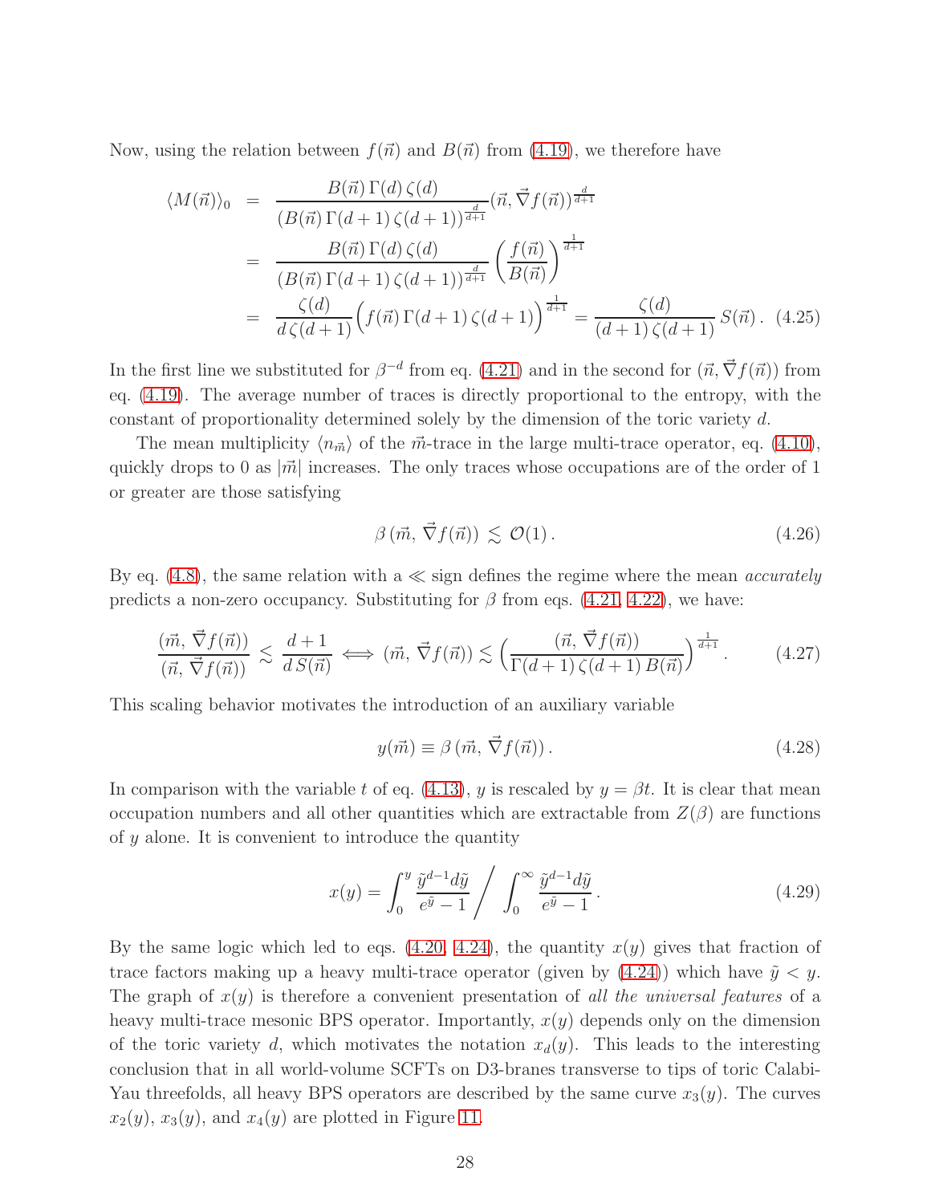Now, using the relation between $f(\vec{n})$ and $B(\vec{n})$ from (4.19), we therefore have

$$
\begin{aligned}
\langle M(\vec{n})\rangle_0 &= \frac{B(\vec{n})\,\Gamma(d)\,\zeta(d)}{\left(B(\vec{n})\,\Gamma(d+1)\,\zeta(d+1)\right)^{\frac{d}{d+1}}}(\vec{n},\vec{\nabla} f(\vec{n}))^{\frac{d}{d+1}} \\
&= \frac{B(\vec{n})\,\Gamma(d)\,\zeta(d)}{\left(B(\vec{n})\,\Gamma(d+1)\,\zeta(d+1)\right)^{\frac{d}{d+1}}}\left(\frac{f(\vec{n})}{B(\vec{n})}\right)^{\frac{1}{d+1}} \\
&= \frac{\zeta(d)}{d\,\zeta(d+1)}\Big(f(\vec{n})\,\Gamma(d+1)\,\zeta(d+1)\Big)^{\frac{1}{d+1}} = \frac{\zeta(d)}{(d+1)\,\zeta(d+1)}\,S(\vec{n})\,. 
\end{aligned}
\tag{4.25}
$$

In the first line we substituted for $\beta^{-d}$ from eq. (4.21) and in the second for $(\vec{n},\vec{\nabla} f(\vec{n}))$ from eq. (4.19). The average number of traces is directly proportional to the entropy, with the constant of proportionality determined solely by the dimension of the toric variety $d$.

The mean multiplicity $\langle n_{\vec{m}}\rangle$ of the $\vec{m}$-trace in the large multi-trace operator, eq. (4.10), quickly drops to 0 as $|\vec{m}|$ increases. The only traces whose occupations are of the order of 1 or greater are those satisfying

$$
\beta\,(\vec{m},\,\vec{\nabla} f(\vec{n})) \lesssim \mathcal{O}(1)\,. \tag{4.26}
$$

By eq. (4.8), the same relation with a $\ll$ sign defines the regime where the mean *accurately* predicts a non-zero occupancy. Substituting for $\beta$ from eqs. (4.21, 4.22), we have:

$$
\frac{(\vec{m},\,\vec{\nabla} f(\vec{n}))}{(\vec{n},\,\vec{\nabla} f(\vec{n}))} \lesssim \frac{d+1}{d\,S(\vec{n})} \Longleftrightarrow (\vec{m},\,\vec{\nabla} f(\vec{n})) \lesssim \Big(\frac{(\vec{n},\,\vec{\nabla} f(\vec{n}))}{\Gamma(d+1)\,\zeta(d+1)\,B(\vec{n})}\Big)^{\frac{1}{d+1}}\,. \tag{4.27}
$$

This scaling behavior motivates the introduction of an auxiliary variable

$$
y(\vec{m}) \equiv \beta\,(\vec{m},\,\vec{\nabla} f(\vec{n}))\,. \tag{4.28}
$$

In comparison with the variable $t$ of eq. (4.13), $y$ is rescaled by $y = \beta t$. It is clear that mean occupation numbers and all other quantities which are extractable from $Z(\beta)$ are functions of $y$ alone. It is convenient to introduce the quantity

$$
x(y) = \int_0^y \frac{\tilde{y}^{d-1}d\tilde{y}}{e^{\tilde{y}}-1} \Bigg/ \int_0^\infty \frac{\tilde{y}^{d-1}d\tilde{y}}{e^{\tilde{y}}-1}\,. \tag{4.29}
$$

By the same logic which led to eqs. (4.20, 4.24), the quantity $x(y)$ gives that fraction of trace factors making up a heavy multi-trace operator (given by (4.24)) which have $\tilde{y} < y$. The graph of $x(y)$ is therefore a convenient presentation of *all the universal features* of a heavy multi-trace mesonic BPS operator. Importantly, $x(y)$ depends only on the dimension of the toric variety $d$, which motivates the notation $x_d(y)$. This leads to the interesting conclusion that in all world-volume SCFTs on D3-branes transverse to tips of toric Calabi-Yau threefolds, all heavy BPS operators are described by the same curve $x_3(y)$. The curves $x_2(y)$, $x_3(y)$, and $x_4(y)$ are plotted in Figure 11.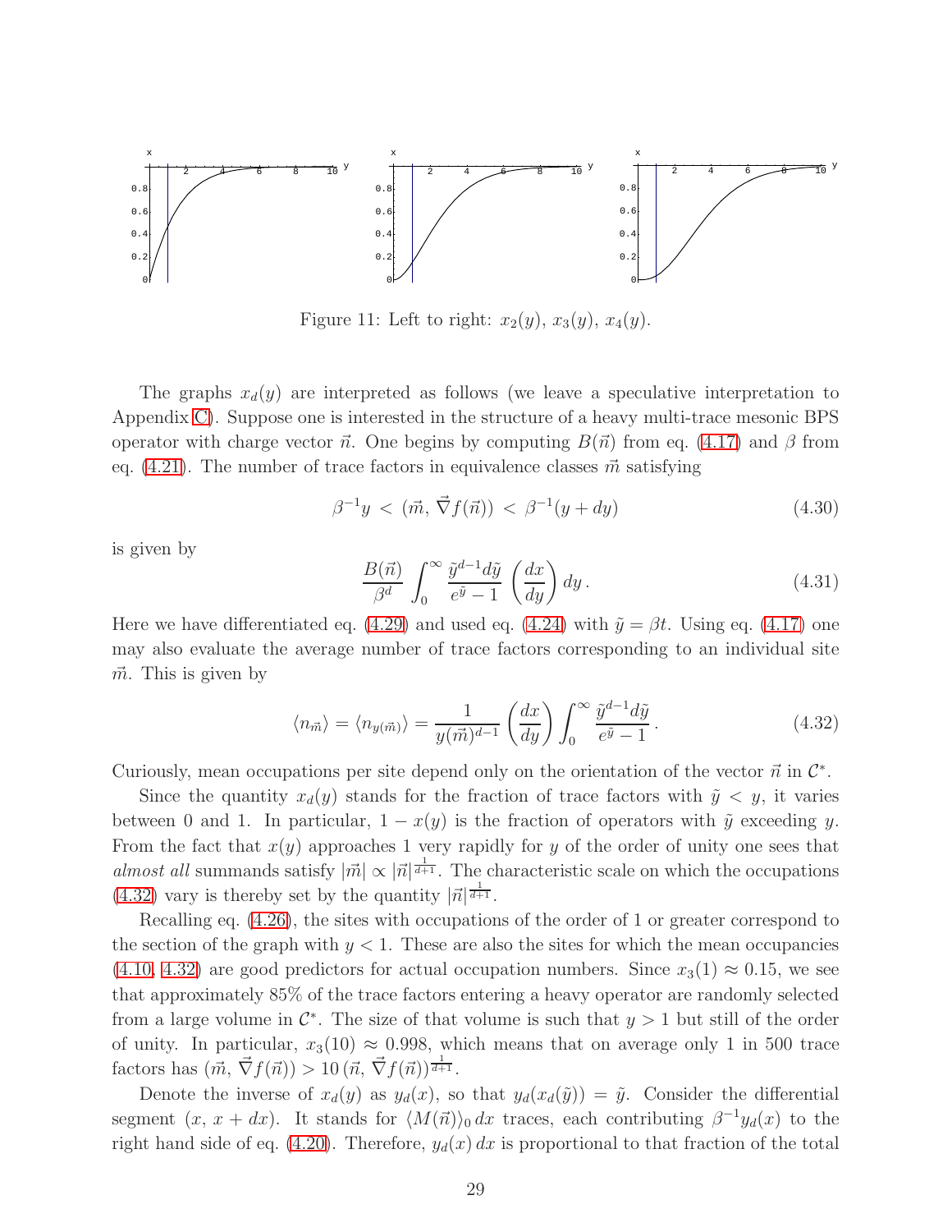x y
0.8 0.6 0.4 0.2 0
2 4 6 8 10

x y
0.8 0.6 0.4 0.2 0
2 4 6 8 10

x y
0.8 0.6 0.4 0.2 0
2 4 6 8 10

Figure 11: Left to right: $x_2(y)$, $x_3(y)$, $x_4(y)$.

The graphs $x_d(y)$ are interpreted as follows (we leave a speculative interpretation to Appendix C). Suppose one is interested in the structure of a heavy multi-trace mesonic BPS operator with charge vector $\vec{n}$. One begins by computing $B(\vec{n})$ from eq. (4.17) and $\beta$ from eq. (4.21). The number of trace factors in equivalence classes $\vec{m}$ satisfying

$$\beta^{-1} y \,<\, (\vec{m},\, \vec{\nabla} f(\vec{n})) \,<\, \beta^{-1}(y + dy) \tag{4.30}$$

is given by

$$\frac{B(\vec{n})}{\beta^d} \int_0^\infty \frac{\tilde{y}^{d-1} d\tilde{y}}{e^{\tilde{y}} - 1} \left(\frac{dx}{dy}\right) dy\,. \tag{4.31}$$

Here we have differentiated eq. (4.29) and used eq. (4.24) with $\tilde{y} = \beta t$. Using eq. (4.17) one may also evaluate the average number of trace factors corresponding to an individual site $\vec{m}$. This is given by

$$\langle n_{\vec{m}} \rangle = \langle n_{y(\vec{m})} \rangle = \frac{1}{y(\vec{m})^{d-1}} \left(\frac{dx}{dy}\right) \int_0^\infty \frac{\tilde{y}^{d-1} d\tilde{y}}{e^{\tilde{y}} - 1}\,. \tag{4.32}$$

Curiously, mean occupations per site depend only on the orientation of the vector $\vec{n}$ in $\mathcal{C}^*$.

Since the quantity $x_d(y)$ stands for the fraction of trace factors with $\tilde{y} < y$, it varies between 0 and 1. In particular, $1 - x(y)$ is the fraction of operators with $\tilde{y}$ exceeding $y$. From the fact that $x(y)$ approaches 1 very rapidly for $y$ of the order of unity one sees that *almost all* summands satisfy $|\vec{m}| \propto |\vec{n}|^{\frac{1}{d+1}}$. The characteristic scale on which the occupations (4.32) vary is thereby set by the quantity $|\vec{n}|^{\frac{1}{d+1}}$.

Recalling eq. (4.26), the sites with occupations of the order of 1 or greater correspond to the section of the graph with $y < 1$. These are also the sites for which the mean occupancies (4.10, 4.32) are good predictors for actual occupation numbers. Since $x_3(1) \approx 0.15$, we see that approximately 85% of the trace factors entering a heavy operator are randomly selected from a large volume in $\mathcal{C}^*$. The size of that volume is such that $y > 1$ but still of the order of unity. In particular, $x_3(10) \approx 0.998$, which means that on average only 1 in 500 trace factors has $(\vec{m}, \vec{\nabla} f(\vec{n})) > 10\, (\vec{n}, \vec{\nabla} f(\vec{n}))^{\frac{1}{d+1}}$.

Denote the inverse of $x_d(y)$ as $y_d(x)$, so that $y_d(x_d(\tilde{y})) = \tilde{y}$. Consider the differential segment $(x,\, x + dx)$. It stands for $\langle M(\vec{n}) \rangle_0\, dx$ traces, each contributing $\beta^{-1} y_d(x)$ to the right hand side of eq. (4.20). Therefore, $y_d(x)\, dx$ is proportional to that fraction of the total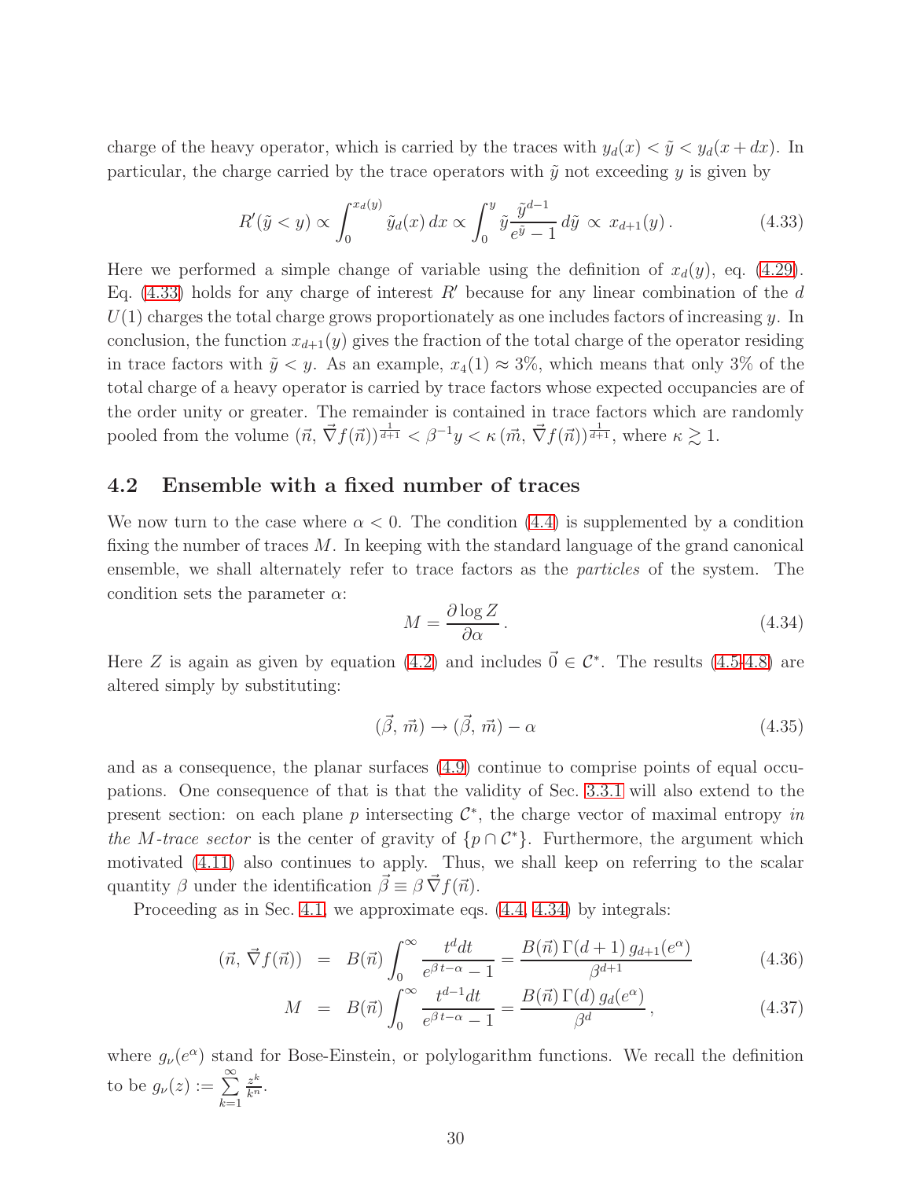charge of the heavy operator, which is carried by the traces with $y_d(x) < \tilde{y} < y_d(x + dx)$. In particular, the charge carried by the trace operators with $\tilde{y}$ not exceeding $y$ is given by

$$R'(\tilde{y} < y) \propto \int_0^{x_d(y)} \tilde{y}_d(x)\, dx \propto \int_0^y \tilde{y} \frac{\tilde{y}^{d-1}}{e^{\tilde{y}} - 1}\, d\tilde{y} \propto x_{d+1}(y)\,. \tag{4.33}$$

Here we performed a simple change of variable using the definition of $x_d(y)$, eq. (4.29). Eq. (4.33) holds for any charge of interest $R'$ because for any linear combination of the $d$ $U(1)$ charges the total charge grows proportionately as one includes factors of increasing $y$. In conclusion, the function $x_{d+1}(y)$ gives the fraction of the total charge of the operator residing in trace factors with $\tilde{y} < y$. As an example, $x_4(1) \approx 3\%$, which means that only 3% of the total charge of a heavy operator is carried by trace factors whose expected occupancies are of the order unity or greater. The remainder is contained in trace factors which are randomly pooled from the volume $(\vec{n}, \vec{\nabla} f(\vec{n}))^{\frac{1}{d+1}} < \beta^{-1} y < \kappa\, (\vec{m}, \vec{\nabla} f(\vec{n}))^{\frac{1}{d+1}}$, where $\kappa \gtrsim 1$.

## 4.2 Ensemble with a fixed number of traces

We now turn to the case where $\alpha < 0$. The condition (4.4) is supplemented by a condition fixing the number of traces $M$. In keeping with the standard language of the grand canonical ensemble, we shall alternately refer to trace factors as the *particles* of the system. The condition sets the parameter $\alpha$:

$$M = \frac{\partial \log Z}{\partial \alpha}\,. \tag{4.34}$$

Here $Z$ is again as given by equation (4.2) and includes $\vec{0} \in \mathcal{C}^*$. The results (4.5-4.8) are altered simply by substituting:

$$(\vec{\beta}, \vec{m}) \to (\vec{\beta}, \vec{m}) - \alpha \tag{4.35}$$

and as a consequence, the planar surfaces (4.9) continue to comprise points of equal occupations. One consequence of that is that the validity of Sec. 3.3.1 will also extend to the present section: on each plane $p$ intersecting $\mathcal{C}^*$, the charge vector of maximal entropy *in the M-trace sector* is the center of gravity of $\{p \cap \mathcal{C}^*\}$. Furthermore, the argument which motivated (4.11) also continues to apply. Thus, we shall keep on referring to the scalar quantity $\beta$ under the identification $\vec{\beta} \equiv \beta\, \vec{\nabla} f(\vec{n})$.

Proceeding as in Sec. 4.1, we approximate eqs. (4.4, 4.34) by integrals:

$$(\vec{n}, \vec{\nabla} f(\vec{n})) = B(\vec{n}) \int_0^\infty \frac{t^d dt}{e^{\beta t - \alpha} - 1} = \frac{B(\vec{n})\, \Gamma(d+1)\, g_{d+1}(e^\alpha)}{\beta^{d+1}} \tag{4.36}$$

$$M = B(\vec{n}) \int_0^\infty \frac{t^{d-1} dt}{e^{\beta t - \alpha} - 1} = \frac{B(\vec{n})\, \Gamma(d)\, g_d(e^\alpha)}{\beta^d}\,, \tag{4.37}$$

where $g_\nu(e^\alpha)$ stand for Bose-Einstein, or polylogarithm functions. We recall the definition to be $g_\nu(z) := \sum_{k=1}^{\infty} \frac{z^k}{k^n}$.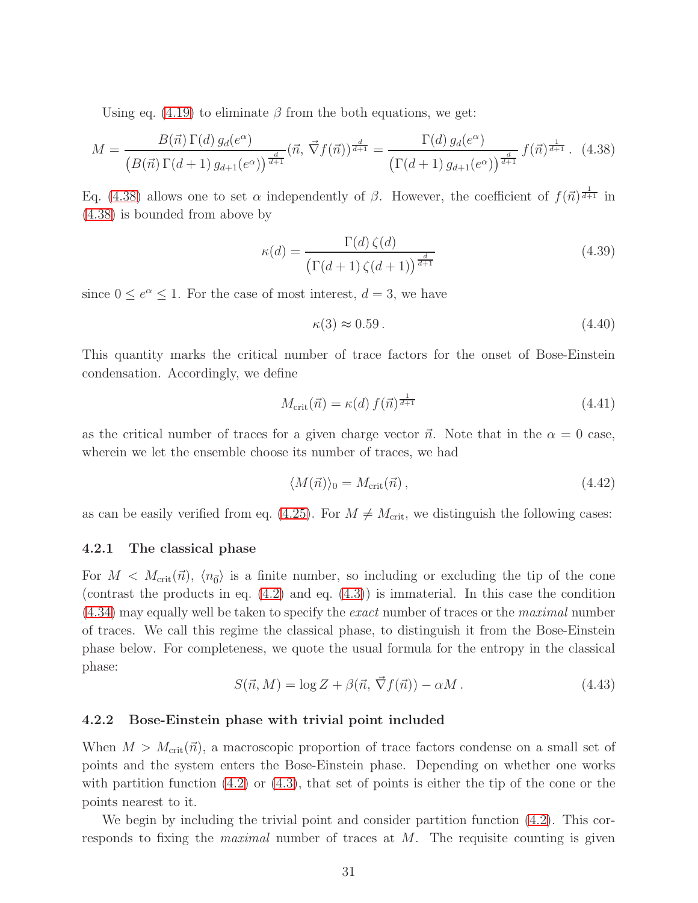Using eq. (4.19) to eliminate $\beta$ from the both equations, we get:

$$M = \frac{B(\vec{n})\,\Gamma(d)\,g_d(e^{\alpha})}{\big(B(\vec{n})\,\Gamma(d+1)\,g_{d+1}(e^{\alpha})\big)^{\frac{d}{d+1}}}(\vec{n},\,\vec{\nabla} f(\vec{n}))^{\frac{d}{d+1}} = \frac{\Gamma(d)\,g_d(e^{\alpha})}{\big(\Gamma(d+1)\,g_{d+1}(e^{\alpha})\big)^{\frac{d}{d+1}}}\,f(\vec{n})^{\frac{1}{d+1}}\,. \tag{4.38}$$

Eq. (4.38) allows one to set $\alpha$ independently of $\beta$. However, the coefficient of $f(\vec{n})^{\frac{1}{d+1}}$ in (4.38) is bounded from above by

$$\kappa(d) = \frac{\Gamma(d)\,\zeta(d)}{\big(\Gamma(d+1)\,\zeta(d+1)\big)^{\frac{d}{d+1}}} \tag{4.39}$$

since $0 \le e^{\alpha} \le 1$. For the case of most interest, $d = 3$, we have

$$\kappa(3) \approx 0.59\,. \tag{4.40}$$

This quantity marks the critical number of trace factors for the onset of Bose-Einstein condensation. Accordingly, we define

$$M_{\text{crit}}(\vec{n}) = \kappa(d)\,f(\vec{n})^{\frac{1}{d+1}} \tag{4.41}$$

as the critical number of traces for a given charge vector $\vec{n}$. Note that in the $\alpha = 0$ case, wherein we let the ensemble choose its number of traces, we had

$$\langle M(\vec{n})\rangle_0 = M_{\text{crit}}(\vec{n})\,, \tag{4.42}$$

as can be easily verified from eq. (4.25). For $M \neq M_{\text{crit}}$, we distinguish the following cases:

### 4.2.1 The classical phase

For $M < M_{\text{crit}}(\vec{n})$, $\langle n_{\vec{0}}\rangle$ is a finite number, so including or excluding the tip of the cone (contrast the products in eq. (4.2) and eq. (4.3)) is immaterial. In this case the condition (4.34) may equally well be taken to specify the *exact* number of traces or the *maximal* number of traces. We call this regime the classical phase, to distinguish it from the Bose-Einstein phase below. For completeness, we quote the usual formula for the entropy in the classical phase:

$$S(\vec{n}, M) = \log Z + \beta(\vec{n},\,\vec{\nabla} f(\vec{n})) - \alpha M\,. \tag{4.43}$$

### 4.2.2 Bose-Einstein phase with trivial point included

When $M > M_{\text{crit}}(\vec{n})$, a macroscopic proportion of trace factors condense on a small set of points and the system enters the Bose-Einstein phase. Depending on whether one works with partition function (4.2) or (4.3), that set of points is either the tip of the cone or the points nearest to it.

We begin by including the trivial point and consider partition function (4.2). This corresponds to fixing the *maximal* number of traces at $M$. The requisite counting is given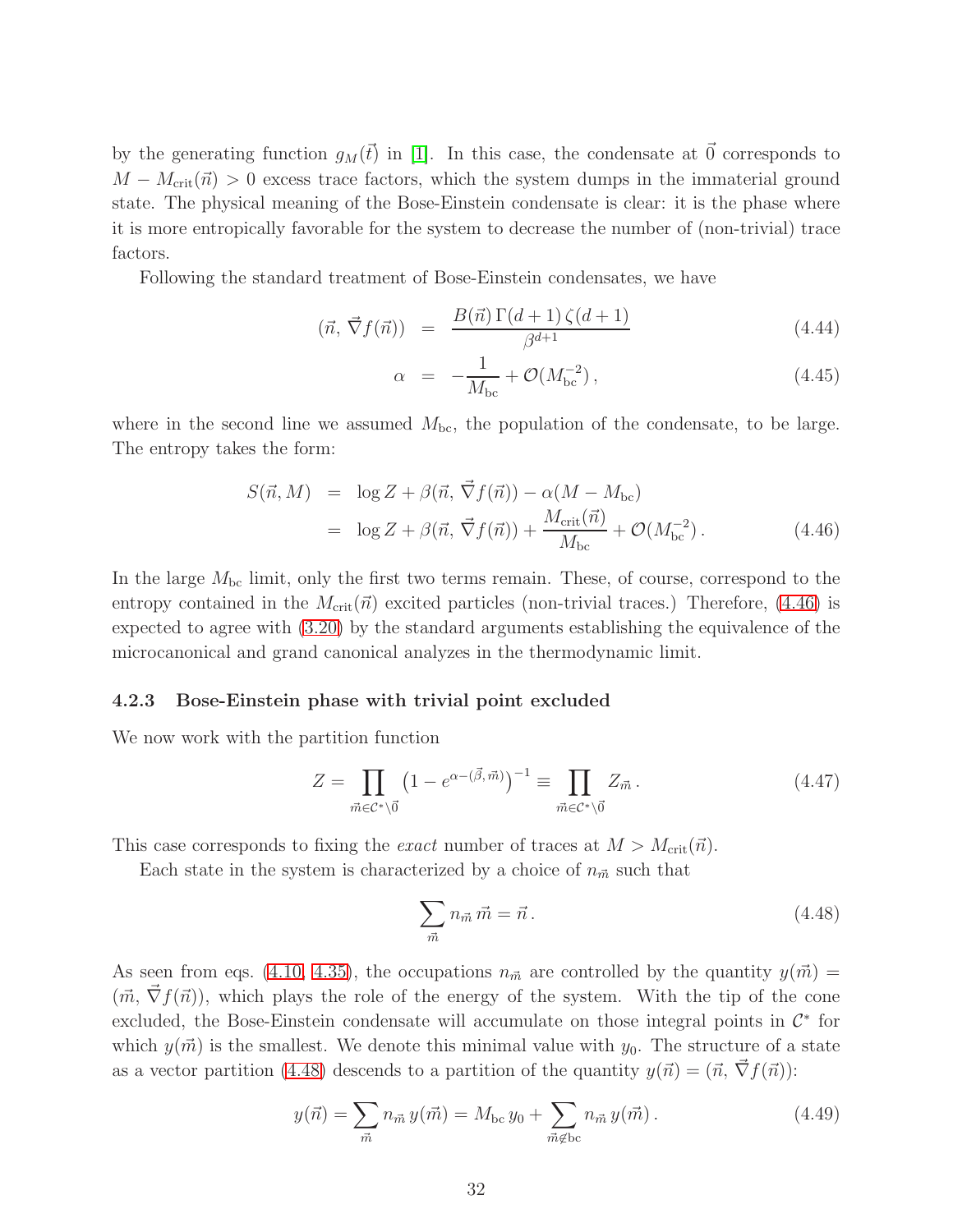by the generating function $g_M(\vec{t})$ in [1]. In this case, the condensate at $\vec{0}$ corresponds to $M - M_{\rm crit}(\vec{n}) > 0$ excess trace factors, which the system dumps in the immaterial ground state. The physical meaning of the Bose-Einstein condensate is clear: it is the phase where it is more entropically favorable for the system to decrease the number of (non-trivial) trace factors.

Following the standard treatment of Bose-Einstein condensates, we have

$$(\vec{n}, \vec{\nabla} f(\vec{n})) = \frac{B(\vec{n})\,\Gamma(d+1)\,\zeta(d+1)}{\beta^{d+1}} \tag{4.44}$$

$$\alpha = -\frac{1}{M_{\rm bc}} + \mathcal{O}(M_{\rm bc}^{-2})\,, \tag{4.45}$$

where in the second line we assumed $M_{\rm bc}$, the population of the condensate, to be large. The entropy takes the form:

$$\begin{aligned} S(\vec{n}, M) &= \log Z + \beta(\vec{n}, \vec{\nabla} f(\vec{n})) - \alpha(M - M_{\rm bc}) \\ &= \log Z + \beta(\vec{n}, \vec{\nabla} f(\vec{n})) + \frac{M_{\rm crit}(\vec{n})}{M_{\rm bc}} + \mathcal{O}(M_{\rm bc}^{-2})\,. \end{aligned} \tag{4.46}$$

In the large $M_{\rm bc}$ limit, only the first two terms remain. These, of course, correspond to the entropy contained in the $M_{\rm crit}(\vec{n})$ excited particles (non-trivial traces.) Therefore, (4.46) is expected to agree with (3.20) by the standard arguments establishing the equivalence of the microcanonical and grand canonical analyzes in the thermodynamic limit.

### 4.2.3 Bose-Einstein phase with trivial point excluded

We now work with the partition function

$$Z = \prod_{\vec{m}\in\mathcal{C}^*\setminus\vec{0}} \left(1 - e^{\alpha - (\vec{\beta}, \vec{m})}\right)^{-1} \equiv \prod_{\vec{m}\in\mathcal{C}^*\setminus\vec{0}} Z_{\vec{m}}\,. \tag{4.47}$$

This case corresponds to fixing the *exact* number of traces at $M > M_{\rm crit}(\vec{n})$.

Each state in the system is characterized by a choice of $n_{\vec{m}}$ such that

$$\sum_{\vec{m}} n_{\vec{m}}\, \vec{m} = \vec{n}\,. \tag{4.48}$$

As seen from eqs. (4.10, 4.35), the occupations $n_{\vec{m}}$ are controlled by the quantity $y(\vec{m}) = (\vec{m}, \vec{\nabla} f(\vec{n}))$, which plays the role of the energy of the system. With the tip of the cone excluded, the Bose-Einstein condensate will accumulate on those integral points in $\mathcal{C}^*$ for which $y(\vec{m})$ is the smallest. We denote this minimal value with $y_0$. The structure of a state as a vector partition (4.48) descends to a partition of the quantity $y(\vec{n}) = (\vec{n}, \vec{\nabla} f(\vec{n}))$:

$$y(\vec{n}) = \sum_{\vec{m}} n_{\vec{m}}\, y(\vec{m}) = M_{\rm bc}\, y_0 + \sum_{\vec{m}\notin{\rm bc}} n_{\vec{m}}\, y(\vec{m})\,. \tag{4.49}$$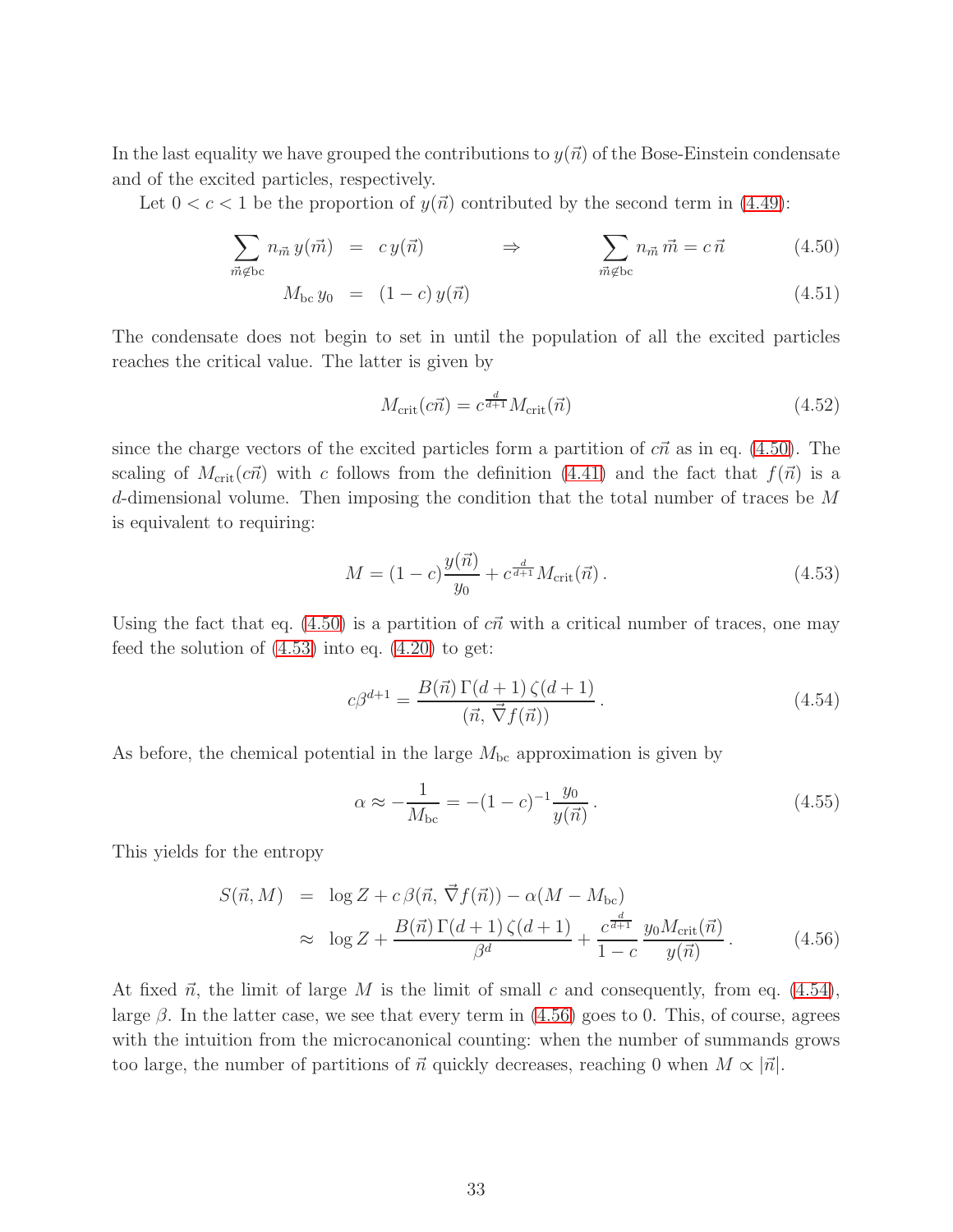In the last equality we have grouped the contributions to $y(\vec{n})$ of the Bose-Einstein condensate and of the excited particles, respectively.

Let $0 < c < 1$ be the proportion of $y(\vec{n})$ contributed by the second term in (4.49):

$$\sum_{\vec{m}\notin \mathrm{bc}} n_{\vec{m}}\, y(\vec{m}) \;=\; c\, y(\vec{n}) \qquad \Rightarrow \qquad \sum_{\vec{m}\notin \mathrm{bc}} n_{\vec{m}}\, \vec{m} = c\,\vec{n} \tag{4.50}$$

$$M_{\mathrm{bc}}\, y_0 \;=\; (1-c)\, y(\vec{n}) \tag{4.51}$$

The condensate does not begin to set in until the population of all the excited particles reaches the critical value. The latter is given by

$$M_{\mathrm{crit}}(c\vec{n}) = c^{\frac{d}{d+1}} M_{\mathrm{crit}}(\vec{n}) \tag{4.52}$$

since the charge vectors of the excited particles form a partition of $c\vec{n}$ as in eq. (4.50). The scaling of $M_{\mathrm{crit}}(c\vec{n})$ with $c$ follows from the definition (4.41) and the fact that $f(\vec{n})$ is a $d$-dimensional volume. Then imposing the condition that the total number of traces be $M$ is equivalent to requiring:

$$M = (1-c)\frac{y(\vec{n})}{y_0} + c^{\frac{d}{d+1}} M_{\mathrm{crit}}(\vec{n})\,. \tag{4.53}$$

Using the fact that eq. (4.50) is a partition of $c\vec{n}$ with a critical number of traces, one may feed the solution of (4.53) into eq. (4.20) to get:

$$c\beta^{d+1} = \frac{B(\vec{n})\,\Gamma(d+1)\,\zeta(d+1)}{(\vec{n},\,\vec{\nabla} f(\vec{n}))}\,. \tag{4.54}$$

As before, the chemical potential in the large $M_{\mathrm{bc}}$ approximation is given by

$$\alpha \approx -\frac{1}{M_{\mathrm{bc}}} = -(1-c)^{-1}\frac{y_0}{y(\vec{n})}\,. \tag{4.55}$$

This yields for the entropy

$$\begin{aligned} S(\vec{n},M) \;&=\; \log Z + c\,\beta(\vec{n},\,\vec{\nabla} f(\vec{n})) - \alpha(M - M_{\mathrm{bc}}) \\ &\approx\; \log Z + \frac{B(\vec{n})\,\Gamma(d+1)\,\zeta(d+1)}{\beta^d} + \frac{c^{\frac{d}{d+1}}}{1-c}\,\frac{y_0 M_{\mathrm{crit}}(\vec{n})}{y(\vec{n})}\,. \end{aligned} \tag{4.56}$$

At fixed $\vec{n}$, the limit of large $M$ is the limit of small $c$ and consequently, from eq. (4.54), large $\beta$. In the latter case, we see that every term in (4.56) goes to 0. This, of course, agrees with the intuition from the microcanonical counting: when the number of summands grows too large, the number of partitions of $\vec{n}$ quickly decreases, reaching 0 when $M \propto |\vec{n}|$.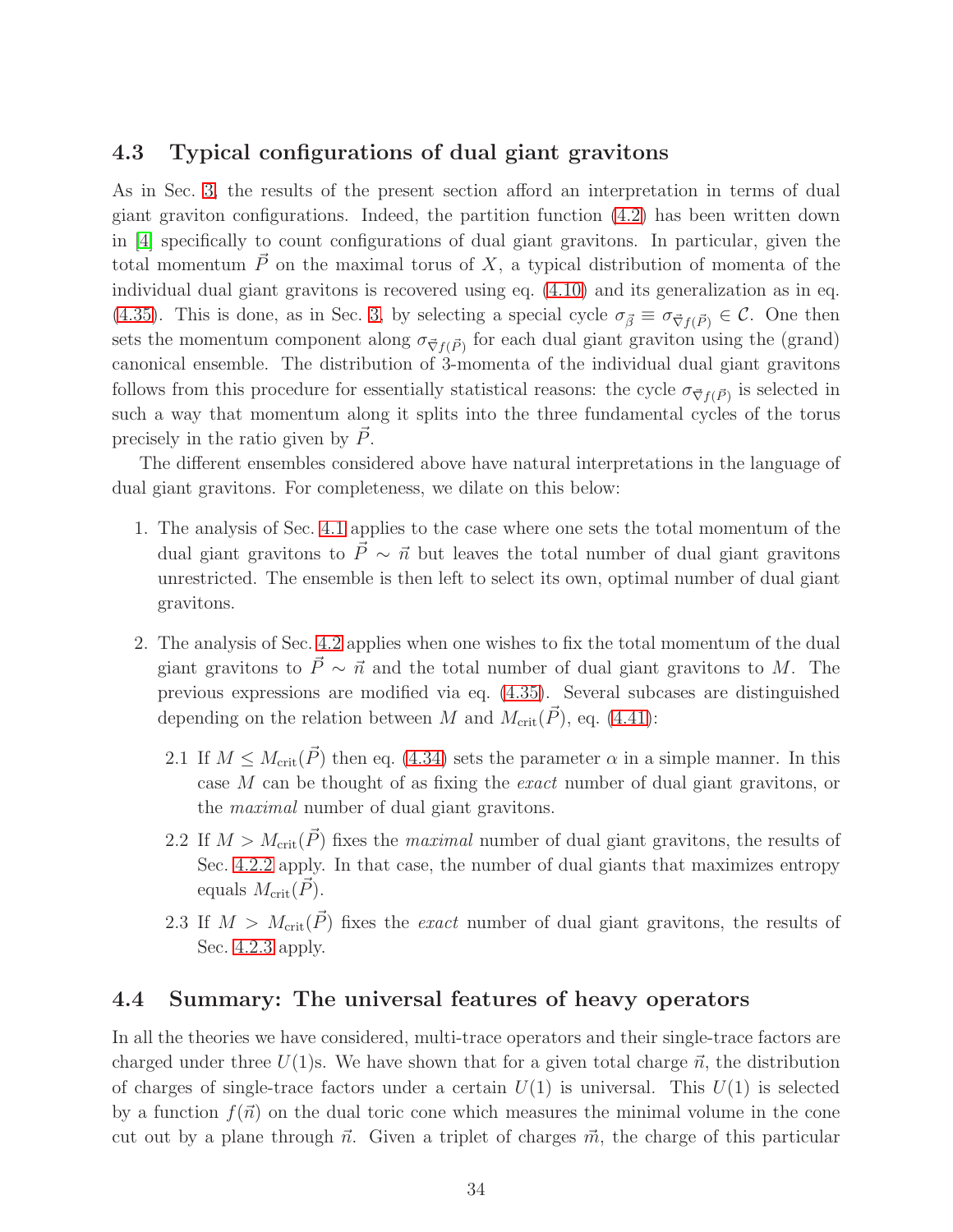### 4.3 Typical configurations of dual giant gravitons

As in Sec. 3, the results of the present section afford an interpretation in terms of dual giant graviton configurations. Indeed, the partition function (4.2) has been written down in [4] specifically to count configurations of dual giant gravitons. In particular, given the total momentum $\vec{P}$ on the maximal torus of $X$, a typical distribution of momenta of the individual dual giant gravitons is recovered using eq. (4.10) and its generalization as in eq. (4.35). This is done, as in Sec. 3, by selecting a special cycle $\sigma_{\vec{\beta}} \equiv \sigma_{\vec{\nabla} f(\vec{P})} \in \mathcal{C}$. One then sets the momentum component along $\sigma_{\vec{\nabla} f(\vec{P})}$ for each dual giant graviton using the (grand) canonical ensemble. The distribution of 3-momenta of the individual dual giant gravitons follows from this procedure for essentially statistical reasons: the cycle $\sigma_{\vec{\nabla} f(\vec{P})}$ is selected in such a way that momentum along it splits into the three fundamental cycles of the torus precisely in the ratio given by $\vec{P}$.

The different ensembles considered above have natural interpretations in the language of dual giant gravitons. For completeness, we dilate on this below:

1. The analysis of Sec. 4.1 applies to the case where one sets the total momentum of the dual giant gravitons to $\vec{P} \sim \vec{n}$ but leaves the total number of dual giant gravitons unrestricted. The ensemble is then left to select its own, optimal number of dual giant gravitons.

2. The analysis of Sec. 4.2 applies when one wishes to fix the total momentum of the dual giant gravitons to $\vec{P} \sim \vec{n}$ and the total number of dual giant gravitons to $M$. The previous expressions are modified via eq. (4.35). Several subcases are distinguished depending on the relation between $M$ and $M_{\text{crit}}(\vec{P})$, eq. (4.41):

   2.1 If $M \leq M_{\text{crit}}(\vec{P})$ then eq. (4.34) sets the parameter $\alpha$ in a simple manner. In this case $M$ can be thought of as fixing the *exact* number of dual giant gravitons, or the *maximal* number of dual giant gravitons.

   2.2 If $M > M_{\text{crit}}(\vec{P})$ fixes the *maximal* number of dual giant gravitons, the results of Sec. 4.2.2 apply. In that case, the number of dual giants that maximizes entropy equals $M_{\text{crit}}(\vec{P})$.

   2.3 If $M > M_{\text{crit}}(\vec{P})$ fixes the *exact* number of dual giant gravitons, the results of Sec. 4.2.3 apply.

### 4.4 Summary: The universal features of heavy operators

In all the theories we have considered, multi-trace operators and their single-trace factors are charged under three $U(1)$s. We have shown that for a given total charge $\vec{n}$, the distribution of charges of single-trace factors under a certain $U(1)$ is universal. This $U(1)$ is selected by a function $f(\vec{n})$ on the dual toric cone which measures the minimal volume in the cone cut out by a plane through $\vec{n}$. Given a triplet of charges $\vec{m}$, the charge of this particular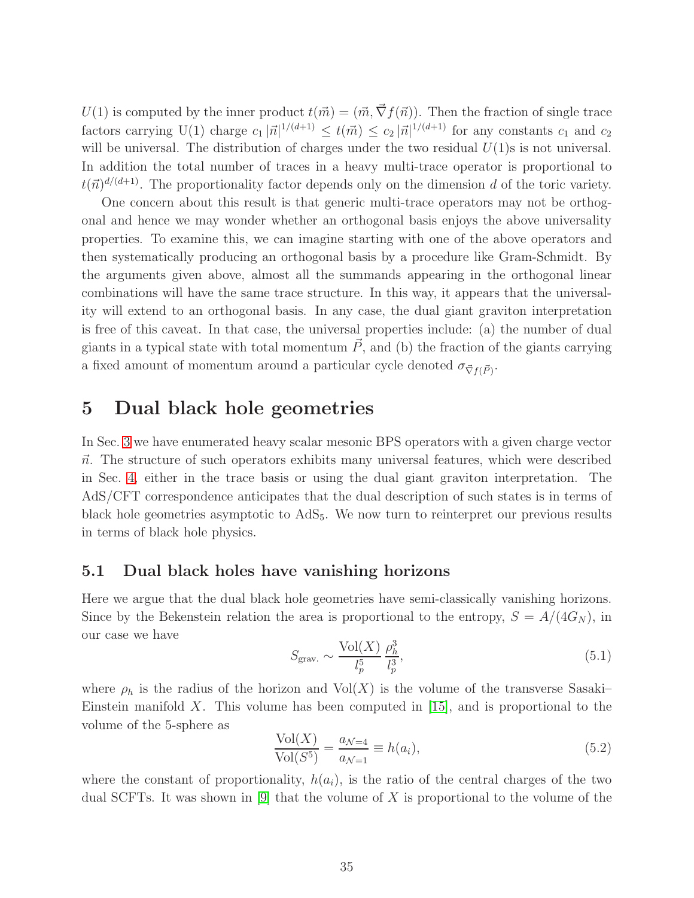$U(1)$ is computed by the inner product $t(\vec{m}) = (\vec{m}, \vec{\nabla} f(\vec{n}))$. Then the fraction of single trace factors carrying U(1) charge $c_1 \, |\vec{n}|^{1/(d+1)} \leq t(\vec{m}) \leq c_2 \, |\vec{n}|^{1/(d+1)}$ for any constants $c_1$ and $c_2$ will be universal. The distribution of charges under the two residual $U(1)$s is not universal. In addition the total number of traces in a heavy multi-trace operator is proportional to $t(\vec{n})^{d/(d+1)}$. The proportionality factor depends only on the dimension $d$ of the toric variety.

One concern about this result is that generic multi-trace operators may not be orthogonal and hence we may wonder whether an orthogonal basis enjoys the above universality properties. To examine this, we can imagine starting with one of the above operators and then systematically producing an orthogonal basis by a procedure like Gram-Schmidt. By the arguments given above, almost all the summands appearing in the orthogonal linear combinations will have the same trace structure. In this way, it appears that the universality will extend to an orthogonal basis. In any case, the dual giant graviton interpretation is free of this caveat. In that case, the universal properties include: (a) the number of dual giants in a typical state with total momentum $\vec{P}$, and (b) the fraction of the giants carrying a fixed amount of momentum around a particular cycle denoted $\sigma_{\vec{\nabla} f(\vec{P})}$.

# 5 Dual black hole geometries

In Sec. 3 we have enumerated heavy scalar mesonic BPS operators with a given charge vector $\vec{n}$. The structure of such operators exhibits many universal features, which were described in Sec. 4, either in the trace basis or using the dual giant graviton interpretation. The AdS/CFT correspondence anticipates that the dual description of such states is in terms of black hole geometries asymptotic to $\text{AdS}_5$. We now turn to reinterpret our previous results in terms of black hole physics.

## 5.1 Dual black holes have vanishing horizons

Here we argue that the dual black hole geometries have semi-classically vanishing horizons. Since by the Bekenstein relation the area is proportional to the entropy, $S = A/(4G_N)$, in our case we have

$$S_{\text{grav.}} \sim \frac{\text{Vol}(X)}{l_p^5} \frac{\rho_h^3}{l_p^3}, \tag{5.1}$$

where $\rho_h$ is the radius of the horizon and $\text{Vol}(X)$ is the volume of the transverse Sasaki–Einstein manifold $X$. This volume has been computed in [15], and is proportional to the volume of the 5-sphere as

$$\frac{\text{Vol}(X)}{\text{Vol}(S^5)} = \frac{a_{\mathcal{N}=4}}{a_{\mathcal{N}=1}} \equiv h(a_i), \tag{5.2}$$

where the constant of proportionality, $h(a_i)$, is the ratio of the central charges of the two dual SCFTs. It was shown in [9] that the volume of $X$ is proportional to the volume of the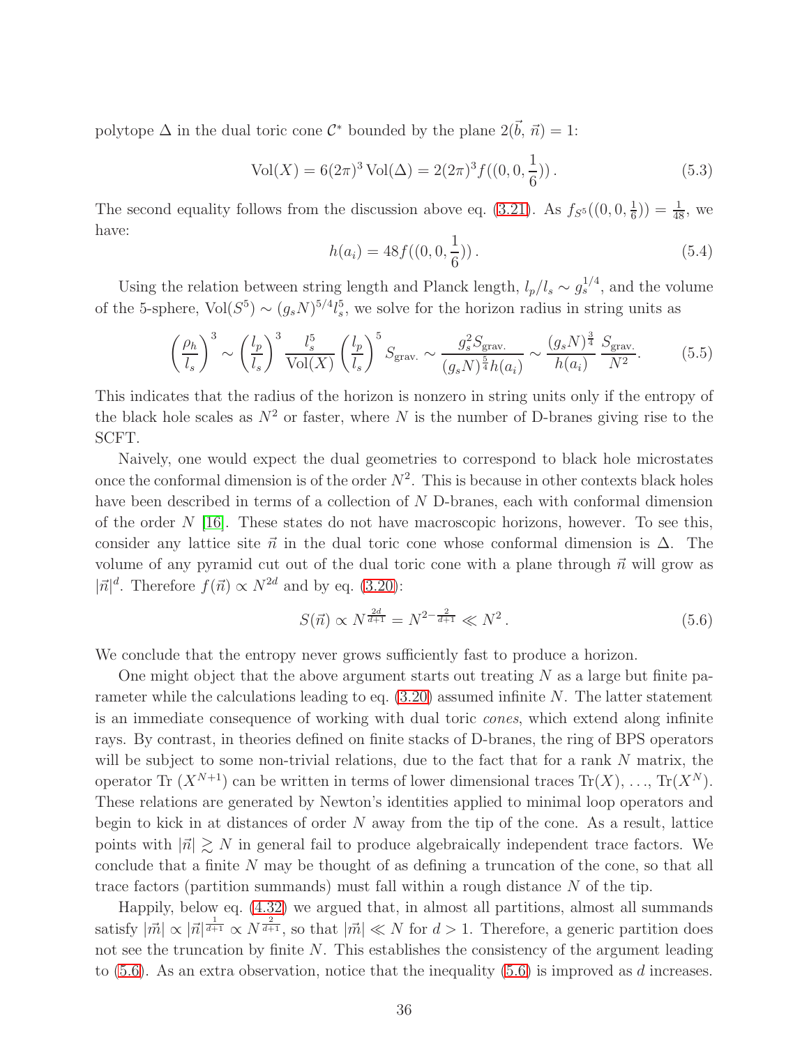polytope $\Delta$ in the dual toric cone $\mathcal{C}^*$ bounded by the plane $2(\vec{b}, \vec{n}) = 1$:

$$\mathrm{Vol}(X) = 6(2\pi)^3\,\mathrm{Vol}(\Delta) = 2(2\pi)^3 f((0,0,\frac{1}{6}))\,. \tag{5.3}$$

The second equality follows from the discussion above eq. (3.21). As $f_{S^5}((0,0,\frac{1}{6})) = \frac{1}{48}$, we have:

$$h(a_i) = 48 f((0,0,\frac{1}{6}))\,. \tag{5.4}$$

Using the relation between string length and Planck length, $l_p/l_s \sim g_s^{1/4}$, and the volume of the 5-sphere, $\mathrm{Vol}(S^5) \sim (g_s N)^{5/4} l_s^5$, we solve for the horizon radius in string units as

$$\left(\frac{\rho_h}{l_s}\right)^3 \sim \left(\frac{l_p}{l_s}\right)^3 \frac{l_s^5}{\mathrm{Vol}(X)} \left(\frac{l_p}{l_s}\right)^5 S_{\text{grav.}} \sim \frac{g_s^2 S_{\text{grav.}}}{(g_s N)^{\frac{5}{4}} h(a_i)} \sim \frac{(g_s N)^{\frac{3}{4}}}{h(a_i)} \frac{S_{\text{grav.}}}{N^2}. \tag{5.5}$$

This indicates that the radius of the horizon is nonzero in string units only if the entropy of the black hole scales as $N^2$ or faster, where $N$ is the number of D-branes giving rise to the SCFT.

Naively, one would expect the dual geometries to correspond to black hole microstates once the conformal dimension is of the order $N^2$. This is because in other contexts black holes have been described in terms of a collection of $N$ D-branes, each with conformal dimension of the order $N$ [16]. These states do not have macroscopic horizons, however. To see this, consider any lattice site $\vec{n}$ in the dual toric cone whose conformal dimension is $\Delta$. The volume of any pyramid cut out of the dual toric cone with a plane through $\vec{n}$ will grow as $|\vec{n}|^d$. Therefore $f(\vec{n}) \propto N^{2d}$ and by eq. (3.20):

$$S(\vec{n}) \propto N^{\frac{2d}{d+1}} = N^{2-\frac{2}{d+1}} \ll N^2\,. \tag{5.6}$$

We conclude that the entropy never grows sufficiently fast to produce a horizon.

One might object that the above argument starts out treating $N$ as a large but finite parameter while the calculations leading to eq. (3.20) assumed infinite $N$. The latter statement is an immediate consequence of working with dual toric *cones*, which extend along infinite rays. By contrast, in theories defined on finite stacks of D-branes, the ring of BPS operators will be subject to some non-trivial relations, due to the fact that for a rank $N$ matrix, the operator Tr $(X^{N+1})$ can be written in terms of lower dimensional traces $\mathrm{Tr}(X), \ldots, \mathrm{Tr}(X^N)$. These relations are generated by Newton's identities applied to minimal loop operators and begin to kick in at distances of order $N$ away from the tip of the cone. As a result, lattice points with $|\vec{n}| \gtrsim N$ in general fail to produce algebraically independent trace factors. We conclude that a finite $N$ may be thought of as defining a truncation of the cone, so that all trace factors (partition summands) must fall within a rough distance $N$ of the tip.

Happily, below eq. (4.32) we argued that, in almost all partitions, almost all summands satisfy $|\vec{m}| \propto |\vec{n}|^{\frac{1}{d+1}} \propto N^{\frac{2}{d+1}}$, so that $|\vec{m}| \ll N$ for $d > 1$. Therefore, a generic partition does not see the truncation by finite $N$. This establishes the consistency of the argument leading to (5.6). As an extra observation, notice that the inequality (5.6) is improved as $d$ increases.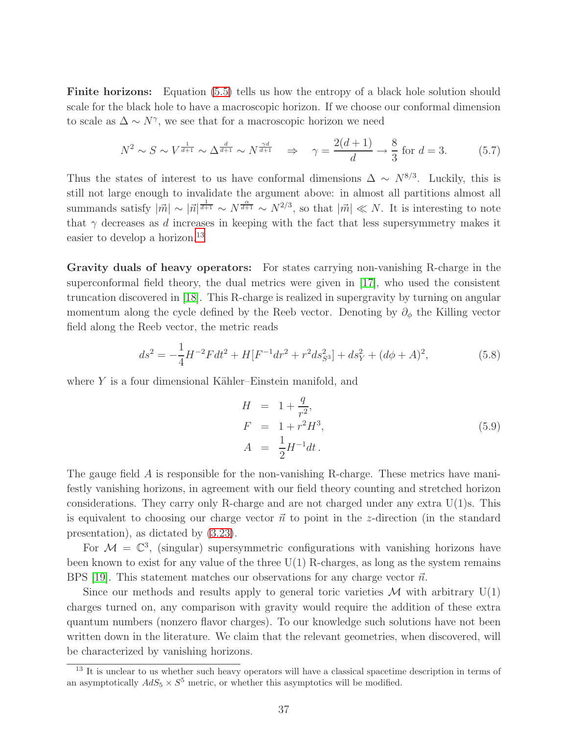**Finite horizons:** Equation (5.5) tells us how the entropy of a black hole solution should scale for the black hole to have a macroscopic horizon. If we choose our conformal dimension to scale as $\Delta \sim N^\gamma$, we see that for a macroscopic horizon we need

$$N^2 \sim S \sim V^{\frac{1}{d+1}} \sim \Delta^{\frac{d}{d+1}} \sim N^{\frac{\gamma d}{d+1}} \quad \Rightarrow \quad \gamma = \frac{2(d+1)}{d} \to \frac{8}{3} \text{ for } d = 3. \tag{5.7}$$

Thus the states of interest to us have conformal dimensions $\Delta \sim N^{8/3}$. Luckily, this is still not large enough to invalidate the argument above: in almost all partitions almost all summands satisfy $|\vec{m}| \sim |\vec{n}|^{\frac{1}{d+1}} \sim N^{\frac{\alpha}{d+1}} \sim N^{2/3}$, so that $|\vec{m}| \ll N$. It is interesting to note that $\gamma$ decreases as $d$ increases in keeping with the fact that less supersymmetry makes it easier to develop a horizon.[13]

**Gravity duals of heavy operators:** For states carrying non-vanishing R-charge in the superconformal field theory, the dual metrics were given in [17], who used the consistent truncation discovered in [18]. This R-charge is realized in supergravity by turning on angular momentum along the cycle defined by the Reeb vector. Denoting by $\partial_\phi$ the Killing vector field along the Reeb vector, the metric reads

$$ds^2 = -\frac{1}{4}H^{-2}F dt^2 + H[F^{-1}dr^2 + r^2 ds^2_{S^3}] + ds^2_Y + (d\phi + A)^2, \tag{5.8}$$

where $Y$ is a four dimensional Kähler–Einstein manifold, and

$$\begin{aligned} H &= 1 + \frac{q}{r^2}, \\ F &= 1 + r^2 H^3, \\ A &= \frac{1}{2}H^{-1}dt\,. \end{aligned} \tag{5.9}$$

The gauge field $A$ is responsible for the non-vanishing R-charge. These metrics have manifestly vanishing horizons, in agreement with our field theory counting and stretched horizon considerations. They carry only R-charge and are not charged under any extra U(1)s. This is equivalent to choosing our charge vector $\vec{n}$ to point in the $z$-direction (in the standard presentation), as dictated by (3.23).

For $\mathcal{M} = \mathbb{C}^3$, (singular) supersymmetric configurations with vanishing horizons have been known to exist for any value of the three U(1) R-charges, as long as the system remains BPS [19]. This statement matches our observations for any charge vector $\vec{n}$.

Since our methods and results apply to general toric varieties $\mathcal{M}$ with arbitrary U(1) charges turned on, any comparison with gravity would require the addition of these extra quantum numbers (nonzero flavor charges). To our knowledge such solutions have not been written down in the literature. We claim that the relevant geometries, when discovered, will be characterized by vanishing horizons.

[13] It is unclear to us whether such heavy operators will have a classical spacetime description in terms of an asymptotically $AdS_5 \times S^5$ metric, or whether this asymptotics will be modified.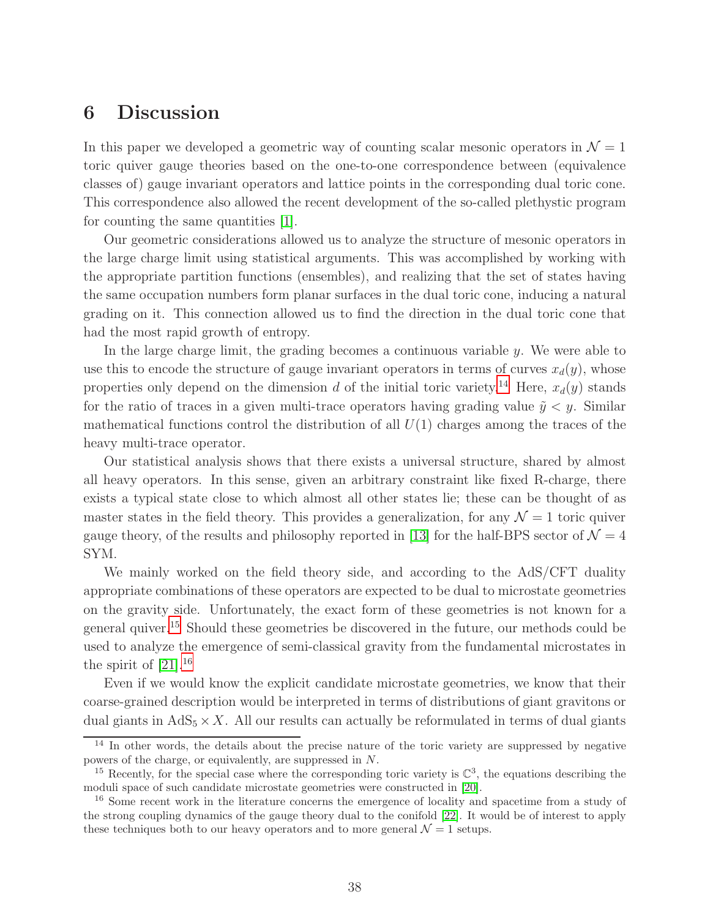# 6 Discussion

In this paper we developed a geometric way of counting scalar mesonic operators in $\mathcal{N}=1$ toric quiver gauge theories based on the one-to-one correspondence between (equivalence classes of) gauge invariant operators and lattice points in the corresponding dual toric cone. This correspondence also allowed the recent development of the so-called plethystic program for counting the same quantities [1].

Our geometric considerations allowed us to analyze the structure of mesonic operators in the large charge limit using statistical arguments. This was accomplished by working with the appropriate partition functions (ensembles), and realizing that the set of states having the same occupation numbers form planar surfaces in the dual toric cone, inducing a natural grading on it. This connection allowed us to find the direction in the dual toric cone that had the most rapid growth of entropy.

In the large charge limit, the grading becomes a continuous variable $y$. We were able to use this to encode the structure of gauge invariant operators in terms of curves $x_d(y)$, whose properties only depend on the dimension $d$ of the initial toric variety.[14] Here, $x_d(y)$ stands for the ratio of traces in a given multi-trace operators having grading value $\tilde{y} < y$. Similar mathematical functions control the distribution of all $U(1)$ charges among the traces of the heavy multi-trace operator.

Our statistical analysis shows that there exists a universal structure, shared by almost all heavy operators. In this sense, given an arbitrary constraint like fixed R-charge, there exists a typical state close to which almost all other states lie; these can be thought of as master states in the field theory. This provides a generalization, for any $\mathcal{N}=1$ toric quiver gauge theory, of the results and philosophy reported in [13] for the half-BPS sector of $\mathcal{N}=4$ SYM.

We mainly worked on the field theory side, and according to the AdS/CFT duality appropriate combinations of these operators are expected to be dual to microstate geometries on the gravity side. Unfortunately, the exact form of these geometries is not known for a general quiver.[15] Should these geometries be discovered in the future, our methods could be used to analyze the emergence of semi-classical gravity from the fundamental microstates in the spirit of [21].[16]

Even if we would know the explicit candidate microstate geometries, we know that their coarse-grained description would be interpreted in terms of distributions of giant gravitons or dual giants in $\mathrm{AdS}_5 \times X$. All our results can actually be reformulated in terms of dual giants

[14] In other words, the details about the precise nature of the toric variety are suppressed by negative powers of the charge, or equivalently, are suppressed in $N$.

[15] Recently, for the special case where the corresponding toric variety is $\mathbb{C}^3$, the equations describing the moduli space of such candidate microstate geometries were constructed in [20].

[16] Some recent work in the literature concerns the emergence of locality and spacetime from a study of the strong coupling dynamics of the gauge theory dual to the conifold [22]. It would be of interest to apply these techniques both to our heavy operators and to more general $\mathcal{N}=1$ setups.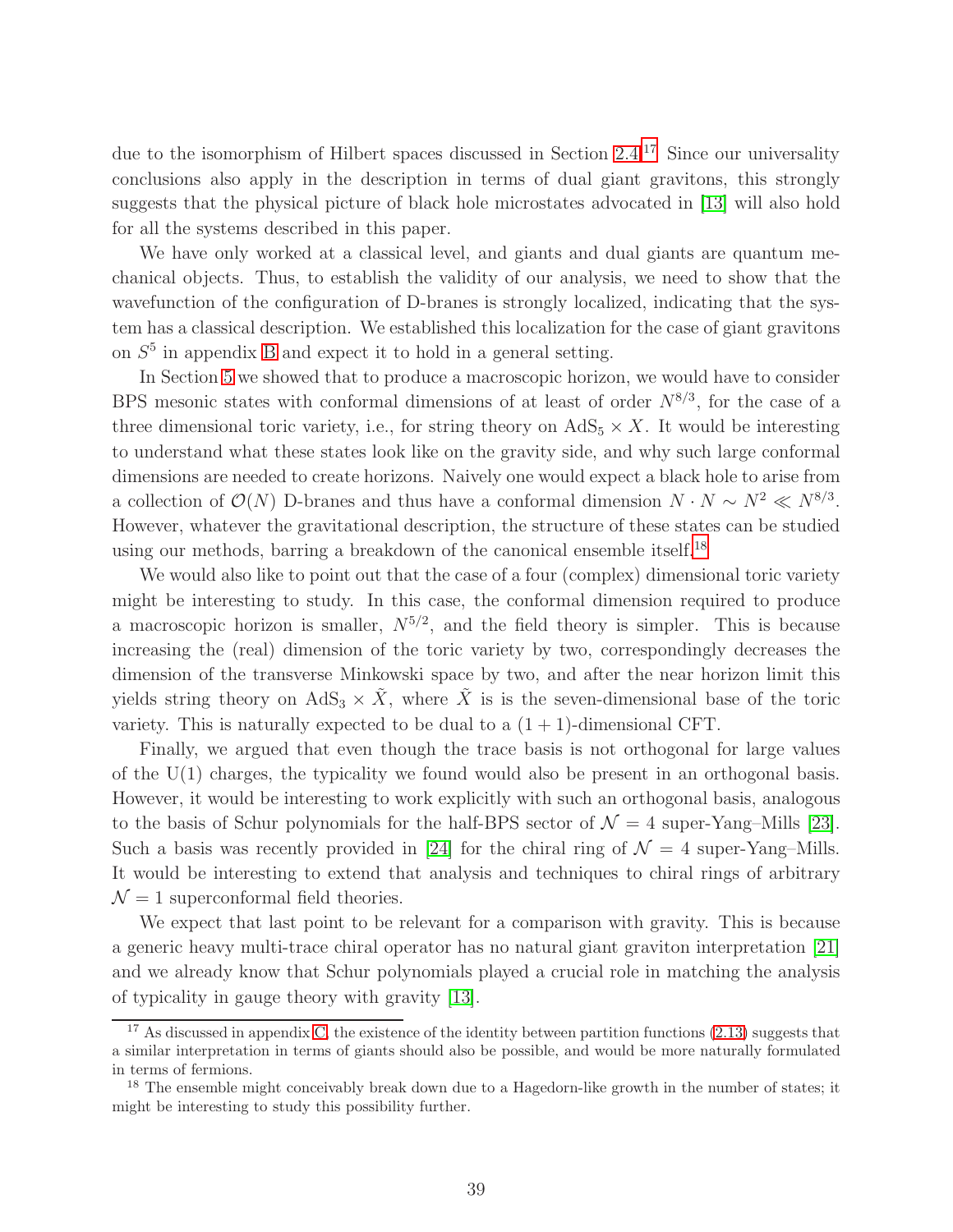due to the isomorphism of Hilbert spaces discussed in Section 2.4.[17] Since our universality conclusions also apply in the description in terms of dual giant gravitons, this strongly suggests that the physical picture of black hole microstates advocated in [13] will also hold for all the systems described in this paper.

We have only worked at a classical level, and giants and dual giants are quantum mechanical objects. Thus, to establish the validity of our analysis, we need to show that the wavefunction of the configuration of D-branes is strongly localized, indicating that the system has a classical description. We established this localization for the case of giant gravitons on $S^5$ in appendix B and expect it to hold in a general setting.

In Section 5 we showed that to produce a macroscopic horizon, we would have to consider BPS mesonic states with conformal dimensions of at least of order $N^{8/3}$, for the case of a three dimensional toric variety, i.e., for string theory on $\mathrm{AdS}_5 \times X$. It would be interesting to understand what these states look like on the gravity side, and why such large conformal dimensions are needed to create horizons. Naively one would expect a black hole to arise from a collection of $\mathcal{O}(N)$ D-branes and thus have a conformal dimension $N \cdot N \sim N^2 \ll N^{8/3}$. However, whatever the gravitational description, the structure of these states can be studied using our methods, barring a breakdown of the canonical ensemble itself.[18]

We would also like to point out that the case of a four (complex) dimensional toric variety might be interesting to study. In this case, the conformal dimension required to produce a macroscopic horizon is smaller, $N^{5/2}$, and the field theory is simpler. This is because increasing the (real) dimension of the toric variety by two, correspondingly decreases the dimension of the transverse Minkowski space by two, and after the near horizon limit this yields string theory on $\mathrm{AdS}_3 \times \tilde{X}$, where $\tilde{X}$ is is the seven-dimensional base of the toric variety. This is naturally expected to be dual to a $(1+1)$-dimensional CFT.

Finally, we argued that even though the trace basis is not orthogonal for large values of the U(1) charges, the typicality we found would also be present in an orthogonal basis. However, it would be interesting to work explicitly with such an orthogonal basis, analogous to the basis of Schur polynomials for the half-BPS sector of $\mathcal{N} = 4$ super-Yang–Mills [23]. Such a basis was recently provided in [24] for the chiral ring of $\mathcal{N} = 4$ super-Yang–Mills. It would be interesting to extend that analysis and techniques to chiral rings of arbitrary $\mathcal{N} = 1$ superconformal field theories.

We expect that last point to be relevant for a comparison with gravity. This is because a generic heavy multi-trace chiral operator has no natural giant graviton interpretation [21] and we already know that Schur polynomials played a crucial role in matching the analysis of typicality in gauge theory with gravity [13].

---

[17] As discussed in appendix C, the existence of the identity between partition functions (2.13) suggests that a similar interpretation in terms of giants should also be possible, and would be more naturally formulated in terms of fermions.

[18] The ensemble might conceivably break down due to a Hagedorn-like growth in the number of states; it might be interesting to study this possibility further.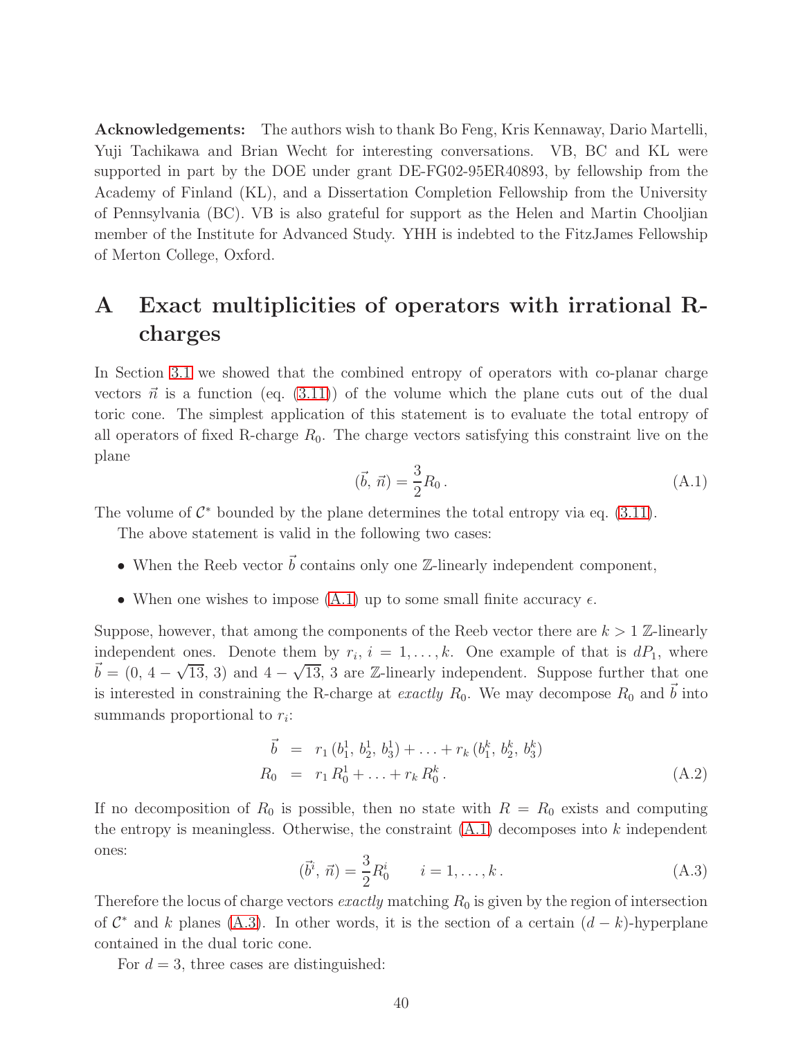**Acknowledgements:** The authors wish to thank Bo Feng, Kris Kennaway, Dario Martelli, Yuji Tachikawa and Brian Wecht for interesting conversations. VB, BC and KL were supported in part by the DOE under grant DE-FG02-95ER40893, by fellowship from the Academy of Finland (KL), and a Dissertation Completion Fellowship from the University of Pennsylvania (BC). VB is also grateful for support as the Helen and Martin Chooljian member of the Institute for Advanced Study. YHH is indebted to the FitzJames Fellowship of Merton College, Oxford.

# A Exact multiplicities of operators with irrational R-charges

In Section 3.1 we showed that the combined entropy of operators with co-planar charge vectors $\vec{n}$ is a function (eq. (3.11)) of the volume which the plane cuts out of the dual toric cone. The simplest application of this statement is to evaluate the total entropy of all operators of fixed R-charge $R_0$. The charge vectors satisfying this constraint live on the plane

$$(\vec{b},\, \vec{n}) = \frac{3}{2} R_0 \,. \tag{A.1}$$

The volume of $\mathcal{C}^*$ bounded by the plane determines the total entropy via eq. (3.11).

The above statement is valid in the following two cases:

- When the Reeb vector $\vec{b}$ contains only one $\mathbb{Z}$-linearly independent component,
- When one wishes to impose (A.1) up to some small finite accuracy $\epsilon$.

Suppose, however, that among the components of the Reeb vector there are $k > 1$ $\mathbb{Z}$-linearly independent ones. Denote them by $r_i$, $i = 1, \ldots, k$. One example of that is $dP_1$, where $\vec{b} = (0,\, 4 - \sqrt{13},\, 3)$ and $4 - \sqrt{13}$, $3$ are $\mathbb{Z}$-linearly independent. Suppose further that one is interested in constraining the R-charge at *exactly* $R_0$. We may decompose $R_0$ and $\vec{b}$ into summands proportional to $r_i$:

$$\begin{aligned}
\vec{b} &= r_1\, (b_1^1,\, b_2^1,\, b_3^1) + \ldots + r_k\, (b_1^k,\, b_2^k,\, b_3^k) \\
R_0 &= r_1\, R_0^1 + \ldots + r_k\, R_0^k \,.
\end{aligned} \tag{A.2}$$

If no decomposition of $R_0$ is possible, then no state with $R = R_0$ exists and computing the entropy is meaningless. Otherwise, the constraint (A.1) decomposes into $k$ independent ones:

$$(\vec{b}^i,\, \vec{n}) = \frac{3}{2} R_0^i \qquad i = 1, \ldots, k \,. \tag{A.3}$$

Therefore the locus of charge vectors *exactly* matching $R_0$ is given by the region of intersection of $\mathcal{C}^*$ and $k$ planes (A.3). In other words, it is the section of a certain $(d-k)$-hyperplane contained in the dual toric cone.

For $d = 3$, three cases are distinguished: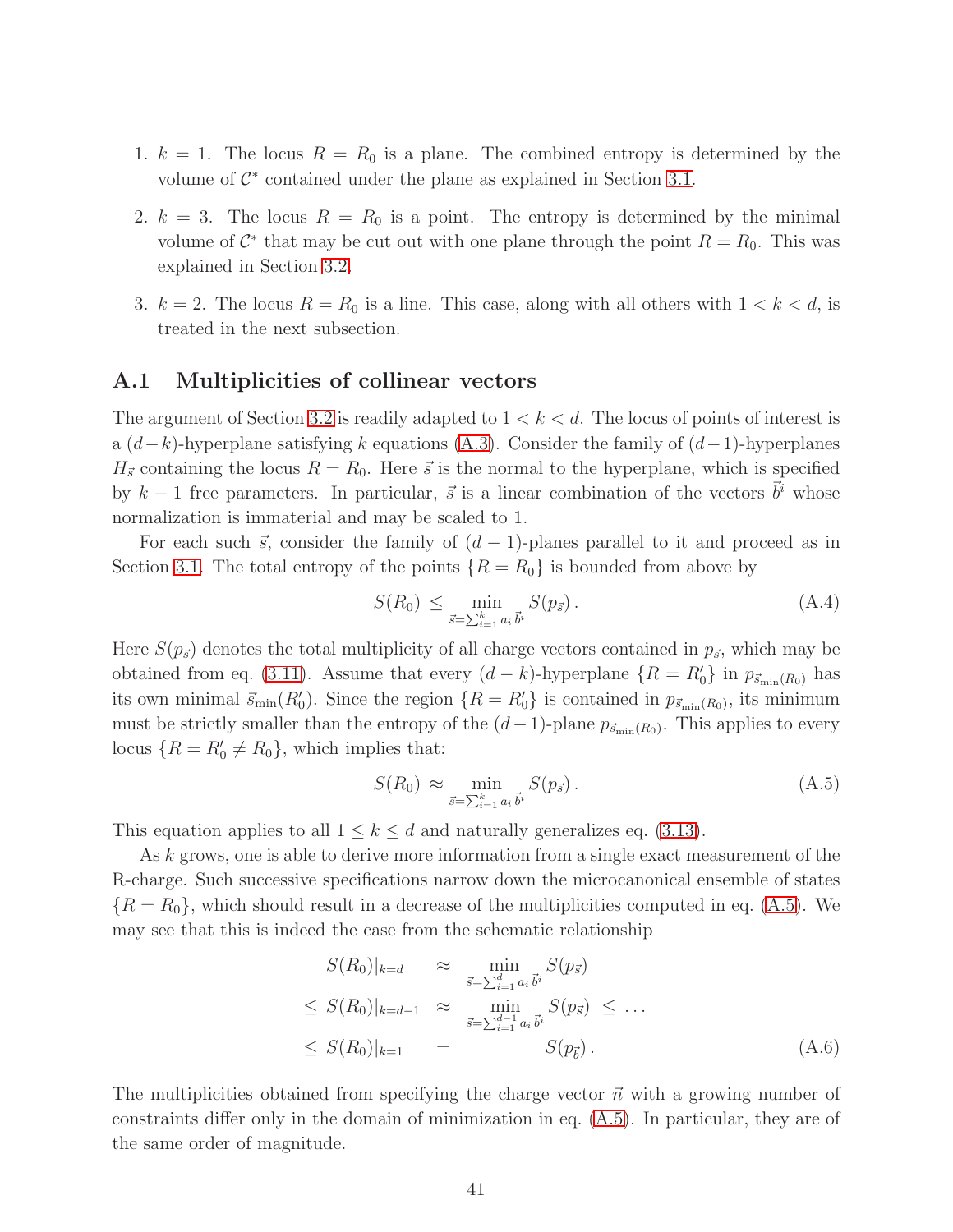1. $k = 1$. The locus $R = R_0$ is a plane. The combined entropy is determined by the volume of $\mathcal{C}^*$ contained under the plane as explained in Section 3.1.
2. $k = 3$. The locus $R = R_0$ is a point. The entropy is determined by the minimal volume of $\mathcal{C}^*$ that may be cut out with one plane through the point $R = R_0$. This was explained in Section 3.2.
3. $k = 2$. The locus $R = R_0$ is a line. This case, along with all others with $1 < k < d$, is treated in the next subsection.

## A.1 Multiplicities of collinear vectors

The argument of Section 3.2 is readily adapted to $1 < k < d$. The locus of points of interest is a $(d-k)$-hyperplane satisfying $k$ equations (A.3). Consider the family of $(d-1)$-hyperplanes $H_{\vec{s}}$ containing the locus $R = R_0$. Here $\vec{s}$ is the normal to the hyperplane, which is specified by $k-1$ free parameters. In particular, $\vec{s}$ is a linear combination of the vectors $\vec{b}^i$ whose normalization is immaterial and may be scaled to 1.

For each such $\vec{s}$, consider the family of $(d-1)$-planes parallel to it and proceed as in Section 3.1. The total entropy of the points $\{R = R_0\}$ is bounded from above by

$$S(R_0) \,\leq\, \min_{\vec{s}=\sum_{i=1}^{k} a_i\, \vec{b}^i} S(p_{\vec{s}})\,. \tag{A.4}$$

Here $S(p_{\vec{s}})$ denotes the total multiplicity of all charge vectors contained in $p_{\vec{s}}$, which may be obtained from eq. (3.11). Assume that every $(d-k)$-hyperplane $\{R = R_0'\}$ in $p_{\vec{s}_{\min}(R_0)}$ has its own minimal $\vec{s}_{\min}(R_0')$. Since the region $\{R = R_0'\}$ is contained in $p_{\vec{s}_{\min}(R_0)}$, its minimum must be strictly smaller than the entropy of the $(d-1)$-plane $p_{\vec{s}_{\min}(R_0)}$. This applies to every locus $\{R = R_0' \neq R_0\}$, which implies that:

$$S(R_0) \,\approx\, \min_{\vec{s}=\sum_{i=1}^{k} a_i\, \vec{b}^i} S(p_{\vec{s}})\,. \tag{A.5}$$

This equation applies to all $1 \leq k \leq d$ and naturally generalizes eq. (3.13).

As $k$ grows, one is able to derive more information from a single exact measurement of the R-charge. Such successive specifications narrow down the microcanonical ensemble of states $\{R = R_0\}$, which should result in a decrease of the multiplicities computed in eq. (A.5). We may see that this is indeed the case from the schematic relationship

$$\begin{aligned}
S(R_0)|_{k=d} \quad &\approx \quad \min_{\vec{s}=\sum_{i=1}^{d} a_i\, \vec{b}^i} S(p_{\vec{s}}) \\
\leq\; S(R_0)|_{k=d-1} \quad &\approx \quad \min_{\vec{s}=\sum_{i=1}^{d-1} a_i\, \vec{b}^i} S(p_{\vec{s}}) \;\leq\; \ldots \\
\leq\; S(R_0)|_{k=1} \quad &= \quad S(p_{\vec{b}})\,.
\end{aligned} \tag{A.6}$$

The multiplicities obtained from specifying the charge vector $\vec{n}$ with a growing number of constraints differ only in the domain of minimization in eq. (A.5). In particular, they are of the same order of magnitude.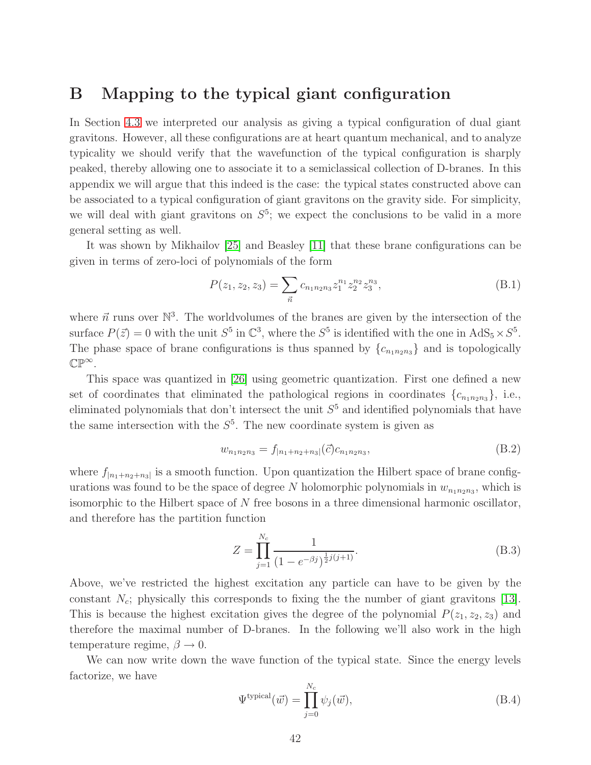# B Mapping to the typical giant configuration

In Section 4.3 we interpreted our analysis as giving a typical configuration of dual giant gravitons. However, all these configurations are at heart quantum mechanical, and to analyze typicality we should verify that the wavefunction of the typical configuration is sharply peaked, thereby allowing one to associate it to a semiclassical collection of D-branes. In this appendix we will argue that this indeed is the case: the typical states constructed above can be associated to a typical configuration of giant gravitons on the gravity side. For simplicity, we will deal with giant gravitons on $S^5$; we expect the conclusions to be valid in a more general setting as well.

It was shown by Mikhailov [25] and Beasley [11] that these brane configurations can be given in terms of zero-loci of polynomials of the form

$$
P(z_1, z_2, z_3) = \sum_{\vec{n}} c_{n_1 n_2 n_3} z_1^{n_1} z_2^{n_2} z_3^{n_3}, \tag{B.1}
$$

where $\vec{n}$ runs over $\mathbb{N}^3$. The worldvolumes of the branes are given by the intersection of the surface $P(\vec{z}) = 0$ with the unit $S^5$ in $\mathbb{C}^3$, where the $S^5$ is identified with the one in $\text{AdS}_5 \times S^5$. The phase space of brane configurations is thus spanned by $\{c_{n_1 n_2 n_3}\}$ and is topologically $\mathbb{CP}^\infty$.

This space was quantized in [26] using geometric quantization. First one defined a new set of coordinates that eliminated the pathological regions in coordinates $\{c_{n_1 n_2 n_3}\}$, i.e., eliminated polynomials that don't intersect the unit $S^5$ and identified polynomials that have the same intersection with the $S^5$. The new coordinate system is given as

$$
w_{n_1 n_2 n_3} = f_{|n_1+n_2+n_3|}(\vec{c}) c_{n_1 n_2 n_3}, \tag{B.2}
$$

where $f_{|n_1+n_2+n_3|}$ is a smooth function. Upon quantization the Hilbert space of brane configurations was found to be the space of degree $N$ holomorphic polynomials in $w_{n_1 n_2 n_3}$, which is isomorphic to the Hilbert space of $N$ free bosons in a three dimensional harmonic oscillator, and therefore has the partition function

$$
Z = \prod_{j=1}^{N_c} \frac{1}{(1 - e^{-\beta j})^{\frac{1}{2}j(j+1)}}. \tag{B.3}
$$

Above, we've restricted the highest excitation any particle can have to be given by the constant $N_c$; physically this corresponds to fixing the the number of giant gravitons [13]. This is because the highest excitation gives the degree of the polynomial $P(z_1, z_2, z_3)$ and therefore the maximal number of D-branes. In the following we'll also work in the high temperature regime, $\beta \to 0$.

We can now write down the wave function of the typical state. Since the energy levels factorize, we have

$$
\Psi^{\text{typical}}(\vec{w}) = \prod_{j=0}^{N_c} \psi_j(\vec{w}), \tag{B.4}
$$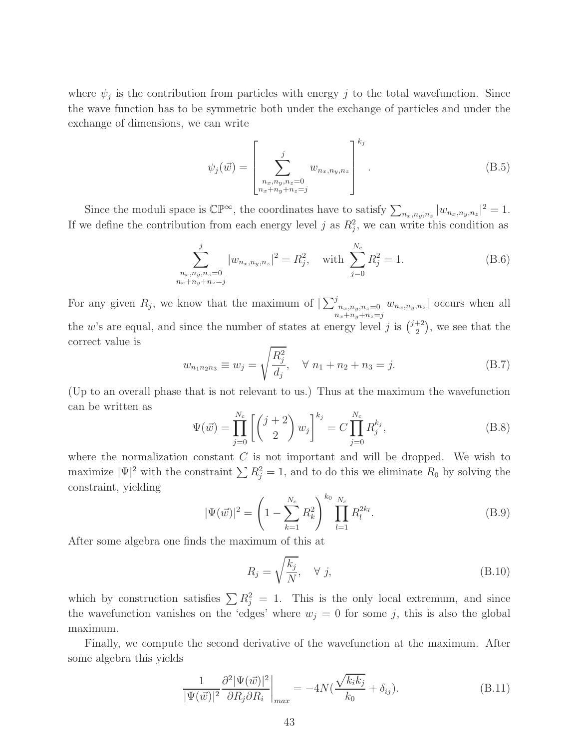where $\psi_j$ is the contribution from particles with energy $j$ to the total wavefunction. Since the wave function has to be symmetric both under the exchange of particles and under the exchange of dimensions, we can write

$$\psi_j(\vec{w}) = \left[ \sum_{\substack{n_x,n_y,n_z=0 \\ n_x+n_y+n_z=j}}^{j} w_{n_x,n_y,n_z} \right]^{k_j} . \tag{B.5}$$

Since the moduli space is $\mathbb{CP}^\infty$, the coordinates have to satisfy $\sum_{n_x,n_y,n_z} |w_{n_x,n_y,n_z}|^2 = 1$. If we define the contribution from each energy level $j$ as $R_j^2$, we can write this condition as

$$\sum_{\substack{n_x,n_y,n_z=0 \\ n_x+n_y+n_z=j}}^{j} |w_{n_x,n_y,n_z}|^2 = R_j^2, \quad \text{with } \sum_{j=0}^{N_c} R_j^2 = 1. \tag{B.6}$$

For any given $R_j$, we know that the maximum of $|\sum_{\substack{n_x,n_y,n_z=0 \\ n_x+n_y+n_z=j}}^{j} w_{n_x,n_y,n_z}|$ occurs when all the $w$'s are equal, and since the number of states at energy level $j$ is $\binom{j+2}{2}$, we see that the correct value is

$$w_{n_1 n_2 n_3} \equiv w_j = \sqrt{\frac{R_j^2}{d_j}}, \quad \forall \; n_1 + n_2 + n_3 = j. \tag{B.7}$$

(Up to an overall phase that is not relevant to us.) Thus at the maximum the wavefunction can be written as

$$\Psi(\vec{w}) = \prod_{j=0}^{N_c} \left[ \binom{j+2}{2} w_j \right]^{k_j} = C \prod_{j=0}^{N_c} R_j^{k_j}, \tag{B.8}$$

where the normalization constant $C$ is not important and will be dropped. We wish to maximize $|\Psi|^2$ with the constraint $\sum R_j^2 = 1$, and to do this we eliminate $R_0$ by solving the constraint, yielding

$$|\Psi(\vec{w})|^2 = \left( 1 - \sum_{k=1}^{N_c} R_k^2 \right)^{k_0} \prod_{l=1}^{N_c} R_l^{2k_l}. \tag{B.9}$$

After some algebra one finds the maximum of this at

$$R_j = \sqrt{\frac{k_j}{N}}, \quad \forall \; j, \tag{B.10}$$

which by construction satisfies $\sum R_j^2 = 1$. This is the only local extremum, and since the wavefunction vanishes on the 'edges' where $w_j = 0$ for some $j$, this is also the global maximum.

Finally, we compute the second derivative of the wavefunction at the maximum. After some algebra this yields

$$\frac{1}{|\Psi(\vec{w})|^2} \frac{\partial^2 |\Psi(\vec{w})|^2}{\partial R_j \partial R_i} \bigg|_{max} = -4N \left( \frac{\sqrt{k_i k_j}}{k_0} + \delta_{ij} \right). \tag{B.11}$$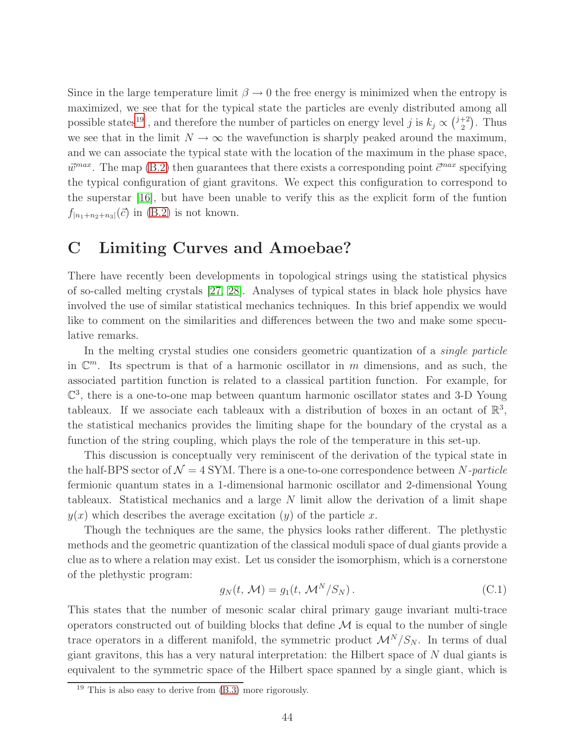Since in the large temperature limit $\beta \to 0$ the free energy is minimized when the entropy is maximized, we see that for the typical state the particles are evenly distributed among all possible states[19] , and therefore the number of particles on energy level $j$ is $k_j \propto \binom{j+2}{2}$. Thus we see that in the limit $N \to \infty$ the wavefunction is sharply peaked around the maximum, and we can associate the typical state with the location of the maximum in the phase space, $\vec{w}^{max}$. The map (B.2) then guarantees that there exists a corresponding point $\vec{c}^{max}$ specifying the typical configuration of giant gravitons. We expect this configuration to correspond to the superstar [16], but have been unable to verify this as the explicit form of the funtion $f_{|n_1+n_2+n_3|}(\vec{c})$ in (B.2) is not known.

# C Limiting Curves and Amoebae?

There have recently been developments in topological strings using the statistical physics of so-called melting crystals [27, 28]. Analyses of typical states in black hole physics have involved the use of similar statistical mechanics techniques. In this brief appendix we would like to comment on the similarities and differences between the two and make some speculative remarks.

In the melting crystal studies one considers geometric quantization of a *single particle* in $\mathbb{C}^m$. Its spectrum is that of a harmonic oscillator in $m$ dimensions, and as such, the associated partition function is related to a classical partition function. For example, for $\mathbb{C}^3$, there is a one-to-one map between quantum harmonic oscillator states and 3-D Young tableaux. If we associate each tableaux with a distribution of boxes in an octant of $\mathbb{R}^3$, the statistical mechanics provides the limiting shape for the boundary of the crystal as a function of the string coupling, which plays the role of the temperature in this set-up.

This discussion is conceptually very reminiscent of the derivation of the typical state in the half-BPS sector of $\mathcal{N}=4$ SYM. There is a one-to-one correspondence between $N$*-particle* fermionic quantum states in a 1-dimensional harmonic oscillator and 2-dimensional Young tableaux. Statistical mechanics and a large $N$ limit allow the derivation of a limit shape $y(x)$ which describes the average excitation ($y$) of the particle $x$.

Though the techniques are the same, the physics looks rather different. The plethystic methods and the geometric quantization of the classical moduli space of dual giants provide a clue as to where a relation may exist. Let us consider the isomorphism, which is a cornerstone of the plethystic program:

$$g_N(t, \mathcal{M}) = g_1(t, \mathcal{M}^N/S_N)\,. \tag{C.1}$$

This states that the number of mesonic scalar chiral primary gauge invariant multi-trace operators constructed out of building blocks that define $\mathcal{M}$ is equal to the number of single trace operators in a different manifold, the symmetric product $\mathcal{M}^N/S_N$. In terms of dual giant gravitons, this has a very natural interpretation: the Hilbert space of $N$ dual giants is equivalent to the symmetric space of the Hilbert space spanned by a single giant, which is

[19] This is also easy to derive from (B.3) more rigorously.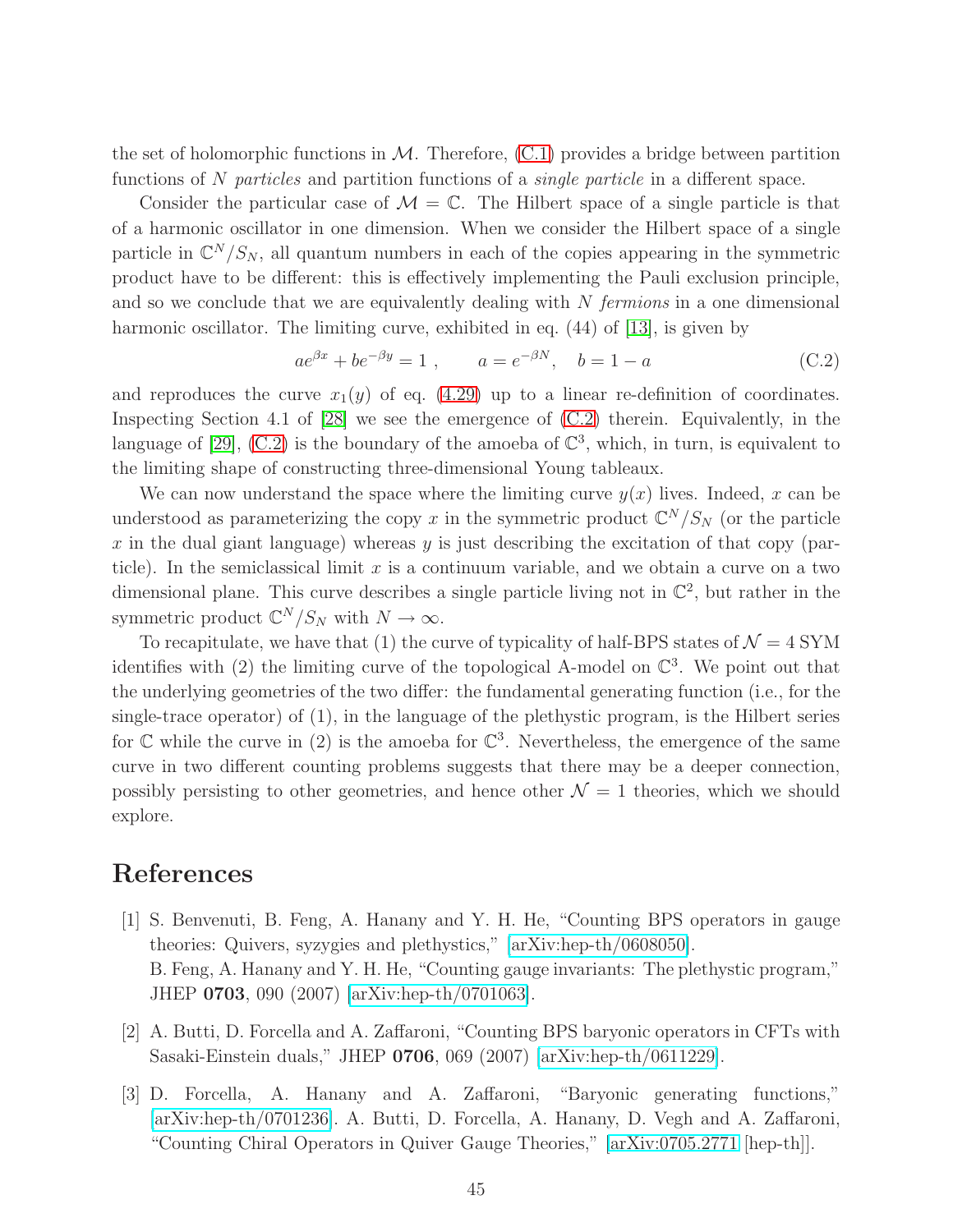the set of holomorphic functions in $\mathcal{M}$. Therefore, (C.1) provides a bridge between partition functions of $N$ *particles* and partition functions of a *single particle* in a different space.

Consider the particular case of $\mathcal{M} = \mathbb{C}$. The Hilbert space of a single particle is that of a harmonic oscillator in one dimension. When we consider the Hilbert space of a single particle in $\mathbb{C}^N/S_N$, all quantum numbers in each of the copies appearing in the symmetric product have to be different: this is effectively implementing the Pauli exclusion principle, and so we conclude that we are equivalently dealing with $N$ *fermions* in a one dimensional harmonic oscillator. The limiting curve, exhibited in eq. (44) of [13], is given by

$$a e^{\beta x} + b e^{-\beta y} = 1 \ , \qquad a = e^{-\beta N}, \quad b = 1 - a \tag{C.2}$$

and reproduces the curve $x_1(y)$ of eq. (4.29) up to a linear re-definition of coordinates. Inspecting Section 4.1 of [28] we see the emergence of (C.2) therein. Equivalently, in the language of [29], (C.2) is the boundary of the amoeba of $\mathbb{C}^3$, which, in turn, is equivalent to the limiting shape of constructing three-dimensional Young tableaux.

We can now understand the space where the limiting curve $y(x)$ lives. Indeed, $x$ can be understood as parameterizing the copy $x$ in the symmetric product $\mathbb{C}^N/S_N$ (or the particle $x$ in the dual giant language) whereas $y$ is just describing the excitation of that copy (particle). In the semiclassical limit $x$ is a continuum variable, and we obtain a curve on a two dimensional plane. This curve describes a single particle living not in $\mathbb{C}^2$, but rather in the symmetric product $\mathbb{C}^N/S_N$ with $N \to \infty$.

To recapitulate, we have that (1) the curve of typicality of half-BPS states of $\mathcal{N} = 4$ SYM identifies with (2) the limiting curve of the topological A-model on $\mathbb{C}^3$. We point out that the underlying geometries of the two differ: the fundamental generating function (i.e., for the single-trace operator) of (1), in the language of the plethystic program, is the Hilbert series for $\mathbb{C}$ while the curve in (2) is the amoeba for $\mathbb{C}^3$. Nevertheless, the emergence of the same curve in two different counting problems suggests that there may be a deeper connection, possibly persisting to other geometries, and hence other $\mathcal{N} = 1$ theories, which we should explore.

# References

[1] S. Benvenuti, B. Feng, A. Hanany and Y. H. He, "Counting BPS operators in gauge theories: Quivers, syzygies and plethystics," [arXiv:hep-th/0608050].
B. Feng, A. Hanany and Y. H. He, "Counting gauge invariants: The plethystic program," JHEP **0703**, 090 (2007) [arXiv:hep-th/0701063].

[2] A. Butti, D. Forcella and A. Zaffaroni, "Counting BPS baryonic operators in CFTs with Sasaki-Einstein duals," JHEP **0706**, 069 (2007) [arXiv:hep-th/0611229].

[3] D. Forcella, A. Hanany and A. Zaffaroni, "Baryonic generating functions," [arXiv:hep-th/0701236]. A. Butti, D. Forcella, A. Hanany, D. Vegh and A. Zaffaroni, "Counting Chiral Operators in Quiver Gauge Theories," [arXiv:0705.2771 [hep-th]].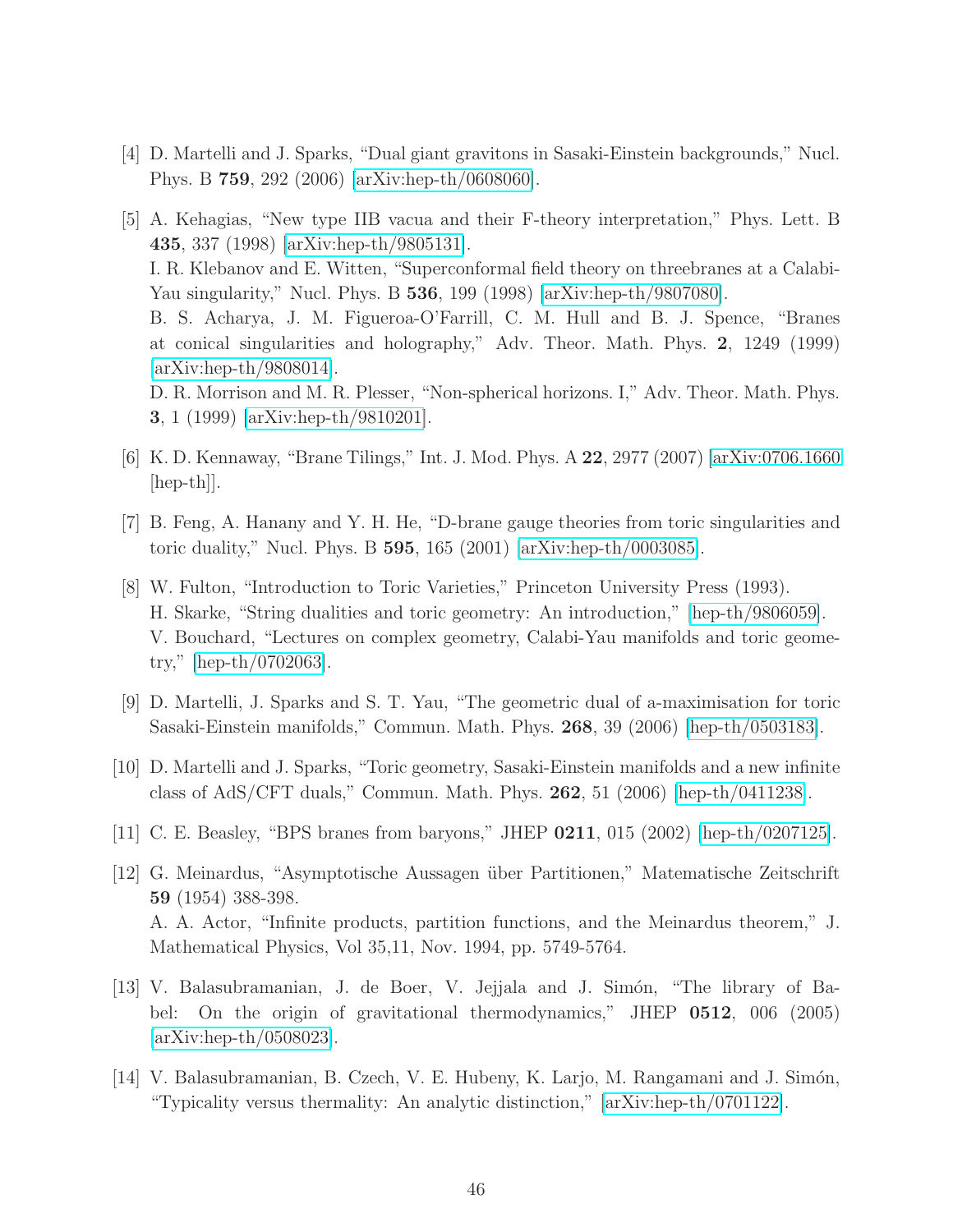[4] D. Martelli and J. Sparks, "Dual giant gravitons in Sasaki-Einstein backgrounds," Nucl. Phys. B **759**, 292 (2006) [arXiv:hep-th/0608060].

[5] A. Kehagias, "New type IIB vacua and their F-theory interpretation," Phys. Lett. B **435**, 337 (1998) [arXiv:hep-th/9805131].
I. R. Klebanov and E. Witten, "Superconformal field theory on threebranes at a Calabi-Yau singularity," Nucl. Phys. B **536**, 199 (1998) [arXiv:hep-th/9807080].
B. S. Acharya, J. M. Figueroa-O'Farrill, C. M. Hull and B. J. Spence, "Branes at conical singularities and holography," Adv. Theor. Math. Phys. **2**, 1249 (1999) [arXiv:hep-th/9808014].
D. R. Morrison and M. R. Plesser, "Non-spherical horizons. I," Adv. Theor. Math. Phys. **3**, 1 (1999) [arXiv:hep-th/9810201].

[6] K. D. Kennaway, "Brane Tilings," Int. J. Mod. Phys. A **22**, 2977 (2007) [arXiv:0706.1660 [hep-th]].

[7] B. Feng, A. Hanany and Y. H. He, "D-brane gauge theories from toric singularities and toric duality," Nucl. Phys. B **595**, 165 (2001) [arXiv:hep-th/0003085].

[8] W. Fulton, "Introduction to Toric Varieties," Princeton University Press (1993).
H. Skarke, "String dualities and toric geometry: An introduction," [hep-th/9806059].
V. Bouchard, "Lectures on complex geometry, Calabi-Yau manifolds and toric geometry," [hep-th/0702063].

[9] D. Martelli, J. Sparks and S. T. Yau, "The geometric dual of a-maximisation for toric Sasaki-Einstein manifolds," Commun. Math. Phys. **268**, 39 (2006) [hep-th/0503183].

[10] D. Martelli and J. Sparks, "Toric geometry, Sasaki-Einstein manifolds and a new infinite class of AdS/CFT duals," Commun. Math. Phys. **262**, 51 (2006) [hep-th/0411238].

[11] C. E. Beasley, "BPS branes from baryons," JHEP **0211**, 015 (2002) [hep-th/0207125].

[12] G. Meinardus, "Asymptotische Aussagen über Partitionen," Matematische Zeitschrift **59** (1954) 388-398.
A. A. Actor, "Infinite products, partition functions, and the Meinardus theorem," J. Mathematical Physics, Vol 35,11, Nov. 1994, pp. 5749-5764.

[13] V. Balasubramanian, J. de Boer, V. Jejjala and J. Simón, "The library of Babel: On the origin of gravitational thermodynamics," JHEP **0512**, 006 (2005) [arXiv:hep-th/0508023].

[14] V. Balasubramanian, B. Czech, V. E. Hubeny, K. Larjo, M. Rangamani and J. Simón, "Typicality versus thermality: An analytic distinction," [arXiv:hep-th/0701122].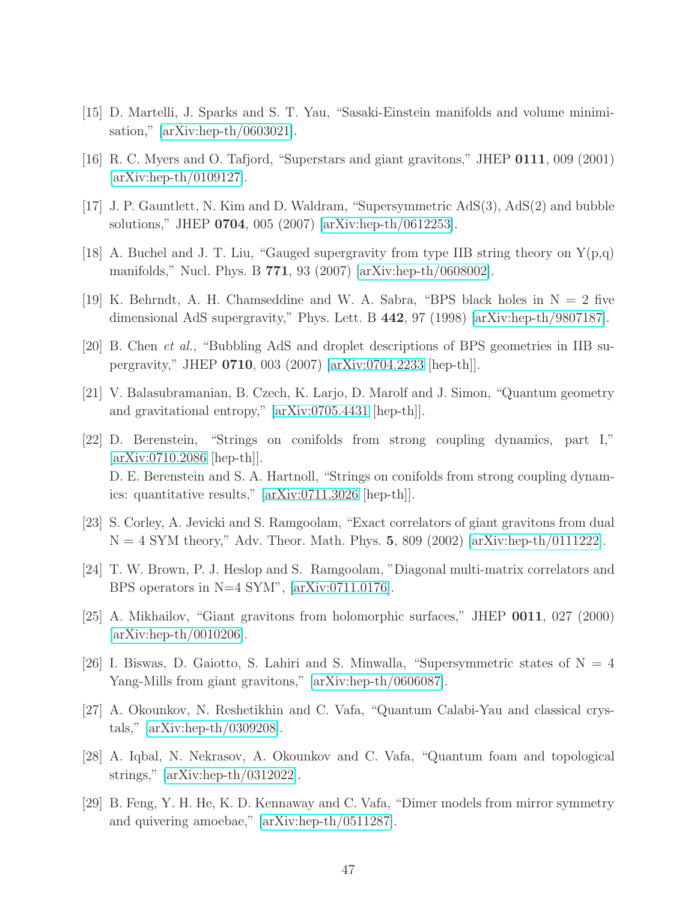[15] D. Martelli, J. Sparks and S. T. Yau, "Sasaki-Einstein manifolds and volume minimisation," [arXiv:hep-th/0603021].

[16] R. C. Myers and O. Tafjord, "Superstars and giant gravitons," JHEP **0111**, 009 (2001) [arXiv:hep-th/0109127].

[17] J. P. Gauntlett, N. Kim and D. Waldram, "Supersymmetric AdS(3), AdS(2) and bubble solutions," JHEP **0704**, 005 (2007) [arXiv:hep-th/0612253].

[18] A. Buchel and J. T. Liu, "Gauged supergravity from type IIB string theory on Y(p,q) manifolds," Nucl. Phys. B **771**, 93 (2007) [arXiv:hep-th/0608002].

[19] K. Behrndt, A. H. Chamseddine and W. A. Sabra, "BPS black holes in N = 2 five dimensional AdS supergravity," Phys. Lett. B **442**, 97 (1998) [arXiv:hep-th/9807187].

[20] B. Chen *et al.*, "Bubbling AdS and droplet descriptions of BPS geometries in IIB supergravity," JHEP **0710**, 003 (2007) [arXiv:0704.2233 [hep-th]].

[21] V. Balasubramanian, B. Czech, K. Larjo, D. Marolf and J. Simon, "Quantum geometry and gravitational entropy," [arXiv:0705.4431 [hep-th]].

[22] D. Berenstein, "Strings on conifolds from strong coupling dynamics, part I," [arXiv:0710.2086 [hep-th]].
D. E. Berenstein and S. A. Hartnoll, "Strings on conifolds from strong coupling dynamics: quantitative results," [arXiv:0711.3026 [hep-th]].

[23] S. Corley, A. Jevicki and S. Ramgoolam, "Exact correlators of giant gravitons from dual N = 4 SYM theory," Adv. Theor. Math. Phys. **5**, 809 (2002) [arXiv:hep-th/0111222].

[24] T. W. Brown, P. J. Heslop and S. Ramgoolam, "Diagonal multi-matrix correlators and BPS operators in N=4 SYM", [arXiv:0711.0176].

[25] A. Mikhailov, "Giant gravitons from holomorphic surfaces," JHEP **0011**, 027 (2000) [arXiv:hep-th/0010206].

[26] I. Biswas, D. Gaiotto, S. Lahiri and S. Minwalla, "Supersymmetric states of N = 4 Yang-Mills from giant gravitons," [arXiv:hep-th/0606087].

[27] A. Okounkov, N. Reshetikhin and C. Vafa, "Quantum Calabi-Yau and classical crystals," [arXiv:hep-th/0309208].

[28] A. Iqbal, N. Nekrasov, A. Okounkov and C. Vafa, "Quantum foam and topological strings," [arXiv:hep-th/0312022].

[29] B. Feng, Y. H. He, K. D. Kennaway and C. Vafa, "Dimer models from mirror symmetry and quivering amoebae," [arXiv:hep-th/0511287].